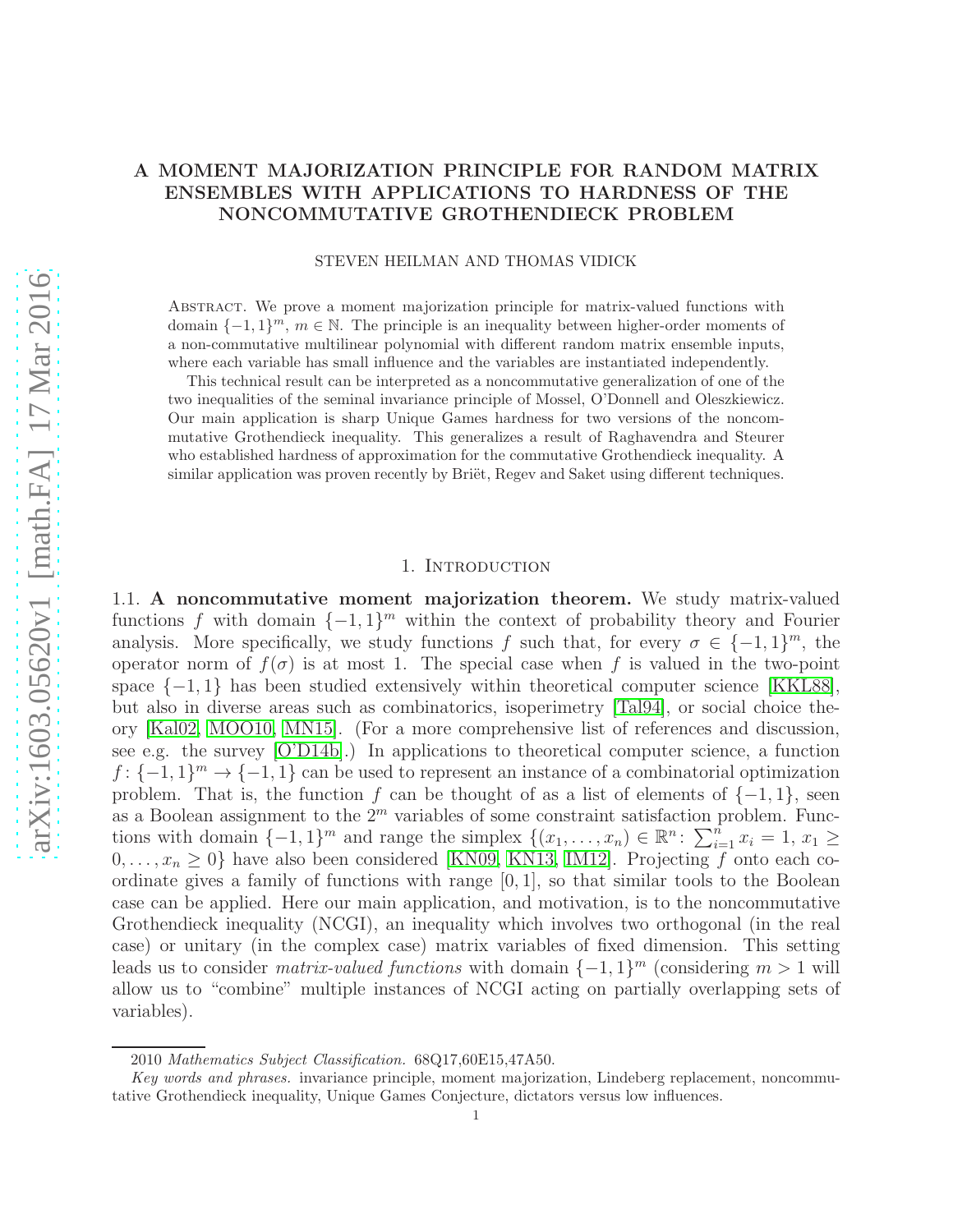# A MOMENT MAJORIZATION PRINCIPLE FOR RANDOM MATRIX ENSEMBLES WITH APPLICATIONS TO HARDNESS OF THE NONCOMMUTATIVE GROTHENDIECK PROBLEM

STEVEN HEILMAN AND THOMAS VIDICK

Abstract. We prove a moment majorization principle for matrix-valued functions with domain $\{-1,1\}^m$, $m \in \mathbb{N}$. The principle is an inequality between higher-order moments of a non-commutative multilinear polynomial with different random matrix ensemble inputs, where each variable has small influence and the variables are instantiated independently.

This technical result can be interpreted as a noncommutative generalization of one of the two inequalities of the seminal invariance principle of Mossel, O'Donnell and Oleszkiewicz. Our main application is sharp Unique Games hardness for two versions of the noncommutative Grothendieck inequality. This generalizes a result of Raghavendra and Steurer who established hardness of approximation for the commutative Grothendieck inequality. A similar application was proven recently by Briët, Regev and Saket using different techniques.

## 1. Introduction

### 1.1. A noncommutative moment majorization theorem.

We study matrix-valued functions $f$ with domain $\{-1,1\}^m$ within the context of probability theory and Fourier analysis. More specifically, we study functions $f$ such that, for every $\sigma \in \{-1,1\}^m$, the operator norm of $f(\sigma)$ is at most 1. The special case when $f$ is valued in the two-point space $\{-1,1\}$ has been studied extensively within theoretical computer science [KKL88], but also in diverse areas such as combinatorics, isoperimetry [Tal94], or social choice theory [Kal02, MOO10, MN15]. (For a more comprehensive list of references and discussion, see e.g. the survey [O'D14b].) In applications to theoretical computer science, a function $f: \{-1,1\}^m \to \{-1,1\}$ can be used to represent an instance of a combinatorial optimization problem. That is, the function $f$ can be thought of as a list of elements of $\{-1,1\}$, seen as a Boolean assignment to the $2^m$ variables of some constraint satisfaction problem. Functions with domain $\{-1,1\}^m$ and range the simplex $\{(x_1,\ldots,x_n) \in \mathbb{R}^n : \sum_{i=1}^n x_i = 1, x_1 \geq 0,\ldots,x_n \geq 0\}$ have also been considered [KN09, KN13, IM12]. Projecting $f$ onto each coordinate gives a family of functions with range $[0,1]$, so that similar tools to the Boolean case can be applied. Here our main application, and motivation, is to the noncommutative Grothendieck inequality (NCGI), an inequality which involves two orthogonal (in the real case) or unitary (in the complex case) matrix variables of fixed dimension. This setting leads us to consider *matrix-valued functions* with domain $\{-1,1\}^m$ (considering $m > 1$ will allow us to "combine" multiple instances of NCGI acting on partially overlapping sets of variables).

2010 *Mathematics Subject Classification.* 68Q17,60E15,47A50.

*Key words and phrases.* invariance principle, moment majorization, Lindeberg replacement, noncommutative Grothendieck inequality, Unique Games Conjecture, dictators versus low influences.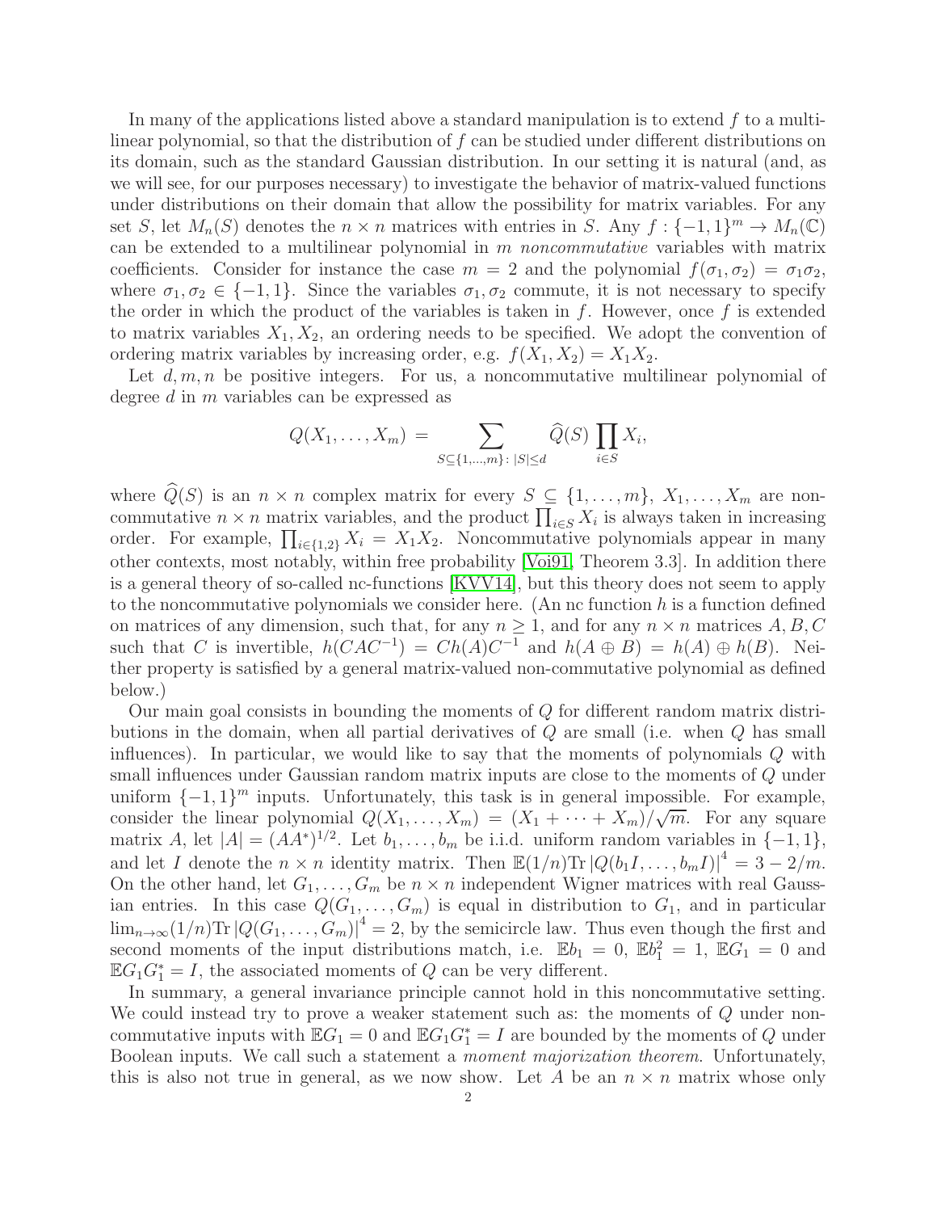In many of the applications listed above a standard manipulation is to extend $f$ to a multilinear polynomial, so that the distribution of $f$ can be studied under different distributions on its domain, such as the standard Gaussian distribution. In our setting it is natural (and, as we will see, for our purposes necessary) to investigate the behavior of matrix-valued functions under distributions on their domain that allow the possibility for matrix variables. For any set $S$, let $M_n(S)$ denotes the $n \times n$ matrices with entries in $S$. Any $f : \{-1,1\}^m \to M_n(\mathbb{C})$ can be extended to a multilinear polynomial in $m$ *noncommutative* variables with matrix coefficients. Consider for instance the case $m = 2$ and the polynomial $f(\sigma_1, \sigma_2) = \sigma_1\sigma_2$, where $\sigma_1, \sigma_2 \in \{-1, 1\}$. Since the variables $\sigma_1, \sigma_2$ commute, it is not necessary to specify the order in which the product of the variables is taken in $f$. However, once $f$ is extended to matrix variables $X_1, X_2$, an ordering needs to be specified. We adopt the convention of ordering matrix variables by increasing order, e.g. $f(X_1, X_2) = X_1X_2$.

Let $d, m, n$ be positive integers. For us, a noncommutative multilinear polynomial of degree $d$ in $m$ variables can be expressed as

$$Q(X_1, \dots, X_m) \,=\, \sum_{S \subseteq \{1,\dots,m\}:\, |S| \leq d} \widehat{Q}(S) \prod_{i \in S} X_i,$$

where $\widehat{Q}(S)$ is an $n \times n$ complex matrix for every $S \subseteq \{1, \dots, m\}$, $X_1, \dots, X_m$ are noncommutative $n \times n$ matrix variables, and the product $\prod_{i\in S} X_i$ is always taken in increasing order. For example, $\prod_{i\in\{1,2\}} X_i = X_1X_2$. Noncommutative polynomials appear in many other contexts, most notably, within free probability [Voi91, Theorem 3.3]. In addition there is a general theory of so-called nc-functions [KVV14], but this theory does not seem to apply to the noncommutative polynomials we consider here. (An nc function $h$ is a function defined on matrices of any dimension, such that, for any $n \geq 1$, and for any $n \times n$ matrices $A, B, C$ such that $C$ is invertible, $h(CAC^{-1}) = Ch(A)C^{-1}$ and $h(A \oplus B) = h(A) \oplus h(B)$. Neither property is satisfied by a general matrix-valued non-commutative polynomial as defined below.)

Our main goal consists in bounding the moments of $Q$ for different random matrix distributions in the domain, when all partial derivatives of $Q$ are small (i.e. when $Q$ has small influences). In particular, we would like to say that the moments of polynomials $Q$ with small influences under Gaussian random matrix inputs are close to the moments of $Q$ under uniform $\{-1, 1\}^m$ inputs. Unfortunately, this task is in general impossible. For example, consider the linear polynomial $Q(X_1, \dots, X_m) = (X_1 + \cdots + X_m)/\sqrt{m}$. For any square matrix $A$, let $|A| = (AA^*)^{1/2}$. Let $b_1, \dots, b_m$ be i.i.d. uniform random variables in $\{-1, 1\}$, and let $I$ denote the $n \times n$ identity matrix. Then $\mathbb{E}(1/n)\mathrm{Tr}\,|Q(b_1I, \dots, b_mI)|^4 = 3 - 2/m$. On the other hand, let $G_1, \dots, G_m$ be $n \times n$ independent Wigner matrices with real Gaussian entries. In this case $Q(G_1, \dots, G_m)$ is equal in distribution to $G_1$, and in particular $\lim_{n\to\infty}(1/n)\mathrm{Tr}\,|Q(G_1, \dots, G_m)|^4 = 2$, by the semicircle law. Thus even though the first and second moments of the input distributions match, i.e. $\mathbb{E}b_1 = 0$, $\mathbb{E}b_1^2 = 1$, $\mathbb{E}G_1 = 0$ and $\mathbb{E}G_1G_1^* = I$, the associated moments of $Q$ can be very different.

In summary, a general invariance principle cannot hold in this noncommutative setting. We could instead try to prove a weaker statement such as: the moments of $Q$ under noncommutative inputs with $\mathbb{E}G_1 = 0$ and $\mathbb{E}G_1G_1^* = I$ are bounded by the moments of $Q$ under Boolean inputs. We call such a statement a *moment majorization theorem*. Unfortunately, this is also not true in general, as we now show. Let $A$ be an $n \times n$ matrix whose only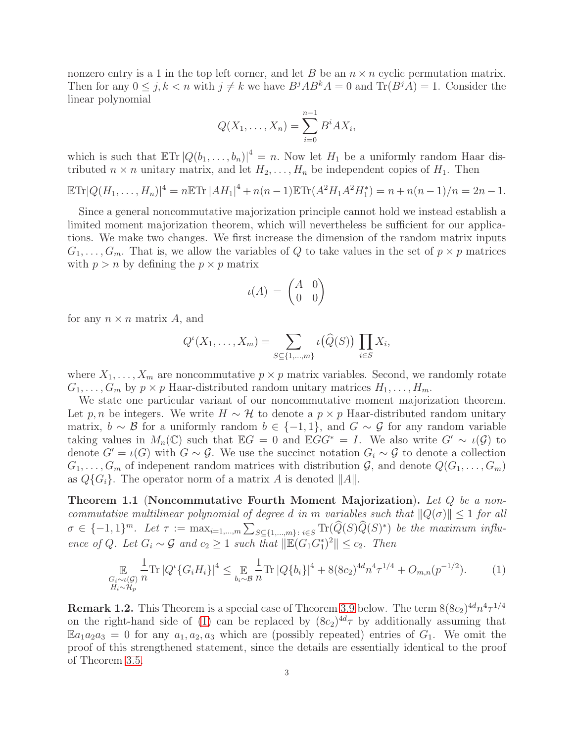nonzero entry is a 1 in the top left corner, and let $B$ be an $n \times n$ cyclic permutation matrix. Then for any $0 \le j, k < n$ with $j \ne k$ we have $B^j A B^k A = 0$ and $\mathrm{Tr}(B^j A) = 1$. Consider the linear polynomial

$$Q(X_1, \dots, X_n) = \sum_{i=0}^{n-1} B^i A X_i,$$

which is such that $\mathbb{E}\mathrm{Tr}\, |Q(b_1, \dots, b_n)|^4 = n$. Now let $H_1$ be a uniformly random Haar distributed $n \times n$ unitary matrix, and let $H_2, \dots, H_n$ be independent copies of $H_1$. Then

$$\mathbb{E}\mathrm{Tr}|Q(H_1, \dots, H_n)|^4 = n\mathbb{E}\mathrm{Tr}\, |AH_1|^4 + n(n-1)\mathbb{E}\mathrm{Tr}(A^2 H_1 A^2 H_1^*) = n + n(n-1)/n = 2n - 1.$$

Since a general noncommutative majorization principle cannot hold we instead establish a limited moment majorization theorem, which will nevertheless be sufficient for our applications. We make two changes. We first increase the dimension of the random matrix inputs $G_1, \dots, G_m$. That is, we allow the variables of $Q$ to take values in the set of $p \times p$ matrices with $p > n$ by defining the $p \times p$ matrix

$$\iota(A) \, = \, \begin{pmatrix} A & 0 \\ 0 & 0 \end{pmatrix}$$

for any $n \times n$ matrix $A$, and

$$Q^\iota(X_1, \dots, X_m) = \sum_{S \subseteq \{1, \dots, m\}} \iota\big(\widehat{Q}(S)\big) \prod_{i \in S} X_i,$$

where $X_1, \dots, X_m$ are noncommutative $p \times p$ matrix variables. Second, we randomly rotate $G_1, \dots, G_m$ by $p \times p$ Haar-distributed random unitary matrices $H_1, \dots, H_m$.

We state one particular variant of our noncommutative moment majorization theorem. Let $p, n$ be integers. We write $H \sim \mathcal{H}$ to denote a $p \times p$ Haar-distributed random unitary matrix, $b \sim \mathcal{B}$ for a uniformly random $b \in \{-1, 1\}$, and $G \sim \mathcal{G}$ for any random variable taking values in $M_n(\mathbb{C})$ such that $\mathbb{E}G = 0$ and $\mathbb{E}GG^* = I$. We also write $G' \sim \iota(\mathcal{G})$ to denote $G' = \iota(G)$ with $G \sim \mathcal{G}$. We use the succinct notation $G_i \sim \mathcal{G}$ to denote a collection $G_1, \dots, G_m$ of indepenent random matrices with distribution $\mathcal{G}$, and denote $Q(G_1, \dots, G_m)$ as $Q\{G_i\}$. The operator norm of a matrix $A$ is denoted $\|A\|$.

**Theorem 1.1** (**Noncommutative Fourth Moment Majorization**). *Let $Q$ be a noncommutative multilinear polynomial of degree $d$ in $m$ variables such that $\|Q(\sigma)\| \le 1$ for all $\sigma \in \{-1, 1\}^m$. Let $\tau := \max_{i=1,\dots,m} \sum_{S \subseteq \{1,\dots,m\} :\, i \in S} \mathrm{Tr}(\widehat{Q}(S)\widehat{Q}(S)^*)$ be the maximum influence of $Q$. Let $G_i \sim \mathcal{G}$ and $c_2 \ge 1$ such that $\|\mathbb{E}(G_1 G_1^*)^2\| \le c_2$. Then*

$$\mathop{\mathbb{E}}_{\substack{G_i \sim \iota(\mathcal{G}) \\ H_i \sim \mathcal{H}_p}} \frac{1}{n} \mathrm{Tr}\, |Q^\iota\{G_i H_i\}|^4 \le \mathop{\mathbb{E}}_{b_i \sim \mathcal{B}} \frac{1}{n} \mathrm{Tr}\, |Q\{b_i\}|^4 + 8(8c_2)^{4d} n^4 \tau^{1/4} + O_{m,n}(p^{-1/2}). \tag{1}$$

**Remark 1.2.** This Theorem is a special case of Theorem 3.9 below. The term $8(8c_2)^{4d} n^4 \tau^{1/4}$ on the right-hand side of (1) can be replaced by $(8c_2)^{4d}\tau$ by additionally assuming that $\mathbb{E}a_1 a_2 a_3 = 0$ for any $a_1, a_2, a_3$ which are (possibly repeated) entries of $G_1$. We omit the proof of this strengthened statement, since the details are essentially identical to the proof of Theorem 3.5.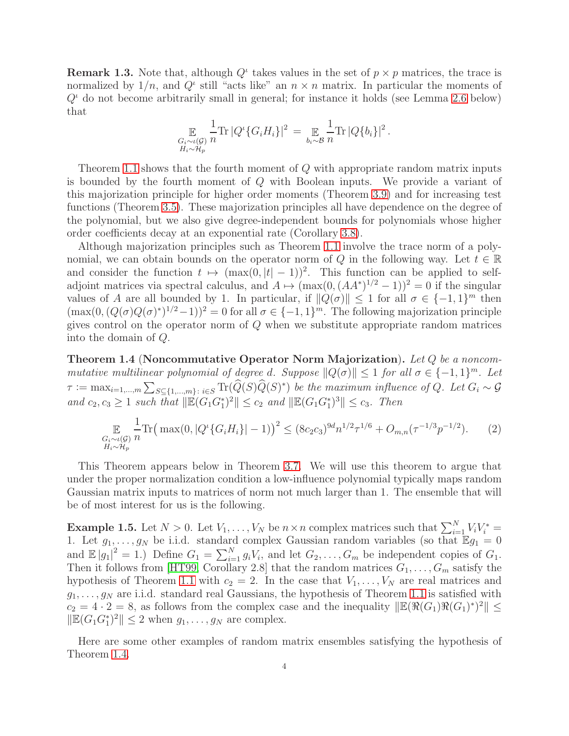**Remark 1.3.** Note that, although $Q^{\iota}$ takes values in the set of $p \times p$ matrices, the trace is normalized by $1/n$, and $Q^{\iota}$ still "acts like" an $n \times n$ matrix. In particular the moments of $Q^{\iota}$ do not become arbitrarily small in general; for instance it holds (see Lemma 2.6 below) that

$$\mathop{\mathbb{E}}_{\substack{G_i \sim \iota(\mathcal{G}) \\ H_i \sim \mathcal{H}_p}} \frac{1}{n} \mathrm{Tr}\, |Q^{\iota}\{G_i H_i\}|^2 = \mathop{\mathbb{E}}_{b_i \sim \mathcal{B}} \frac{1}{n} \mathrm{Tr}\, |Q\{b_i\}|^2 .$$

Theorem 1.1 shows that the fourth moment of $Q$ with appropriate random matrix inputs is bounded by the fourth moment of $Q$ with Boolean inputs. We provide a variant of this majorization principle for higher order moments (Theorem 3.9) and for increasing test functions (Theorem 3.5). These majorization principles all have dependence on the degree of the polynomial, but we also give degree-independent bounds for polynomials whose higher order coefficients decay at an exponential rate (Corollary 3.8).

Although majorization principles such as Theorem 1.1 involve the trace norm of a polynomial, we can obtain bounds on the operator norm of $Q$ in the following way. Let $t \in \mathbb{R}$ and consider the function $t \mapsto (\max(0, |t| - 1))^2$. This function can be applied to self-adjoint matrices via spectral calculus, and $A \mapsto (\max(0, (AA^*)^{1/2} - 1))^2 = 0$ if the singular values of $A$ are all bounded by 1. In particular, if $\|Q(\sigma)\| \le 1$ for all $\sigma \in \{-1,1\}^m$ then $(\max(0, (Q(\sigma)Q(\sigma)^*)^{1/2} - 1))^2 = 0$ for all $\sigma \in \{-1,1\}^m$. The following majorization principle gives control on the operator norm of $Q$ when we substitute appropriate random matrices into the domain of $Q$.

**Theorem 1.4** (**Noncommutative Operator Norm Majorization**). *Let $Q$ be a noncommutative multilinear polynomial of degree $d$. Suppose $\|Q(\sigma)\| \le 1$ for all $\sigma \in \{-1,1\}^m$. Let $\tau := \max_{i=1,\ldots,m} \sum_{S \subseteq \{1,\ldots,m\}\colon i \in S} \mathrm{Tr}(\widehat{Q}(S)\widehat{Q}(S)^*)$ be the maximum influence of $Q$. Let $G_i \sim \mathcal{G}$ and $c_2, c_3 \ge 1$ such that $\|\mathbb{E}(G_1G_1^*)^2\| \le c_2$ and $\|\mathbb{E}(G_1G_1^*)^3\| \le c_3$. Then*

$$\mathop{\mathbb{E}}_{\substack{G_i \sim \iota(\mathcal{G}) \\ H_i \sim \mathcal{H}_p}} \frac{1}{n} \mathrm{Tr}\big(\max(0, |Q^{\iota}\{G_i H_i\}| - 1)\big)^2 \le (8c_2c_3)^{9d} n^{1/2} \tau^{1/6} + O_{m,n}(\tau^{-1/3} p^{-1/2}). \qquad (2)$$

This Theorem appears below in Theorem 3.7. We will use this theorem to argue that under the proper normalization condition a low-influence polynomial typically maps random Gaussian matrix inputs to matrices of norm not much larger than 1. The ensemble that will be of most interest for us is the following.

**Example 1.5.** Let $N > 0$. Let $V_1, \ldots, V_N$ be $n \times n$ complex matrices such that $\sum_{i=1}^N V_i V_i^* = 1$. Let $g_1, \ldots, g_N$ be i.i.d. standard complex Gaussian random variables (so that $\mathbb{E} g_1 = 0$ and $\mathbb{E}\,|g_1|^2 = 1$.) Define $G_1 = \sum_{i=1}^N g_i V_i$, and let $G_2, \ldots, G_m$ be independent copies of $G_1$. Then it follows from [HT99, Corollary 2.8] that the random matrices $G_1, \ldots, G_m$ satisfy the hypothesis of Theorem 1.1 with $c_2 = 2$. In the case that $V_1, \ldots, V_N$ are real matrices and $g_1, \ldots, g_N$ are i.i.d. standard real Gaussians, the hypothesis of Theorem 1.1 is satisfied with $c_2 = 4 \cdot 2 = 8$, as follows from the complex case and the inequality $\|\mathbb{E}(\Re(G_1)\Re(G_1)^*)^2\| \le \|\mathbb{E}(G_1G_1^*)^2\| \le 2$ when $g_1, \ldots, g_N$ are complex.

Here are some other examples of random matrix ensembles satisfying the hypothesis of Theorem 1.4.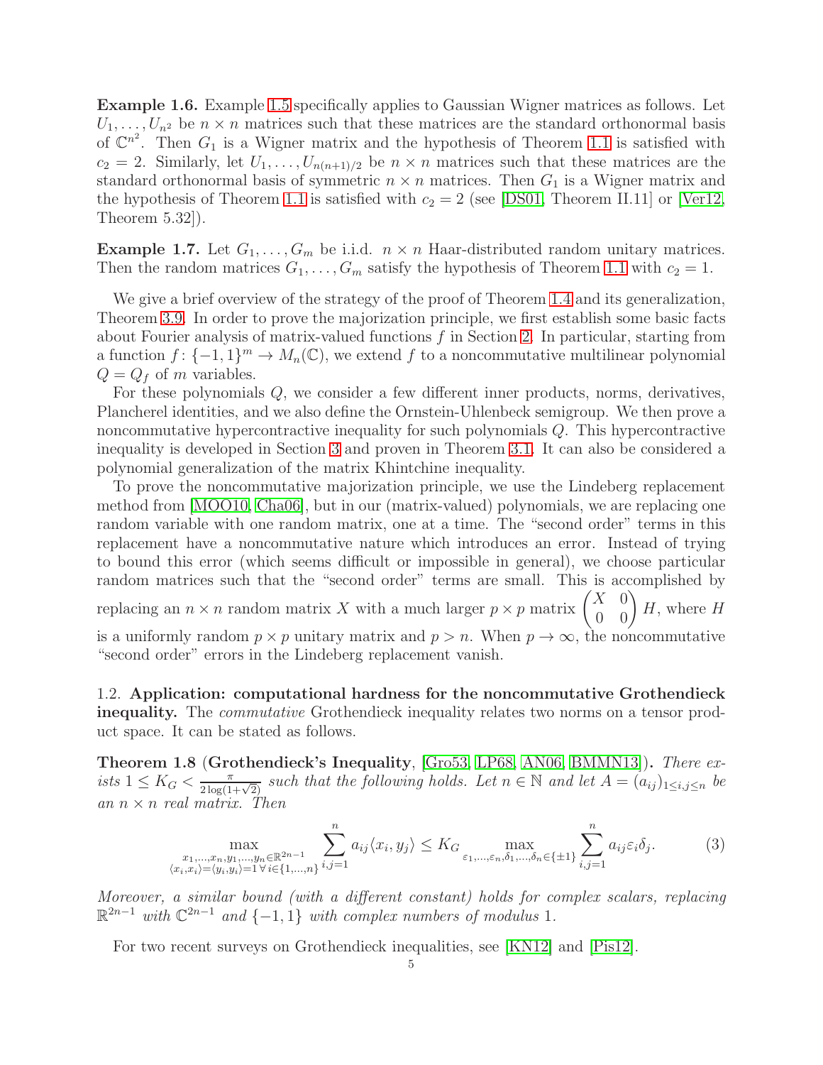**Example 1.6.** Example 1.5 specifically applies to Gaussian Wigner matrices as follows. Let $U_1, \ldots, U_{n^2}$ be $n \times n$ matrices such that these matrices are the standard orthonormal basis of $\mathbb{C}^{n^2}$. Then $G_1$ is a Wigner matrix and the hypothesis of Theorem 1.1 is satisfied with $c_2 = 2$. Similarly, let $U_1, \ldots, U_{n(n+1)/2}$ be $n \times n$ matrices such that these matrices are the standard orthonormal basis of symmetric $n \times n$ matrices. Then $G_1$ is a Wigner matrix and the hypothesis of Theorem 1.1 is satisfied with $c_2 = 2$ (see [DS01, Theorem II.11] or [Ver12, Theorem 5.32]).

**Example 1.7.** Let $G_1, \ldots, G_m$ be i.i.d. $n \times n$ Haar-distributed random unitary matrices. Then the random matrices $G_1, \ldots, G_m$ satisfy the hypothesis of Theorem 1.1 with $c_2 = 1$.

We give a brief overview of the strategy of the proof of Theorem 1.4 and its generalization, Theorem 3.9. In order to prove the majorization principle, we first establish some basic facts about Fourier analysis of matrix-valued functions $f$ in Section 2. In particular, starting from a function $f\colon \{-1,1\}^m \to M_n(\mathbb{C})$, we extend $f$ to a noncommutative multilinear polynomial $Q = Q_f$ of $m$ variables.

For these polynomials $Q$, we consider a few different inner products, norms, derivatives, Plancherel identities, and we also define the Ornstein-Uhlenbeck semigroup. We then prove a noncommutative hypercontractive inequality for such polynomials $Q$. This hypercontractive inequality is developed in Section 3 and proven in Theorem 3.1. It can also be considered a polynomial generalization of the matrix Khintchine inequality.

To prove the noncommutative majorization principle, we use the Lindeberg replacement method from [MOO10, Cha06], but in our (matrix-valued) polynomials, we are replacing one random variable with one random matrix, one at a time. The "second order" terms in this replacement have a noncommutative nature which introduces an error. Instead of trying to bound this error (which seems difficult or impossible in general), we choose particular random matrices such that the "second order" terms are small. This is accomplished by replacing an $n \times n$ random matrix $X$ with a much larger $p \times p$ matrix $\begin{pmatrix} X & 0 \\ 0 & 0 \end{pmatrix} H$, where $H$ is a uniformly random $p \times p$ unitary matrix and $p > n$. When $p \to \infty$, the noncommutative "second order" errors in the Lindeberg replacement vanish.

### 1.2. Application: computational hardness for the noncommutative Grothendieck inequality.

The *commutative* Grothendieck inequality relates two norms on a tensor product space. It can be stated as follows.

**Theorem 1.8** (**Grothendieck's Inequality**, [Gro53, LP68, AN06, BMMN13]). *There exists $1 \le K_G < \frac{\pi}{2\log(1+\sqrt{2})}$ such that the following holds. Let $n \in \mathbb{N}$ and let $A = (a_{ij})_{1 \le i,j \le n}$ be an $n \times n$ real matrix. Then*

$$\max_{\substack{x_1,\ldots,x_n,y_1,\ldots,y_n \in \mathbb{R}^{2n-1} \\ \langle x_i,x_i\rangle = \langle y_i,y_i\rangle = 1\, \forall\, i \in \{1,\ldots,n\}}} \sum_{i,j=1}^{n} a_{ij}\langle x_i, y_j\rangle \le K_G \max_{\varepsilon_1,\ldots,\varepsilon_n,\delta_1,\ldots,\delta_n \in \{\pm 1\}} \sum_{i,j=1}^{n} a_{ij}\varepsilon_i\delta_j. \tag{3}$$

*Moreover, a similar bound (with a different constant) holds for complex scalars, replacing $\mathbb{R}^{2n-1}$ with $\mathbb{C}^{2n-1}$ and $\{-1,1\}$ with complex numbers of modulus 1.*

For two recent surveys on Grothendieck inequalities, see [KN12] and [Pis12].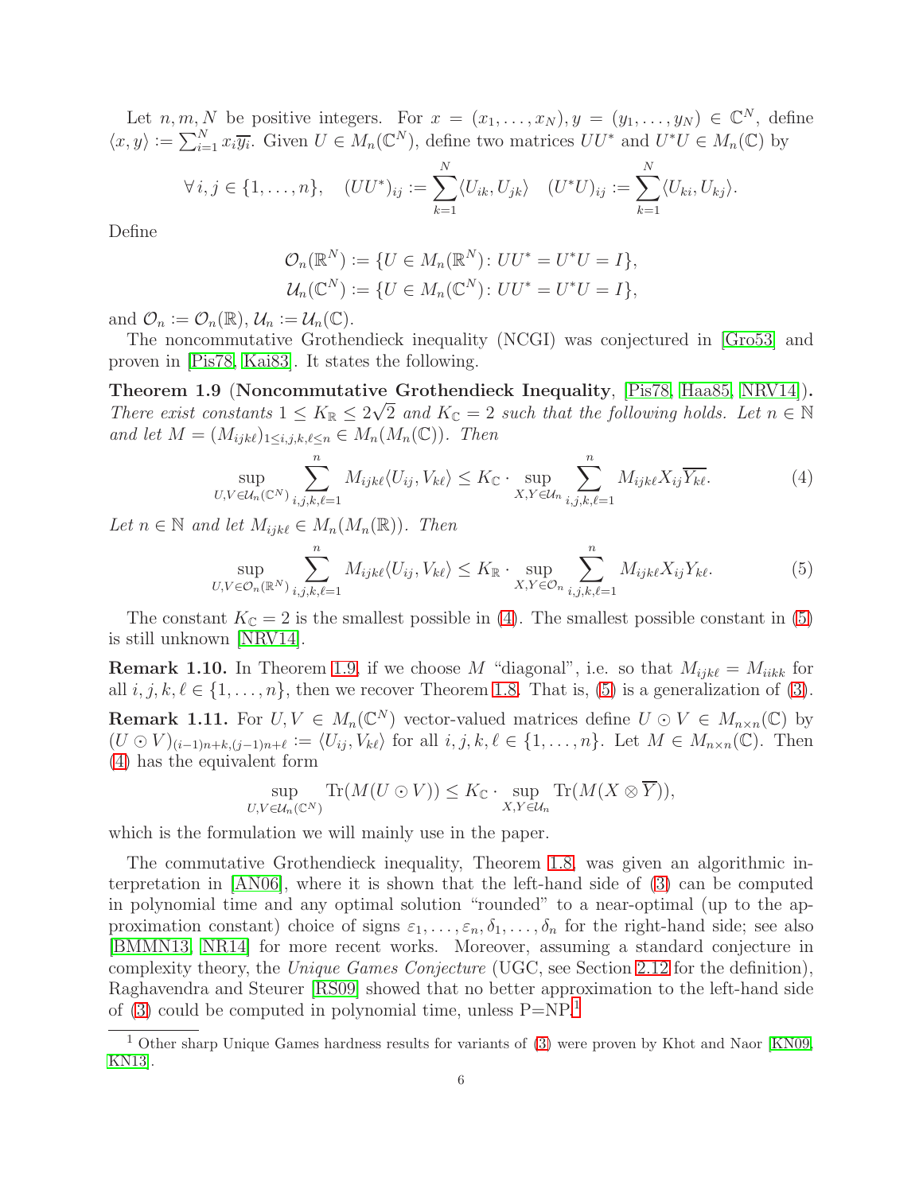Let $n, m, N$ be positive integers. For $x = (x_1, \ldots, x_N), y = (y_1, \ldots, y_N) \in \mathbb{C}^N$, define $\langle x, y\rangle := \sum_{i=1}^N x_i \overline{y_i}$. Given $U \in M_n(\mathbb{C}^N)$, define two matrices $UU^*$ and $U^*U \in M_n(\mathbb{C})$ by

$$\forall\, i, j \in \{1, \ldots, n\}, \quad (UU^*)_{ij} := \sum_{k=1}^N \langle U_{ik}, U_{jk}\rangle \quad (U^*U)_{ij} := \sum_{k=1}^N \langle U_{ki}, U_{kj}\rangle.$$

Define

$$\mathcal{O}_n(\mathbb{R}^N) := \{U \in M_n(\mathbb{R}^N) \colon UU^* = U^*U = I\},$$
$$\mathcal{U}_n(\mathbb{C}^N) := \{U \in M_n(\mathbb{C}^N) \colon UU^* = U^*U = I\},$$

and $\mathcal{O}_n := \mathcal{O}_n(\mathbb{R})$, $\mathcal{U}_n := \mathcal{U}_n(\mathbb{C})$.

The noncommutative Grothendieck inequality (NCGI) was conjectured in [Gro53] and proven in [Pis78, Kai83]. It states the following.

**Theorem 1.9** (**Noncommutative Grothendieck Inequality**, [Pis78, Haa85, NRV14]). *There exist constants $1 \leq K_{\mathbb{R}} \leq 2\sqrt{2}$ and $K_{\mathbb{C}} = 2$ such that the following holds. Let $n \in \mathbb{N}$ and let $M = (M_{ijk\ell})_{1 \leq i,j,k,\ell \leq n} \in M_n(M_n(\mathbb{C}))$. Then*

$$\sup_{U,V \in \mathcal{U}_n(\mathbb{C}^N)} \sum_{i,j,k,\ell=1}^n M_{ijk\ell} \langle U_{ij}, V_{k\ell}\rangle \leq K_{\mathbb{C}} \cdot \sup_{X,Y \in \mathcal{U}_n} \sum_{i,j,k,\ell=1}^n M_{ijk\ell} X_{ij} \overline{Y_{k\ell}}. \tag{4}$$

*Let $n \in \mathbb{N}$ and let $M_{ijk\ell} \in M_n(M_n(\mathbb{R}))$. Then*

$$\sup_{U,V \in \mathcal{O}_n(\mathbb{R}^N)} \sum_{i,j,k,\ell=1}^n M_{ijk\ell} \langle U_{ij}, V_{k\ell}\rangle \leq K_{\mathbb{R}} \cdot \sup_{X,Y \in \mathcal{O}_n} \sum_{i,j,k,\ell=1}^n M_{ijk\ell} X_{ij} Y_{k\ell}. \tag{5}$$

The constant $K_{\mathbb{C}} = 2$ is the smallest possible in (4). The smallest possible constant in (5) is still unknown [NRV14].

**Remark 1.10.** In Theorem 1.9, if we choose $M$ "diagonal", i.e. so that $M_{ijk\ell} = M_{iikk}$ for all $i, j, k, \ell \in \{1, \ldots, n\}$, then we recover Theorem 1.8. That is, (5) is a generalization of (3).

**Remark 1.11.** For $U, V \in M_n(\mathbb{C}^N)$ vector-valued matrices define $U \odot V \in M_{n \times n}(\mathbb{C})$ by $(U \odot V)_{(i-1)n+k,(j-1)n+\ell} := \langle U_{ij}, V_{k\ell}\rangle$ for all $i, j, k, \ell \in \{1, \ldots, n\}$. Let $M \in M_{n \times n}(\mathbb{C})$. Then (4) has the equivalent form

$$\sup_{U,V \in \mathcal{U}_n(\mathbb{C}^N)} \mathrm{Tr}(M(U \odot V)) \leq K_{\mathbb{C}} \cdot \sup_{X,Y \in \mathcal{U}_n} \mathrm{Tr}(M(X \otimes \overline{Y})),$$

which is the formulation we will mainly use in the paper.

The commutative Grothendieck inequality, Theorem 1.8, was given an algorithmic interpretation in [AN06], where it is shown that the left-hand side of (3) can be computed in polynomial time and any optimal solution "rounded" to a near-optimal (up to the approximation constant) choice of signs $\varepsilon_1, \ldots, \varepsilon_n, \delta_1, \ldots, \delta_n$ for the right-hand side; see also [BMMN13, NR14] for more recent works. Moreover, assuming a standard conjecture in complexity theory, the *Unique Games Conjecture* (UGC, see Section 2.12 for the definition), Raghavendra and Steurer [RS09] showed that no better approximation to the left-hand side of (3) could be computed in polynomial time, unless P=NP.[1]

[1] Other sharp Unique Games hardness results for variants of (3) were proven by Khot and Naor [KN09, KN13].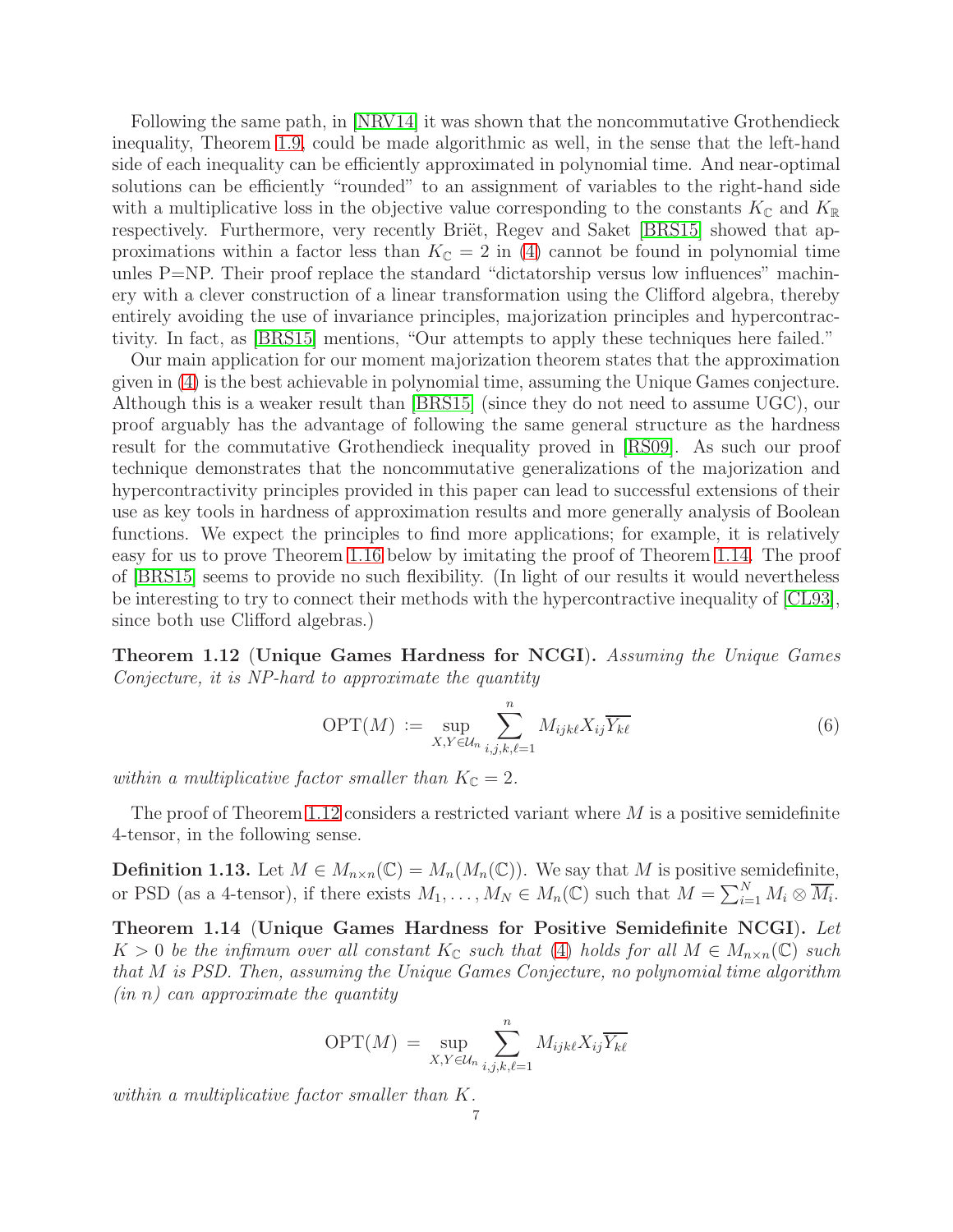Following the same path, in [NRV14] it was shown that the noncommutative Grothendieck inequality, Theorem 1.9, could be made algorithmic as well, in the sense that the left-hand side of each inequality can be efficiently approximated in polynomial time. And near-optimal solutions can be efficiently "rounded" to an assignment of variables to the right-hand side with a multiplicative loss in the objective value corresponding to the constants $K_{\mathbb{C}}$ and $K_{\mathbb{R}}$ respectively. Furthermore, very recently Briët, Regev and Saket [BRS15] showed that approximations within a factor less than $K_{\mathbb{C}} = 2$ in (4) cannot be found in polynomial time unles P=NP. Their proof replace the standard "dictatorship versus low influences" machinery with a clever construction of a linear transformation using the Clifford algebra, thereby entirely avoiding the use of invariance principles, majorization principles and hypercontractivity. In fact, as [BRS15] mentions, "Our attempts to apply these techniques here failed."

Our main application for our moment majorization theorem states that the approximation given in (4) is the best achievable in polynomial time, assuming the Unique Games conjecture. Although this is a weaker result than [BRS15] (since they do not need to assume UGC), our proof arguably has the advantage of following the same general structure as the hardness result for the commutative Grothendieck inequality proved in [RS09]. As such our proof technique demonstrates that the noncommutative generalizations of the majorization and hypercontractivity principles provided in this paper can lead to successful extensions of their use as key tools in hardness of approximation results and more generally analysis of Boolean functions. We expect the principles to find more applications; for example, it is relatively easy for us to prove Theorem 1.16 below by imitating the proof of Theorem 1.14. The proof of [BRS15] seems to provide no such flexibility. (In light of our results it would nevertheless be interesting to try to connect their methods with the hypercontractive inequality of [CL93], since both use Clifford algebras.)

**Theorem 1.12** (**Unique Games Hardness for NCGI**). *Assuming the Unique Games Conjecture, it is NP-hard to approximate the quantity*

$$\mathrm{OPT}(M) := \sup_{X,Y\in\mathcal{U}_n} \sum_{i,j,k,\ell=1}^{n} M_{ijk\ell} X_{ij} \overline{Y_{k\ell}} \tag{6}$$

*within a multiplicative factor smaller than $K_{\mathbb{C}} = 2$.*

The proof of Theorem 1.12 considers a restricted variant where $M$ is a positive semidefinite 4-tensor, in the following sense.

**Definition 1.13.** Let $M \in M_{n\times n}(\mathbb{C}) = M_n(M_n(\mathbb{C}))$. We say that $M$ is positive semidefinite, or PSD (as a 4-tensor), if there exists $M_1, \ldots, M_N \in M_n(\mathbb{C})$ such that $M = \sum_{i=1}^{N} M_i \otimes \overline{M_i}$.

**Theorem 1.14** (**Unique Games Hardness for Positive Semidefinite NCGI**). *Let $K > 0$ be the infimum over all constant $K_{\mathbb{C}}$ such that (4) holds for all $M \in M_{n\times n}(\mathbb{C})$ such that $M$ is PSD. Then, assuming the Unique Games Conjecture, no polynomial time algorithm (in $n$) can approximate the quantity*

$$\mathrm{OPT}(M) = \sup_{X,Y\in\mathcal{U}_n} \sum_{i,j,k,\ell=1}^{n} M_{ijk\ell} X_{ij} \overline{Y_{k\ell}}$$

*within a multiplicative factor smaller than $K$.*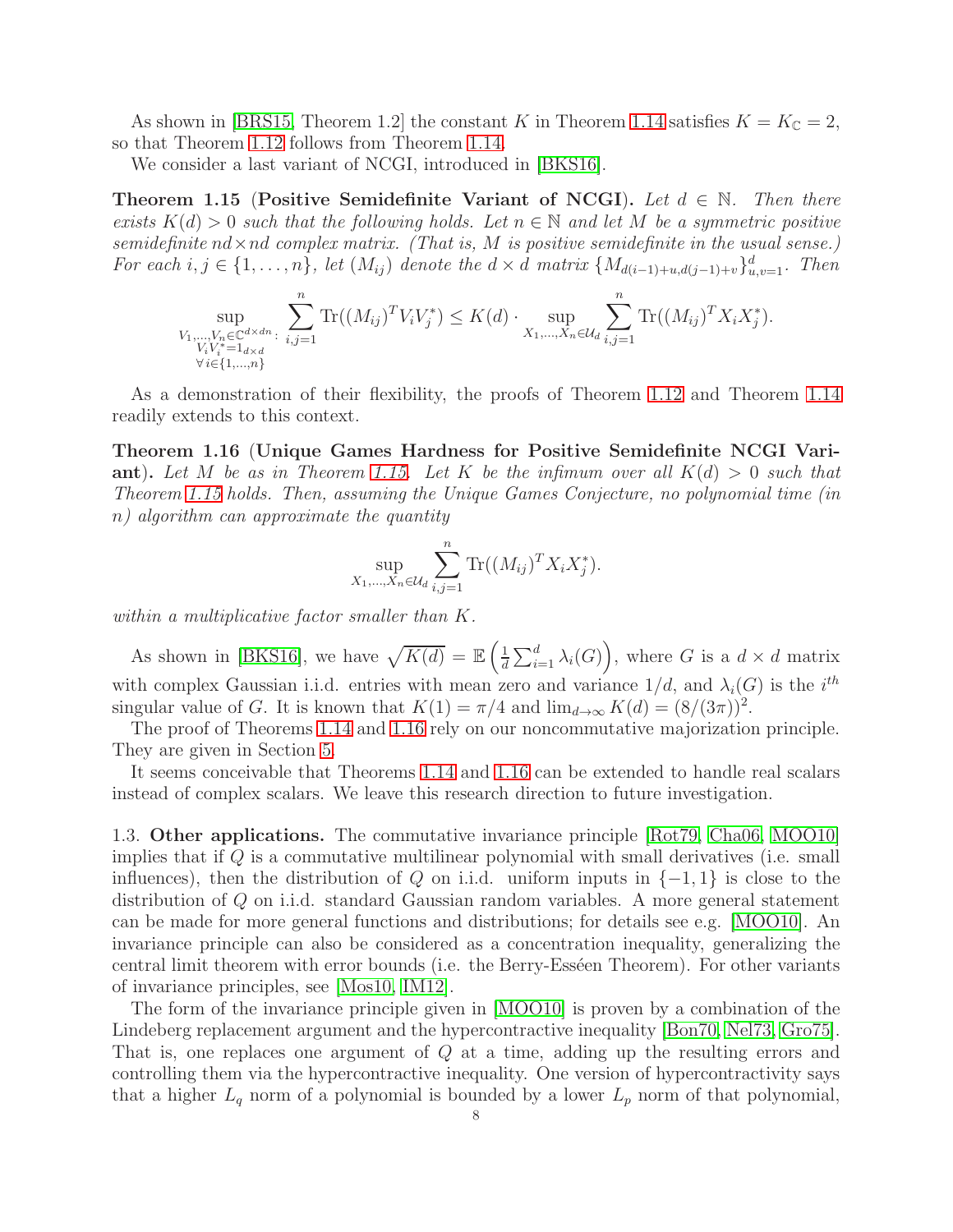As shown in [BRS15, Theorem 1.2] the constant $K$ in Theorem 1.14 satisfies $K = K_{\mathbb{C}} = 2$, so that Theorem 1.12 follows from Theorem 1.14.

We consider a last variant of NCGI, introduced in [BKS16].

**Theorem 1.15** (**Positive Semidefinite Variant of NCGI**). *Let $d \in \mathbb{N}$. Then there exists $K(d) > 0$ such that the following holds. Let $n \in \mathbb{N}$ and let $M$ be a symmetric positive semidefinite $nd \times nd$ complex matrix. (That is, $M$ is positive semidefinite in the usual sense.) For each $i, j \in \{1, \ldots, n\}$, let $(M_{ij})$ denote the $d \times d$ matrix $\{M_{d(i-1)+u, d(j-1)+v}\}_{u,v=1}^{d}$. Then*

$$\sup_{\substack{V_1,\ldots,V_n \in \mathbb{C}^{d\times dn}:\\ V_iV_i^* = 1_{d\times d}\\ \forall\, i\in\{1,\ldots,n\}}} \sum_{i,j=1}^{n} \mathrm{Tr}((M_{ij})^T V_i V_j^*) \leq K(d) \cdot \sup_{X_1,\ldots,X_n \in \mathcal{U}_d} \sum_{i,j=1}^{n} \mathrm{Tr}((M_{ij})^T X_i X_j^*).$$

As a demonstration of their flexibility, the proofs of Theorem 1.12 and Theorem 1.14 readily extends to this context.

**Theorem 1.16** (**Unique Games Hardness for Positive Semidefinite NCGI Variant**). *Let $M$ be as in Theorem 1.15. Let $K$ be the infimum over all $K(d) > 0$ such that Theorem 1.15 holds. Then, assuming the Unique Games Conjecture, no polynomial time (in $n$) algorithm can approximate the quantity*

$$\sup_{X_1,\ldots,X_n \in \mathcal{U}_d} \sum_{i,j=1}^{n} \mathrm{Tr}((M_{ij})^T X_i X_j^*).$$

*within a multiplicative factor smaller than $K$.*

As shown in [BKS16], we have $\sqrt{K(d)} = \mathbb{E}\left(\frac{1}{d}\sum_{i=1}^{d} \lambda_i(G)\right)$, where $G$ is a $d \times d$ matrix with complex Gaussian i.i.d. entries with mean zero and variance $1/d$, and $\lambda_i(G)$ is the $i^{th}$ singular value of $G$. It is known that $K(1) = \pi/4$ and $\lim_{d\to\infty} K(d) = (8/(3\pi))^2$.

The proof of Theorems 1.14 and 1.16 rely on our noncommutative majorization principle. They are given in Section 5.

It seems conceivable that Theorems 1.14 and 1.16 can be extended to handle real scalars instead of complex scalars. We leave this research direction to future investigation.

### 1.3. Other applications.

The commutative invariance principle [Rot79, Cha06, MOO10] implies that if $Q$ is a commutative multilinear polynomial with small derivatives (i.e. small influences), then the distribution of $Q$ on i.i.d. uniform inputs in $\{-1, 1\}$ is close to the distribution of $Q$ on i.i.d. standard Gaussian random variables. A more general statement can be made for more general functions and distributions; for details see e.g. [MOO10]. An invariance principle can also be considered as a concentration inequality, generalizing the central limit theorem with error bounds (i.e. the Berry-Esséen Theorem). For other variants of invariance principles, see [Mos10, IM12].

The form of the invariance principle given in [MOO10] is proven by a combination of the Lindeberg replacement argument and the hypercontractive inequality [Bon70, Nel73, Gro75]. That is, one replaces one argument of $Q$ at a time, adding up the resulting errors and controlling them via the hypercontractive inequality. One version of hypercontractivity says that a higher $L_q$ norm of a polynomial is bounded by a lower $L_p$ norm of that polynomial,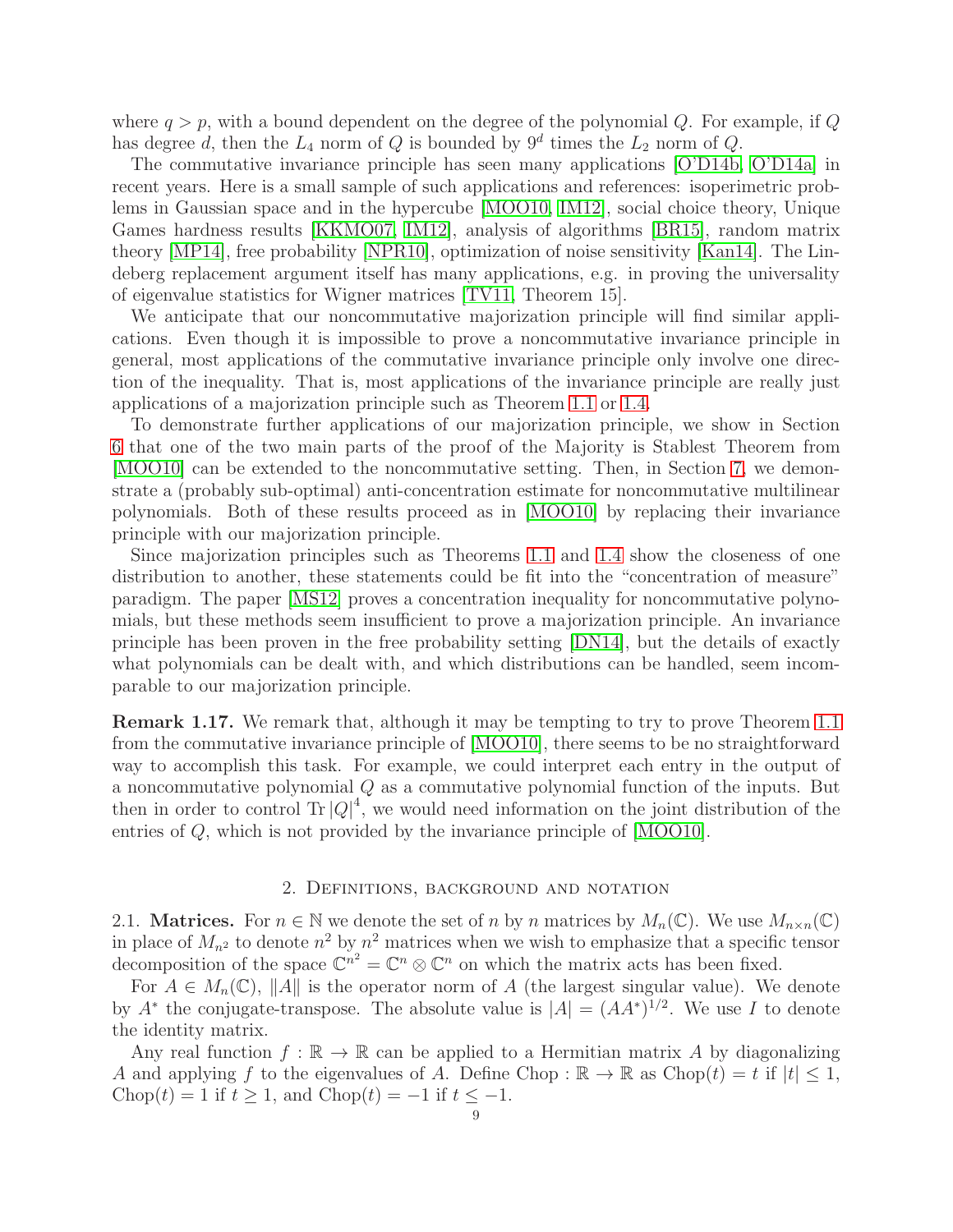where $q > p$, with a bound dependent on the degree of the polynomial $Q$. For example, if $Q$ has degree $d$, then the $L_4$ norm of $Q$ is bounded by $9^d$ times the $L_2$ norm of $Q$.

The commutative invariance principle has seen many applications [O'D14b, O'D14a] in recent years. Here is a small sample of such applications and references: isoperimetric problems in Gaussian space and in the hypercube [MOO10, IM12], social choice theory, Unique Games hardness results [KKMO07, IM12], analysis of algorithms [BR15], random matrix theory [MP14], free probability [NPR10], optimization of noise sensitivity [Kan14]. The Lindeberg replacement argument itself has many applications, e.g. in proving the universality of eigenvalue statistics for Wigner matrices [TV11, Theorem 15].

We anticipate that our noncommutative majorization principle will find similar applications. Even though it is impossible to prove a noncommutative invariance principle in general, most applications of the commutative invariance principle only involve one direction of the inequality. That is, most applications of the invariance principle are really just applications of a majorization principle such as Theorem 1.1 or 1.4.

To demonstrate further applications of our majorization principle, we show in Section 6 that one of the two main parts of the proof of the Majority is Stablest Theorem from [MOO10] can be extended to the noncommutative setting. Then, in Section 7, we demonstrate a (probably sub-optimal) anti-concentration estimate for noncommutative multilinear polynomials. Both of these results proceed as in [MOO10] by replacing their invariance principle with our majorization principle.

Since majorization principles such as Theorems 1.1 and 1.4 show the closeness of one distribution to another, these statements could be fit into the "concentration of measure" paradigm. The paper [MS12] proves a concentration inequality for noncommutative polynomials, but these methods seem insufficient to prove a majorization principle. An invariance principle has been proven in the free probability setting [DN14], but the details of exactly what polynomials can be dealt with, and which distributions can be handled, seem incomparable to our majorization principle.

**Remark 1.17.** We remark that, although it may be tempting to try to prove Theorem 1.1 from the commutative invariance principle of [MOO10], there seems to be no straightforward way to accomplish this task. For example, we could interpret each entry in the output of a noncommutative polynomial $Q$ as a commutative polynomial function of the inputs. But then in order to control $\mathrm{Tr}\,|Q|^4$, we would need information on the joint distribution of the entries of $Q$, which is not provided by the invariance principle of [MOO10].

## 2. Definitions, background and notation

2.1. **Matrices.** For $n \in \mathbb{N}$ we denote the set of $n$ by $n$ matrices by $M_n(\mathbb{C})$. We use $M_{n\times n}(\mathbb{C})$ in place of $M_{n^2}$ to denote $n^2$ by $n^2$ matrices when we wish to emphasize that a specific tensor decomposition of the space $\mathbb{C}^{n^2} = \mathbb{C}^n \otimes \mathbb{C}^n$ on which the matrix acts has been fixed.

For $A \in M_n(\mathbb{C})$, $\|A\|$ is the operator norm of $A$ (the largest singular value). We denote by $A^*$ the conjugate-transpose. The absolute value is $|A| = (AA^*)^{1/2}$. We use $I$ to denote the identity matrix.

Any real function $f : \mathbb{R} \to \mathbb{R}$ can be applied to a Hermitian matrix $A$ by diagonalizing $A$ and applying $f$ to the eigenvalues of $A$. Define $\mathrm{Chop}: \mathbb{R} \to \mathbb{R}$ as $\mathrm{Chop}(t) = t$ if $|t| \leq 1$, $\mathrm{Chop}(t) = 1$ if $t \geq 1$, and $\mathrm{Chop}(t) = -1$ if $t \leq -1$.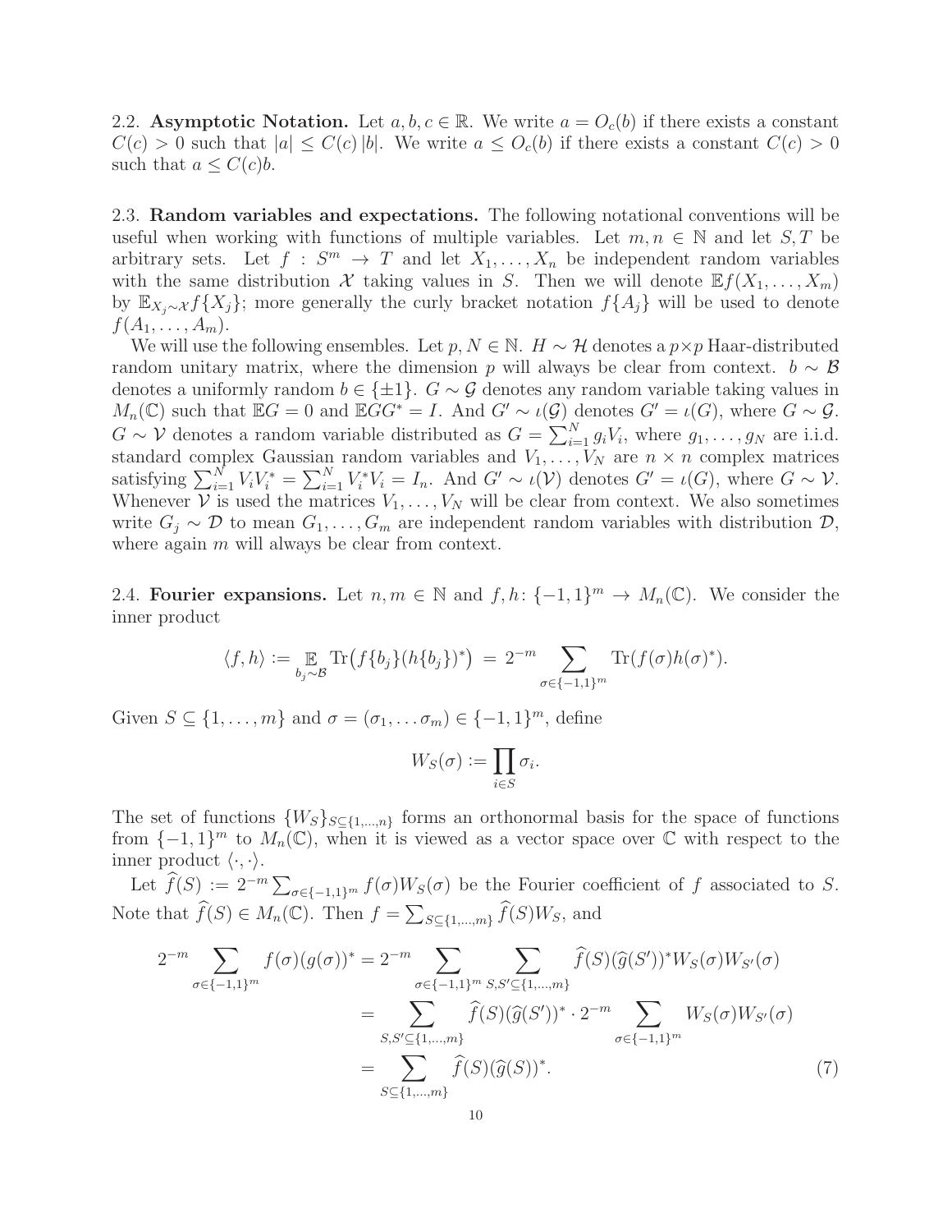2.2. **Asymptotic Notation.** Let $a, b, c \in \mathbb{R}$. We write $a = O_c(b)$ if there exists a constant $C(c) > 0$ such that $|a| \le C(c)\,|b|$. We write $a \le O_c(b)$ if there exists a constant $C(c) > 0$ such that $a \le C(c)b$.

2.3. **Random variables and expectations.** The following notational conventions will be useful when working with functions of multiple variables. Let $m, n \in \mathbb{N}$ and let $S, T$ be arbitrary sets. Let $f : S^m \to T$ and let $X_1, \dots, X_n$ be independent random variables with the same distribution $\mathcal{X}$ taking values in $S$. Then we will denote $\mathbb{E} f(X_1, \dots, X_m)$ by $\mathbb{E}_{X_j \sim \mathcal{X}} f\{X_j\}$; more generally the curly bracket notation $f\{A_j\}$ will be used to denote $f(A_1, \dots, A_m)$.

We will use the following ensembles. Let $p, N \in \mathbb{N}$. $H \sim \mathcal{H}$ denotes a $p \times p$ Haar-distributed random unitary matrix, where the dimension $p$ will always be clear from context. $b \sim \mathcal{B}$ denotes a uniformly random $b \in \{\pm 1\}$. $G \sim \mathcal{G}$ denotes any random variable taking values in $M_n(\mathbb{C})$ such that $\mathbb{E}G = 0$ and $\mathbb{E}GG^* = I$. And $G' \sim \iota(\mathcal{G})$ denotes $G' = \iota(G)$, where $G \sim \mathcal{G}$. $G \sim \mathcal{V}$ denotes a random variable distributed as $G = \sum_{i=1}^N g_i V_i$, where $g_1, \dots, g_N$ are i.i.d. standard complex Gaussian random variables and $V_1, \dots, V_N$ are $n \times n$ complex matrices satisfying $\sum_{i=1}^N V_i V_i^* = \sum_{i=1}^N V_i^* V_i = I_n$. And $G' \sim \iota(\mathcal{V})$ denotes $G' = \iota(G)$, where $G \sim \mathcal{V}$. Whenever $\mathcal{V}$ is used the matrices $V_1, \dots, V_N$ will be clear from context. We also sometimes write $G_j \sim \mathcal{D}$ to mean $G_1, \dots, G_m$ are independent random variables with distribution $\mathcal{D}$, where again $m$ will always be clear from context.

2.4. **Fourier expansions.** Let $n, m \in \mathbb{N}$ and $f, h \colon \{-1,1\}^m \to M_n(\mathbb{C})$. We consider the inner product

$$\langle f, h \rangle := \mathop{\mathbb{E}}_{b_j \sim \mathcal{B}} \operatorname{Tr}\big(f\{b_j\}(h\{b_j\})^*\big) \;=\; 2^{-m} \sum_{\sigma \in \{-1,1\}^m} \operatorname{Tr}(f(\sigma)h(\sigma)^*).$$

Given $S \subseteq \{1, \dots, m\}$ and $\sigma = (\sigma_1, \dots \sigma_m) \in \{-1,1\}^m$, define

$$W_S(\sigma) := \prod_{i \in S} \sigma_i.$$

The set of functions $\{W_S\}_{S \subseteq \{1,\dots,n\}}$ forms an orthonormal basis for the space of functions from $\{-1,1\}^m$ to $M_n(\mathbb{C})$, when it is viewed as a vector space over $\mathbb{C}$ with respect to the inner product $\langle \cdot, \cdot \rangle$.

Let $\widehat{f}(S) := 2^{-m} \sum_{\sigma \in \{-1,1\}^m} f(\sigma) W_S(\sigma)$ be the Fourier coefficient of $f$ associated to $S$. Note that $\widehat{f}(S) \in M_n(\mathbb{C})$. Then $f = \sum_{S \subseteq \{1,\dots,m\}} \widehat{f}(S) W_S$, and

$$\begin{aligned}
2^{-m} \sum_{\sigma \in \{-1,1\}^m} f(\sigma)(g(\sigma))^* &= 2^{-m} \sum_{\sigma \in \{-1,1\}^m} \sum_{S, S' \subseteq \{1,\dots,m\}} \widehat{f}(S)(\widehat{g}(S'))^* W_S(\sigma) W_{S'}(\sigma) \\
&= \sum_{S, S' \subseteq \{1,\dots,m\}} \widehat{f}(S)(\widehat{g}(S'))^* \cdot 2^{-m} \sum_{\sigma \in \{-1,1\}^m} W_S(\sigma) W_{S'}(\sigma) \\
&= \sum_{S \subseteq \{1,\dots,m\}} \widehat{f}(S)(\widehat{g}(S))^*. \qquad (7)
\end{aligned}$$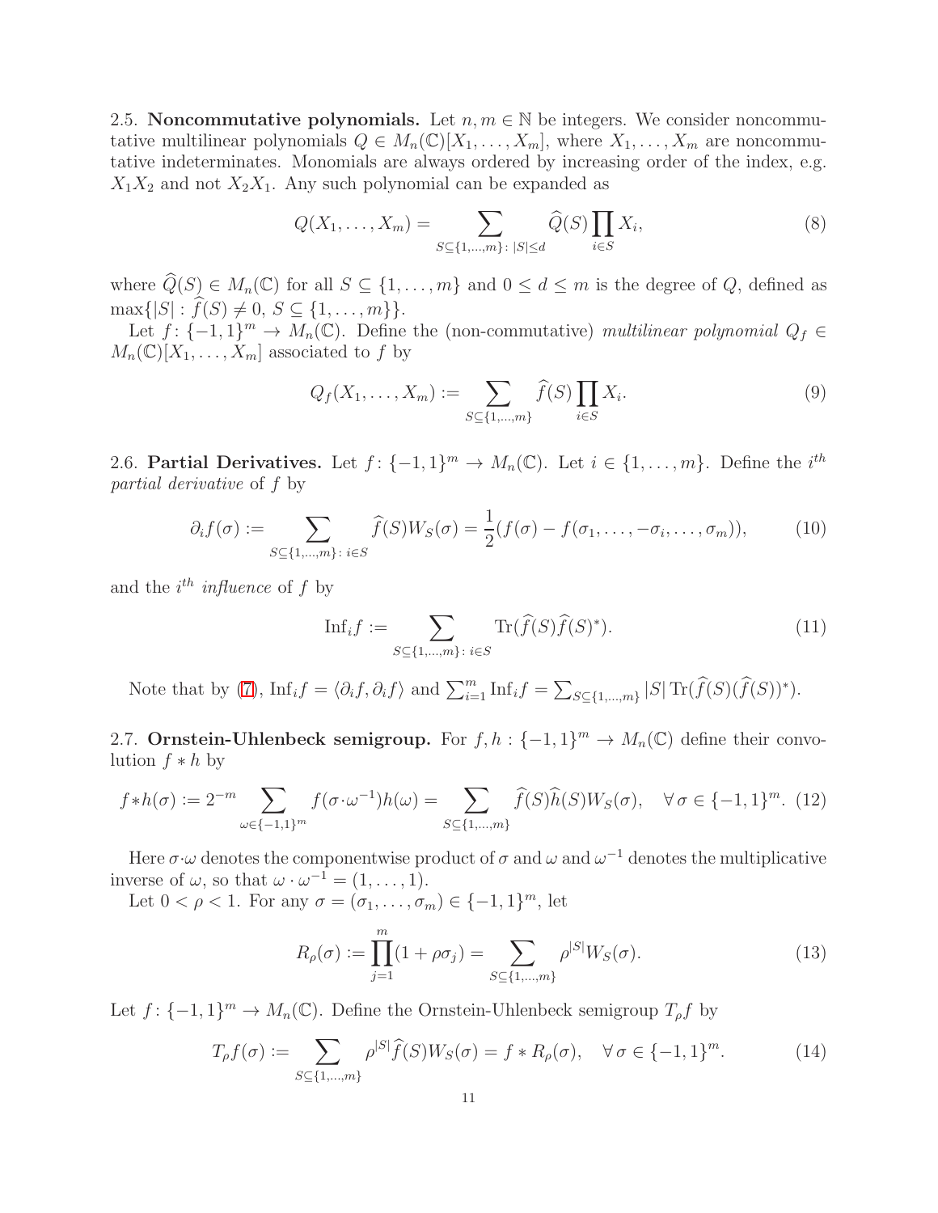2.5. **Noncommutative polynomials.** Let $n, m \in \mathbb{N}$ be integers. We consider noncommutative multilinear polynomials $Q \in M_n(\mathbb{C})[X_1, \ldots, X_m]$, where $X_1, \ldots, X_m$ are noncommutative indeterminates. Monomials are always ordered by increasing order of the index, e.g. $X_1X_2$ and not $X_2X_1$. Any such polynomial can be expanded as

$$Q(X_1, \ldots, X_m) = \sum_{S \subseteq \{1,\ldots,m\}\colon |S| \leq d} \widehat{Q}(S) \prod_{i \in S} X_i, \tag{8}$$

where $\widehat{Q}(S) \in M_n(\mathbb{C})$ for all $S \subseteq \{1, \ldots, m\}$ and $0 \leq d \leq m$ is the degree of $Q$, defined as $\max\{|S| : \widehat{f}(S) \neq 0,\ S \subseteq \{1, \ldots, m\}\}$.

Let $f\colon \{-1,1\}^m \to M_n(\mathbb{C})$. Define the (non-commutative) *multilinear polynomial* $Q_f \in M_n(\mathbb{C})[X_1, \ldots, X_m]$ associated to $f$ by

$$Q_f(X_1, \ldots, X_m) := \sum_{S \subseteq \{1,\ldots,m\}} \widehat{f}(S) \prod_{i \in S} X_i. \tag{9}$$

2.6. **Partial Derivatives.** Let $f\colon \{-1,1\}^m \to M_n(\mathbb{C})$. Let $i \in \{1, \ldots, m\}$. Define the $i^{th}$ *partial derivative* of $f$ by

$$\partial_i f(\sigma) := \sum_{S \subseteq \{1,\ldots,m\}\colon i \in S} \widehat{f}(S) W_S(\sigma) = \frac{1}{2}(f(\sigma) - f(\sigma_1, \ldots, -\sigma_i, \ldots, \sigma_m)), \tag{10}$$

and the $i^{th}$ *influence* of $f$ by

$$\mathrm{Inf}_i f := \sum_{S \subseteq \{1,\ldots,m\}\colon i \in S} \mathrm{Tr}(\widehat{f}(S)\widehat{f}(S)^*). \tag{11}$$

Note that by (7), $\mathrm{Inf}_i f = \langle \partial_i f, \partial_i f\rangle$ and $\sum_{i=1}^m \mathrm{Inf}_i f = \sum_{S \subseteq \{1,\ldots,m\}} |S| \,\mathrm{Tr}(\widehat{f}(S)(\widehat{f}(S))^*)$.

2.7. **Ornstein-Uhlenbeck semigroup.** For $f, h : \{-1,1\}^m \to M_n(\mathbb{C})$ define their convolution $f * h$ by

$$f * h(\sigma) := 2^{-m} \sum_{\omega \in \{-1,1\}^m} f(\sigma \cdot \omega^{-1}) h(\omega) = \sum_{S \subseteq \{1,\ldots,m\}} \widehat{f}(S)\widehat{h}(S) W_S(\sigma), \quad \forall\, \sigma \in \{-1,1\}^m. \tag{12}$$

Here $\sigma \cdot \omega$ denotes the componentwise product of $\sigma$ and $\omega$ and $\omega^{-1}$ denotes the multiplicative inverse of $\omega$, so that $\omega \cdot \omega^{-1} = (1, \ldots, 1)$.

Let $0 < \rho < 1$. For any $\sigma = (\sigma_1, \ldots, \sigma_m) \in \{-1,1\}^m$, let

$$R_\rho(\sigma) := \prod_{j=1}^m (1 + \rho\sigma_j) = \sum_{S \subseteq \{1,\ldots,m\}} \rho^{|S|} W_S(\sigma). \tag{13}$$

Let $f\colon \{-1,1\}^m \to M_n(\mathbb{C})$. Define the Ornstein-Uhlenbeck semigroup $T_\rho f$ by

$$T_\rho f(\sigma) := \sum_{S \subseteq \{1,\ldots,m\}} \rho^{|S|} \widehat{f}(S) W_S(\sigma) = f * R_\rho(\sigma), \quad \forall\, \sigma \in \{-1,1\}^m. \tag{14}$$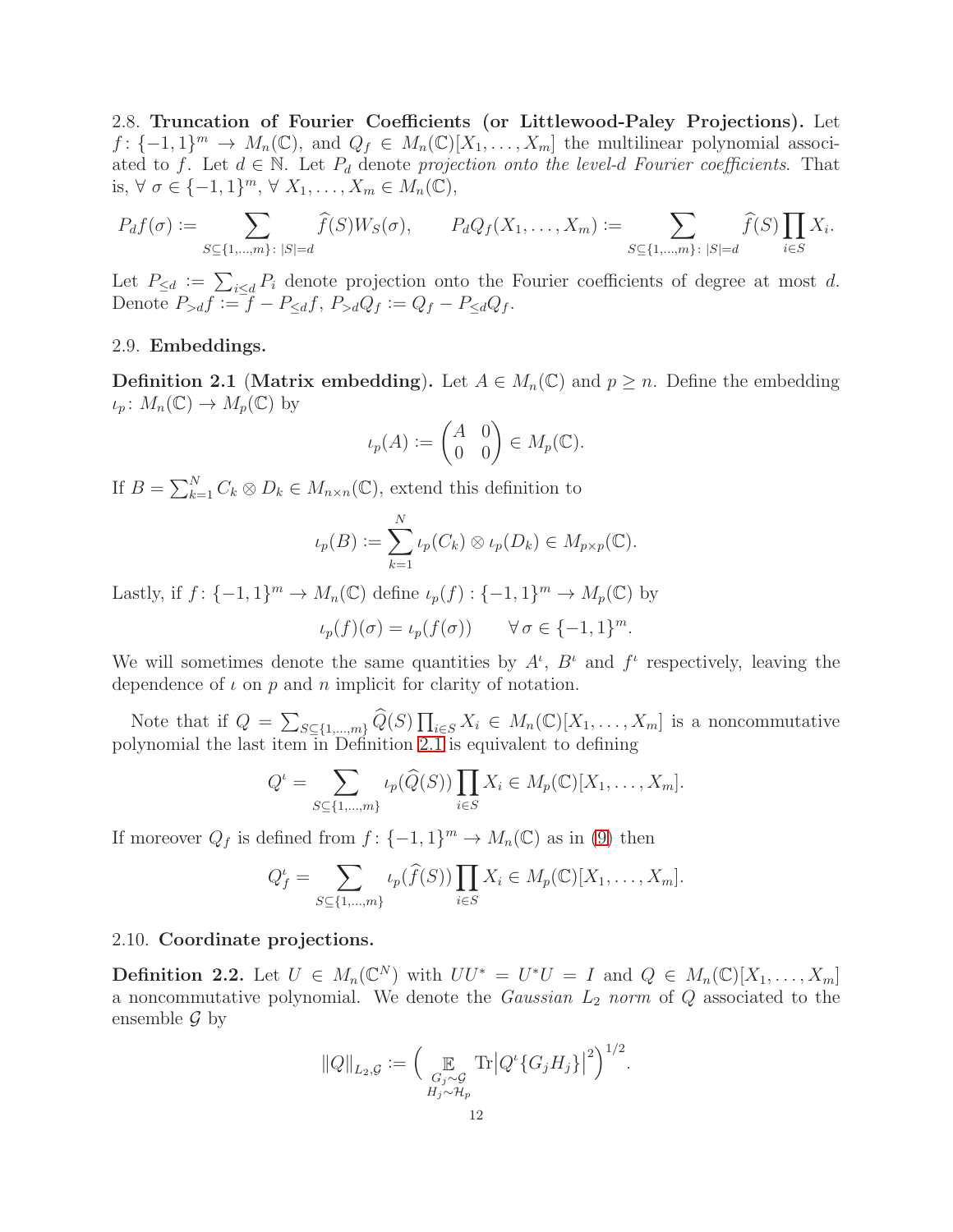2.8. **Truncation of Fourier Coefficients (or Littlewood-Paley Projections).** Let $f\colon \{-1,1\}^m \to M_n(\mathbb{C})$, and $Q_f \in M_n(\mathbb{C})[X_1,\ldots,X_m]$ the multilinear polynomial associated to $f$. Let $d \in \mathbb{N}$. Let $P_d$ denote *projection onto the level-d Fourier coefficients*. That is, $\forall\ \sigma \in \{-1,1\}^m$, $\forall\ X_1,\ldots,X_m \in M_n(\mathbb{C})$,

$$P_d f(\sigma) := \sum_{S\subseteq\{1,\ldots,m\}\colon\, |S|=d} \widehat{f}(S) W_S(\sigma), \qquad P_d Q_f(X_1,\ldots,X_m) := \sum_{S\subseteq\{1,\ldots,m\}\colon\, |S|=d} \widehat{f}(S) \prod_{i\in S} X_i.$$

Let $P_{\leq d} := \sum_{i\leq d} P_i$ denote projection onto the Fourier coefficients of degree at most $d$. Denote $P_{>d} f := f - P_{\leq d} f$, $P_{>d} Q_f := Q_f - P_{\leq d} Q_f$.

2.9. **Embeddings.**

**Definition 2.1** (**Matrix embedding**). Let $A \in M_n(\mathbb{C})$ and $p \geq n$. Define the embedding $\iota_p\colon M_n(\mathbb{C}) \to M_p(\mathbb{C})$ by

$$\iota_p(A) := \begin{pmatrix} A & 0 \\ 0 & 0 \end{pmatrix} \in M_p(\mathbb{C}).$$

If $B = \sum_{k=1}^N C_k \otimes D_k \in M_{n\times n}(\mathbb{C})$, extend this definition to

$$\iota_p(B) := \sum_{k=1}^N \iota_p(C_k) \otimes \iota_p(D_k) \in M_{p\times p}(\mathbb{C}).$$

Lastly, if $f\colon \{-1,1\}^m \to M_n(\mathbb{C})$ define $\iota_p(f) : \{-1,1\}^m \to M_p(\mathbb{C})$ by

$$\iota_p(f)(\sigma) = \iota_p(f(\sigma)) \qquad \forall\, \sigma \in \{-1,1\}^m.$$

We will sometimes denote the same quantities by $A^\iota$, $B^\iota$ and $f^\iota$ respectively, leaving the dependence of $\iota$ on $p$ and $n$ implicit for clarity of notation.

Note that if $Q = \sum_{S\subseteq\{1,\ldots,m\}} \widehat{Q}(S) \prod_{i\in S} X_i \in M_n(\mathbb{C})[X_1,\ldots,X_m]$ is a noncommutative polynomial the last item in Definition 2.1 is equivalent to defining

$$Q^\iota = \sum_{S\subseteq\{1,\ldots,m\}} \iota_p(\widehat{Q}(S)) \prod_{i\in S} X_i \in M_p(\mathbb{C})[X_1,\ldots,X_m].$$

If moreover $Q_f$ is defined from $f\colon \{-1,1\}^m \to M_n(\mathbb{C})$ as in (9) then

$$Q_f^\iota = \sum_{S\subseteq\{1,\ldots,m\}} \iota_p(\widehat{f}(S)) \prod_{i\in S} X_i \in M_p(\mathbb{C})[X_1,\ldots,X_m].$$

2.10. **Coordinate projections.**

**Definition 2.2.** Let $U \in M_n(\mathbb{C}^N)$ with $UU^* = U^*U = I$ and $Q \in M_n(\mathbb{C})[X_1,\ldots,X_m]$ a noncommutative polynomial. We denote the *Gaussian $L_2$ norm* of $Q$ associated to the ensemble $\mathcal{G}$ by

$$\|Q\|_{L_2,\mathcal{G}} := \Big( \mathop{\mathbb{E}}_{\substack{G_j\sim\mathcal{G} \\ H_j\sim\mathcal{H}_p}} \mathrm{Tr}\big|Q^\iota\{G_j H_j\}\big|^2 \Big)^{1/2}.$$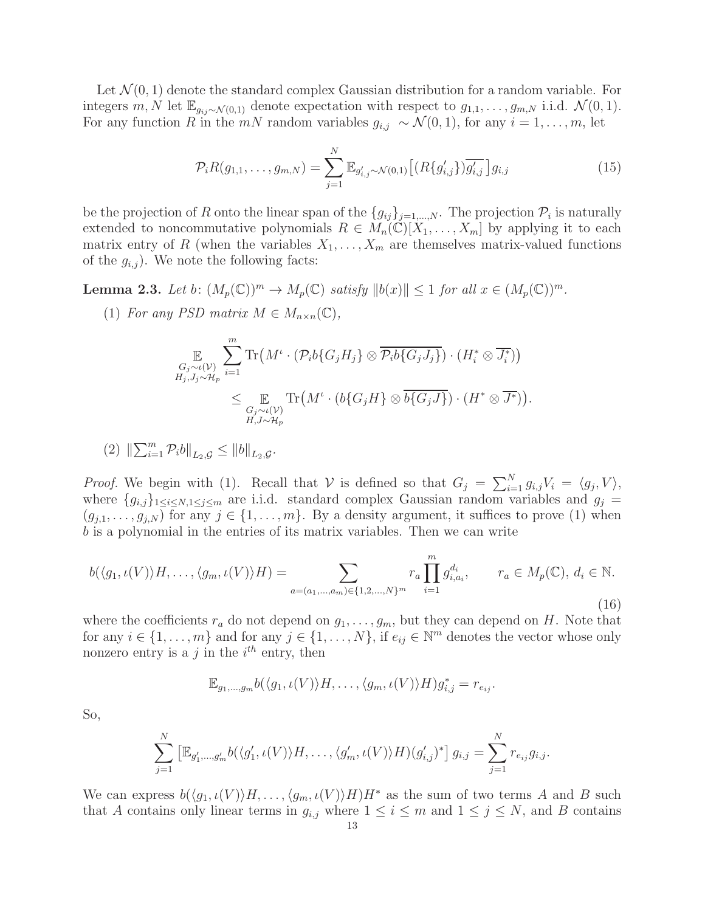Let $\mathcal{N}(0,1)$ denote the standard complex Gaussian distribution for a random variable. For integers $m, N$ let $\mathbb{E}_{g_{ij}\sim\mathcal{N}(0,1)}$ denote expectation with respect to $g_{1,1},\ldots,g_{m,N}$ i.i.d. $\mathcal{N}(0,1)$. For any function $R$ in the $mN$ random variables $g_{i,j} \sim \mathcal{N}(0,1)$, for any $i=1,\ldots,m$, let

$$\mathcal{P}_i R(g_{1,1},\ldots,g_{m,N}) = \sum_{j=1}^{N} \mathbb{E}_{g'_{i,j}\sim\mathcal{N}(0,1)}\big[(R\{g'_{i,j}\})\overline{g'_{i,j}}\,\big] g_{i,j} \tag{15}$$

be the projection of $R$ onto the linear span of the $\{g_{ij}\}_{j=1,\ldots,N}$. The projection $\mathcal{P}_i$ is naturally extended to noncommutative polynomials $R \in M_n(\mathbb{C})[X_1,\ldots,X_m]$ by applying it to each matrix entry of $R$ (when the variables $X_1,\ldots,X_m$ are themselves matrix-valued functions of the $g_{i,j}$). We note the following facts:

**Lemma 2.3.** *Let $b\colon (M_p(\mathbb{C}))^m \to M_p(\mathbb{C})$ satisfy $\|b(x)\| \le 1$ for all $x \in (M_p(\mathbb{C}))^m$.*

(1) *For any PSD matrix $M \in M_{n\times n}(\mathbb{C})$,*

$$\begin{aligned}\mathop{\mathbb{E}}_{\substack{G_j\sim\iota(\mathcal{V})\\ H_j,J_j\sim\mathcal{H}_p}} \sum_{i=1}^{m} \operatorname{Tr}\big(M^{\iota}\cdot(\mathcal{P}_i b\{G_jH_j\}\otimes\overline{\mathcal{P}_i b\{G_jJ_j\}})\cdot(H_i^*\otimes\overline{J_i^*})\big) \\ \le \mathop{\mathbb{E}}_{\substack{G_j\sim\iota(\mathcal{V})\\ H,J\sim\mathcal{H}_p}} \operatorname{Tr}\big(M^{\iota}\cdot(b\{G_jH\}\otimes\overline{b\{G_jJ\}})\cdot(H^*\otimes\overline{J^*})\big).\end{aligned}$$

(2) $\|\sum_{i=1}^{m}\mathcal{P}_i b\|_{L_2,\mathcal{G}} \le \|b\|_{L_2,\mathcal{G}}$.

*Proof.* We begin with (1). Recall that $\mathcal{V}$ is defined so that $G_j = \sum_{i=1}^{N} g_{i,j}V_i = \langle g_j, V\rangle$, where $\{g_{i,j}\}_{1\le i\le N, 1\le j\le m}$ are i.i.d. standard complex Gaussian random variables and $g_j = (g_{j,1},\ldots,g_{j,N})$ for any $j\in\{1,\ldots,m\}$. By a density argument, it suffices to prove (1) when $b$ is a polynomial in the entries of its matrix variables. Then we can write

$$b(\langle g_1,\iota(V)\rangle H,\ldots,\langle g_m,\iota(V)\rangle H) = \sum_{a=(a_1,\ldots,a_m)\in\{1,2,\ldots,N\}^m} r_a \prod_{i=1}^{m} g_{i,a_i}^{d_i}, \qquad r_a \in M_p(\mathbb{C}),\ d_i\in\mathbb{N}. \tag{16}$$

where the coefficients $r_a$ do not depend on $g_1,\ldots,g_m$, but they can depend on $H$. Note that for any $i\in\{1,\ldots,m\}$ and for any $j\in\{1,\ldots,N\}$, if $e_{ij}\in\mathbb{N}^m$ denotes the vector whose only nonzero entry is a $j$ in the $i^{th}$ entry, then

$$\mathbb{E}_{g_1,\ldots,g_m} b(\langle g_1,\iota(V)\rangle H,\ldots,\langle g_m,\iota(V)\rangle H)g_{i,j}^* = r_{e_{ij}}.$$

So,

$$\sum_{j=1}^{N}\left[\mathbb{E}_{g'_1,\ldots,g'_m} b(\langle g'_1,\iota(V)\rangle H,\ldots,\langle g'_m,\iota(V)\rangle H)(g'_{i,j})^*\right] g_{i,j} = \sum_{j=1}^{N} r_{e_{ij}} g_{i,j}.$$

We can express $b(\langle g_1,\iota(V)\rangle H,\ldots,\langle g_m,\iota(V)\rangle H)H^*$ as the sum of two terms $A$ and $B$ such that $A$ contains only linear terms in $g_{i,j}$ where $1\le i\le m$ and $1\le j\le N$, and $B$ contains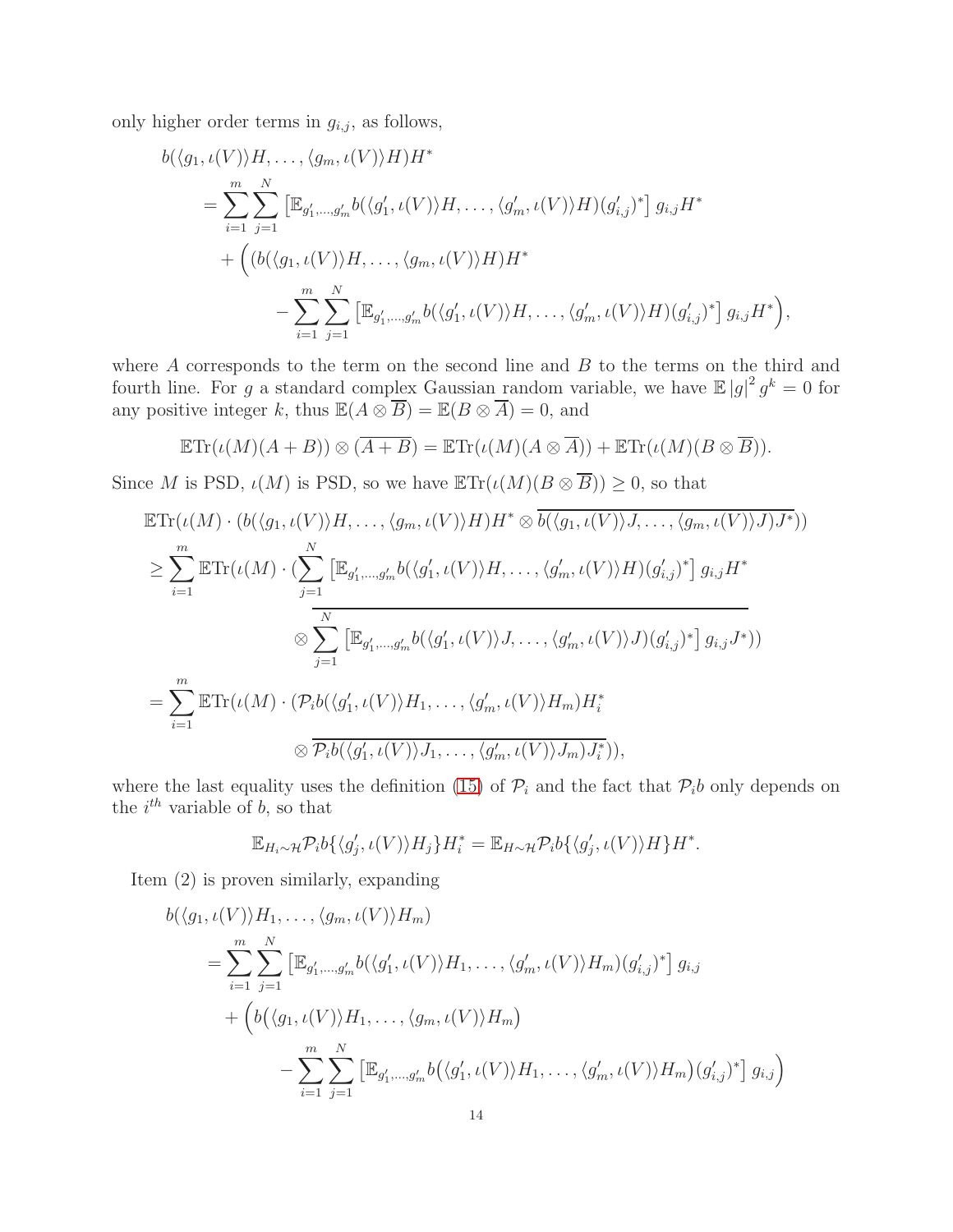only higher order terms in $g_{i,j}$, as follows,

$$
\begin{aligned}
&b(\langle g_1, \iota(V)\rangle H, \ldots, \langle g_m, \iota(V)\rangle H)H^* \\
&\quad = \sum_{i=1}^{m}\sum_{j=1}^{N}\left[\mathbb{E}_{g_1',\ldots,g_m'} b(\langle g_1', \iota(V)\rangle H, \ldots, \langle g_m', \iota(V)\rangle H)(g_{i,j}')^*\right] g_{i,j}H^* \\
&\quad\quad + \Big((b(\langle g_1, \iota(V)\rangle H, \ldots, \langle g_m, \iota(V)\rangle H)H^* \\
&\quad\quad\quad - \sum_{i=1}^{m}\sum_{j=1}^{N}\left[\mathbb{E}_{g_1',\ldots,g_m'} b(\langle g_1', \iota(V)\rangle H, \ldots, \langle g_m', \iota(V)\rangle H)(g_{i,j}')^*\right] g_{i,j}H^*\Big),
\end{aligned}
$$

where $A$ corresponds to the term on the second line and $B$ to the terms on the third and fourth line. For $g$ a standard complex Gaussian random variable, we have $\mathbb{E}\,|g|^2\, g^k = 0$ for any positive integer $k$, thus $\mathbb{E}(A \otimes \overline{B}) = \mathbb{E}(B \otimes \overline{A}) = 0$, and

$$
\mathbb{E}\mathrm{Tr}(\iota(M)(A+B)) \otimes (\overline{A+B}) = \mathbb{E}\mathrm{Tr}(\iota(M)(A \otimes \overline{A})) + \mathbb{E}\mathrm{Tr}(\iota(M)(B \otimes \overline{B})).
$$

Since $M$ is PSD, $\iota(M)$ is PSD, so we have $\mathbb{E}\mathrm{Tr}(\iota(M)(B \otimes \overline{B})) \geq 0$, so that

$$
\begin{aligned}
&\mathbb{E}\mathrm{Tr}(\iota(M) \cdot (b(\langle g_1, \iota(V)\rangle H, \ldots, \langle g_m, \iota(V)\rangle H)H^* \otimes \overline{b(\langle g_1, \iota(V)\rangle J, \ldots, \langle g_m, \iota(V)\rangle J)J^*})) \\
&\geq \sum_{i=1}^{m} \mathbb{E}\mathrm{Tr}(\iota(M) \cdot (\sum_{j=1}^{N}\left[\mathbb{E}_{g_1',\ldots,g_m'} b(\langle g_1', \iota(V)\rangle H, \ldots, \langle g_m', \iota(V)\rangle H)(g_{i,j}')^*\right] g_{i,j}H^* \\
&\qquad\qquad \otimes \overline{\sum_{j=1}^{N}\left[\mathbb{E}_{g_1',\ldots,g_m'} b(\langle g_1', \iota(V)\rangle J, \ldots, \langle g_m', \iota(V)\rangle J)(g_{i,j}')^*\right] g_{i,j}J^*})) \\
&= \sum_{i=1}^{m} \mathbb{E}\mathrm{Tr}(\iota(M) \cdot (\mathcal{P}_i b(\langle g_1', \iota(V)\rangle H_1, \ldots, \langle g_m', \iota(V)\rangle H_m)H_i^* \\
&\qquad\qquad \otimes \overline{\mathcal{P}_i b(\langle g_1', \iota(V)\rangle J_1, \ldots, \langle g_m', \iota(V)\rangle J_m)J_i^*})),
\end{aligned}
$$

where the last equality uses the definition (15) of $\mathcal{P}_i$ and the fact that $\mathcal{P}_i b$ only depends on the $i^{th}$ variable of $b$, so that

$$
\mathbb{E}_{H_i \sim \mathcal{H}} \mathcal{P}_i b\{\langle g_j', \iota(V)\rangle H_j\} H_i^* = \mathbb{E}_{H \sim \mathcal{H}} \mathcal{P}_i b\{\langle g_j', \iota(V)\rangle H\} H^*.
$$

Item (2) is proven similarly, expanding

$$
\begin{aligned}
&b(\langle g_1, \iota(V)\rangle H_1, \ldots, \langle g_m, \iota(V)\rangle H_m) \\
&\quad = \sum_{i=1}^{m}\sum_{j=1}^{N}\left[\mathbb{E}_{g_1',\ldots,g_m'} b(\langle g_1', \iota(V)\rangle H_1, \ldots, \langle g_m', \iota(V)\rangle H_m)(g_{i,j}')^*\right] g_{i,j} \\
&\quad\quad + \Big(b\big(\langle g_1, \iota(V)\rangle H_1, \ldots, \langle g_m, \iota(V)\rangle H_m\big) \\
&\quad\quad\quad - \sum_{i=1}^{m}\sum_{j=1}^{N}\left[\mathbb{E}_{g_1',\ldots,g_m'} b\big(\langle g_1', \iota(V)\rangle H_1, \ldots, \langle g_m', \iota(V)\rangle H_m\big)(g_{i,j}')^*\right] g_{i,j}\Big)
\end{aligned}
$$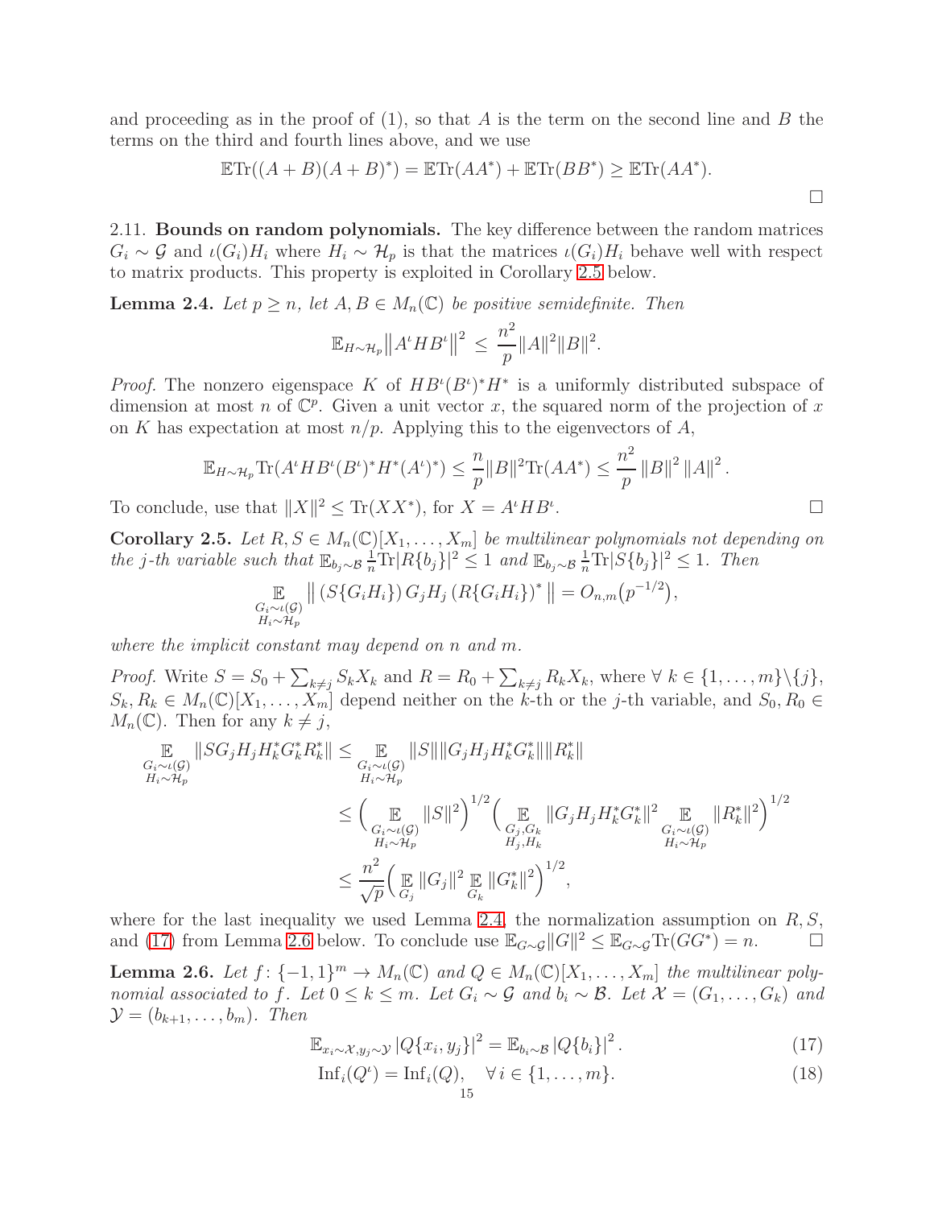and proceeding as in the proof of (1), so that $A$ is the term on the second line and $B$ the terms on the third and fourth lines above, and we use

$$\mathbb{E}\mathrm{Tr}((A+B)(A+B)^*) = \mathbb{E}\mathrm{Tr}(AA^*) + \mathbb{E}\mathrm{Tr}(BB^*) \geq \mathbb{E}\mathrm{Tr}(AA^*).$$

□

2.11. **Bounds on random polynomials.** The key difference between the random matrices $G_i \sim \mathcal{G}$ and $\iota(G_i)H_i$ where $H_i \sim \mathcal{H}_p$ is that the matrices $\iota(G_i)H_i$ behave well with respect to matrix products. This property is exploited in Corollary 2.5 below.

**Lemma 2.4.** *Let $p \geq n$, let $A, B \in M_n(\mathbb{C})$ be positive semidefinite. Then*

$$\mathbb{E}_{H\sim\mathcal{H}_p}\big\|A^\iota H B^\iota\big\|^2 \;\leq\; \frac{n^2}{p}\|A\|^2\|B\|^2.$$

*Proof.* The nonzero eigenspace $K$ of $HB^\iota(B^\iota)^*H^*$ is a uniformly distributed subspace of dimension at most $n$ of $\mathbb{C}^p$. Given a unit vector $x$, the squared norm of the projection of $x$ on $K$ has expectation at most $n/p$. Applying this to the eigenvectors of $A$,

$$\mathbb{E}_{H\sim\mathcal{H}_p}\mathrm{Tr}(A^\iota H B^\iota (B^\iota)^* H^* (A^\iota)^*) \leq \frac{n}{p}\|B\|^2\mathrm{Tr}(AA^*) \leq \frac{n^2}{p}\,\|B\|^2\,\|A\|^2\,.$$

To conclude, use that $\|X\|^2 \leq \mathrm{Tr}(XX^*)$, for $X = A^\iota H B^\iota$. □

**Corollary 2.5.** *Let $R, S \in M_n(\mathbb{C})[X_1, \ldots, X_m]$ be multilinear polynomials not depending on the $j$-th variable such that $\mathbb{E}_{b_j\sim\mathcal{B}}\frac{1}{n}\mathrm{Tr}|R\{b_j\}|^2 \leq 1$ and $\mathbb{E}_{b_j\sim\mathcal{B}}\frac{1}{n}\mathrm{Tr}|S\{b_j\}|^2 \leq 1$. Then*

$$\mathop{\mathbb{E}}_{\substack{G_i\sim\iota(\mathcal{G})\\ H_i\sim\mathcal{H}_p}}\big\|\,(S\{G_iH_i\})\,G_jH_j\,(R\{G_iH_i\})^*\,\big\| = O_{n,m}\big(p^{-1/2}\big),$$

*where the implicit constant may depend on $n$ and $m$.*

*Proof.* Write $S = S_0 + \sum_{k\neq j} S_kX_k$ and $R = R_0 + \sum_{k\neq j} R_kX_k$, where $\forall\, k \in \{1,\ldots,m\}\backslash\{j\}$, $S_k, R_k \in M_n(\mathbb{C})[X_1,\ldots,X_m]$ depend neither on the $k$-th or the $j$-th variable, and $S_0, R_0 \in M_n(\mathbb{C})$. Then for any $k \neq j$,

$$\begin{aligned}
\mathop{\mathbb{E}}_{\substack{G_i\sim\iota(\mathcal{G})\\ H_i\sim\mathcal{H}_p}}\|SG_jH_jH_k^*G_k^*R_k^*\| &\leq \mathop{\mathbb{E}}_{\substack{G_i\sim\iota(\mathcal{G})\\ H_i\sim\mathcal{H}_p}}\|S\|\|G_jH_jH_k^*G_k^*\|\|R_k^*\| \\
&\leq \Big(\mathop{\mathbb{E}}_{\substack{G_i\sim\iota(\mathcal{G})\\ H_i\sim\mathcal{H}_p}}\|S\|^2\Big)^{1/2}\Big(\mathop{\mathbb{E}}_{\substack{G_j,G_k\\ H_j,H_k}}\|G_jH_jH_k^*G_k^*\|^2\mathop{\mathbb{E}}_{\substack{G_i\sim\iota(\mathcal{G})\\ H_i\sim\mathcal{H}_p}}\|R_k^*\|^2\Big)^{1/2} \\
&\leq \frac{n^2}{\sqrt{p}}\Big(\mathop{\mathbb{E}}_{G_j}\|G_j\|^2\mathop{\mathbb{E}}_{G_k}\|G_k^*\|^2\Big)^{1/2},
\end{aligned}$$

where for the last inequality we used Lemma 2.4, the normalization assumption on $R, S$, and (17) from Lemma 2.6 below. To conclude use $\mathbb{E}_{G\sim\mathcal{G}}\|G\|^2 \leq \mathbb{E}_{G\sim\mathcal{G}}\mathrm{Tr}(GG^*) = n$. □

**Lemma 2.6.** *Let $f\colon \{-1,1\}^m \to M_n(\mathbb{C})$ and $Q \in M_n(\mathbb{C})[X_1,\ldots,X_m]$ the multilinear polynomial associated to $f$. Let $0 \leq k \leq m$. Let $G_i \sim \mathcal{G}$ and $b_i \sim \mathcal{B}$. Let $\mathcal{X} = (G_1,\ldots,G_k)$ and $\mathcal{Y} = (b_{k+1},\ldots,b_m)$. Then*

$$\mathbb{E}_{x_i\sim\mathcal{X},y_j\sim\mathcal{Y}}\left|Q\{x_i,y_j\}\right|^2 = \mathbb{E}_{b_i\sim\mathcal{B}}\left|Q\{b_i\}\right|^2. \tag{17}$$

$$\mathrm{Inf}_i(Q^\iota) = \mathrm{Inf}_i(Q), \quad \forall\, i \in \{1,\ldots,m\}. \tag{18}$$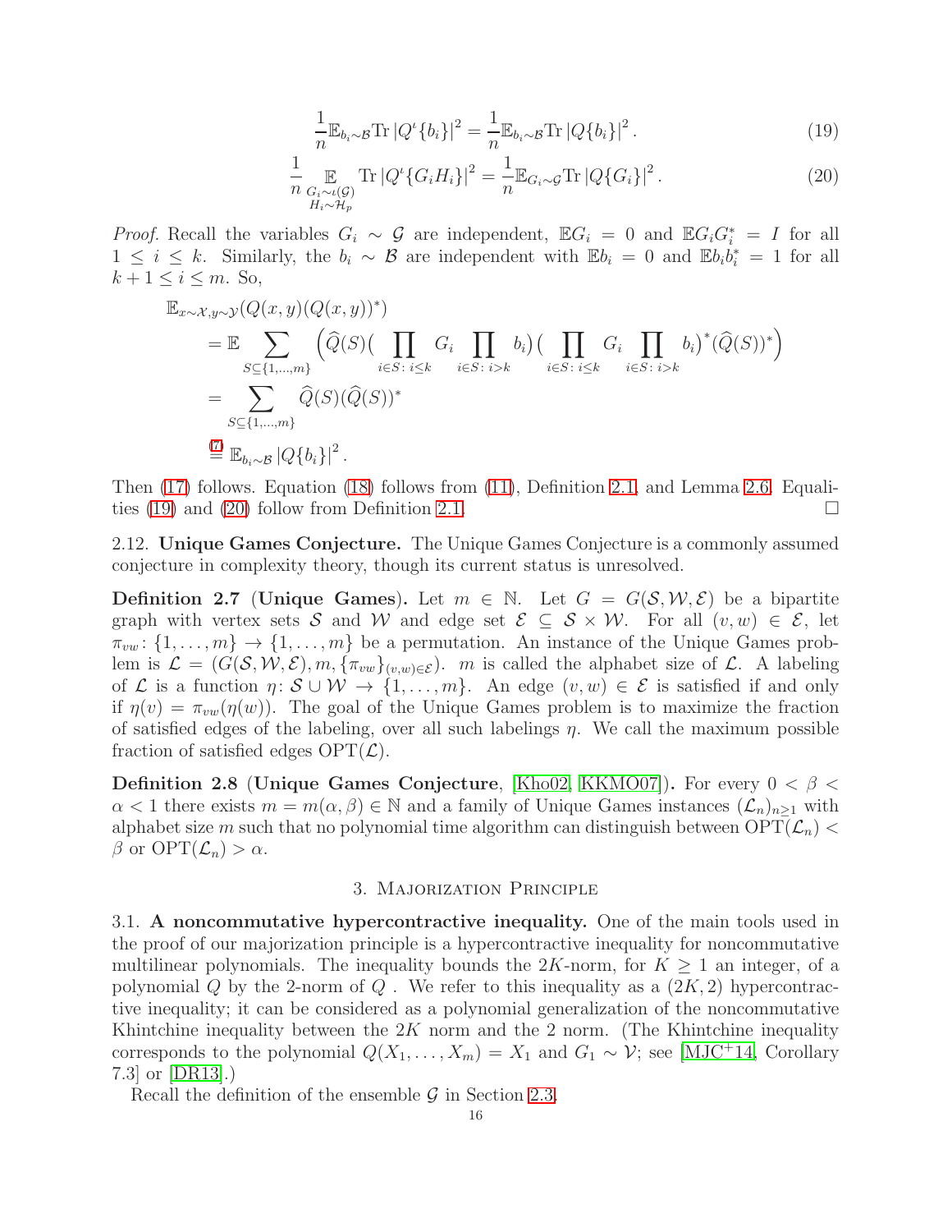$$\frac{1}{n}\mathbb{E}_{b_i\sim\mathcal{B}}\mathrm{Tr}\,|Q^{\iota}\{b_i\}|^2 = \frac{1}{n}\mathbb{E}_{b_i\sim\mathcal{B}}\mathrm{Tr}\,|Q\{b_i\}|^2\,. \tag{19}$$

$$\frac{1}{n}\mathop{\mathbb{E}}_{\substack{G_i\sim\iota(\mathcal{G})\\ H_i\sim\mathcal{H}_p}}\mathrm{Tr}\,|Q^{\iota}\{G_iH_i\}|^2 = \frac{1}{n}\mathbb{E}_{G_i\sim\mathcal{G}}\mathrm{Tr}\,|Q\{G_i\}|^2\,. \tag{20}$$

*Proof.* Recall the variables $G_i \sim \mathcal{G}$ are independent, $\mathbb{E}G_i = 0$ and $\mathbb{E}G_iG_i^* = I$ for all $1 \leq i \leq k$. Similarly, the $b_i \sim \mathcal{B}$ are independent with $\mathbb{E}b_i = 0$ and $\mathbb{E}b_ib_i^* = 1$ for all $k+1 \leq i \leq m$. So,

$$\begin{aligned}
&\mathbb{E}_{x\sim\mathcal{X},y\sim\mathcal{Y}}(Q(x,y)(Q(x,y))^*)\\
&= \mathbb{E}\sum_{S\subseteq\{1,\ldots,m\}}\Big(\widehat{Q}(S)\big(\prod_{i\in S\colon i\leq k}G_i\prod_{i\in S\colon i>k}b_i\big)\big(\prod_{i\in S\colon i\leq k}G_i\prod_{i\in S\colon i>k}b_i\big)^*(\widehat{Q}(S))^*\Big)\\
&= \sum_{S\subseteq\{1,\ldots,m\}}\widehat{Q}(S)(\widehat{Q}(S))^*\\
&\overset{(7)}{=} \mathbb{E}_{b_i\sim\mathcal{B}}\,|Q\{b_i\}|^2\,.
\end{aligned}$$

Then (17) follows. Equation (18) follows from (11), Definition 2.1, and Lemma 2.6. Equalities (19) and (20) follow from Definition 2.1. □

2.12. **Unique Games Conjecture.** The Unique Games Conjecture is a commonly assumed conjecture in complexity theory, though its current status is unresolved.

**Definition 2.7** (**Unique Games**)**.** Let $m \in \mathbb{N}$. Let $G = G(\mathcal{S},\mathcal{W},\mathcal{E})$ be a bipartite graph with vertex sets $\mathcal{S}$ and $\mathcal{W}$ and edge set $\mathcal{E} \subseteq \mathcal{S}\times\mathcal{W}$. For all $(v,w)\in\mathcal{E}$, let $\pi_{vw}\colon\{1,\ldots,m\}\to\{1,\ldots,m\}$ be a permutation. An instance of the Unique Games problem is $\mathcal{L} = (G(\mathcal{S},\mathcal{W},\mathcal{E}), m, \{\pi_{vw}\}_{(v,w)\in\mathcal{E}})$. $m$ is called the alphabet size of $\mathcal{L}$. A labeling of $\mathcal{L}$ is a function $\eta\colon \mathcal{S}\cup\mathcal{W}\to\{1,\ldots,m\}$. An edge $(v,w)\in\mathcal{E}$ is satisfied if and only if $\eta(v) = \pi_{vw}(\eta(w))$. The goal of the Unique Games problem is to maximize the fraction of satisfied edges of the labeling, over all such labelings $\eta$. We call the maximum possible fraction of satisfied edges $\mathrm{OPT}(\mathcal{L})$.

**Definition 2.8** (**Unique Games Conjecture**, [Kho02, KKMO07])**.** For every $0 < \beta < \alpha < 1$ there exists $m = m(\alpha,\beta)\in\mathbb{N}$ and a family of Unique Games instances $(\mathcal{L}_n)_{n\geq1}$ with alphabet size $m$ such that no polynomial time algorithm can distinguish between $\mathrm{OPT}(\mathcal{L}_n) < \beta$ or $\mathrm{OPT}(\mathcal{L}_n) > \alpha$.

## 3. Majorization Principle

3.1. **A noncommutative hypercontractive inequality.** One of the main tools used in the proof of our majorization principle is a hypercontractive inequality for noncommutative multilinear polynomials. The inequality bounds the $2K$-norm, for $K\geq 1$ an integer, of a polynomial $Q$ by the 2-norm of $Q$ . We refer to this inequality as a $(2K,2)$ hypercontractive inequality; it can be considered as a polynomial generalization of the noncommutative Khintchine inequality between the $2K$ norm and the 2 norm. (The Khintchine inequality corresponds to the polynomial $Q(X_1,\ldots,X_m) = X_1$ and $G_1\sim\mathcal{V}$; see [MJC+14, Corollary 7.3] or [DR13].)

Recall the definition of the ensemble $\mathcal{G}$ in Section 2.3.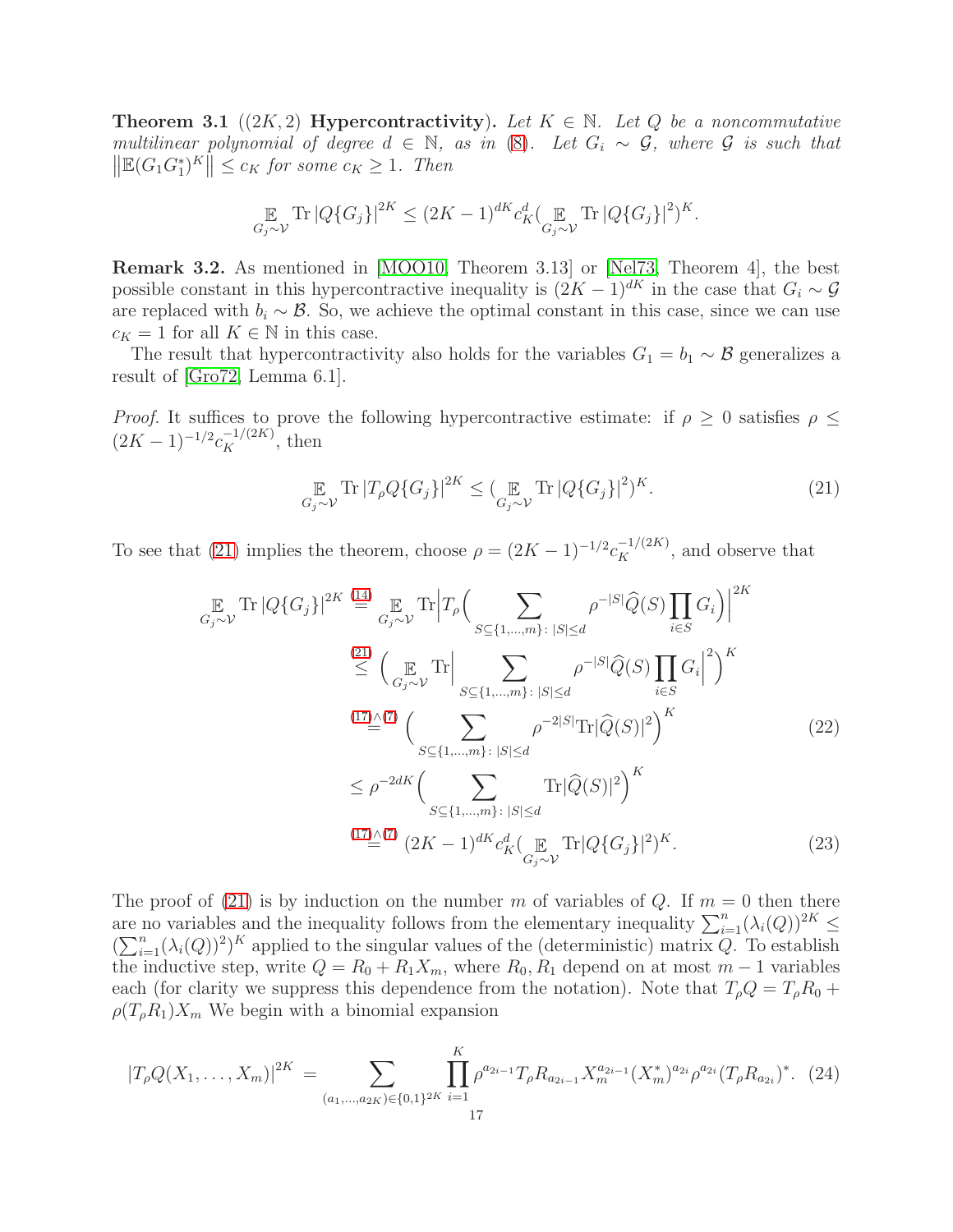**Theorem 3.1** (**$(2K, 2)$ Hypercontractivity**)**.** *Let $K \in \mathbb{N}$. Let $Q$ be a noncommutative multilinear polynomial of degree $d \in \mathbb{N}$, as in (8). Let $G_i \sim \mathcal{G}$, where $\mathcal{G}$ is such that $\left\|\mathbb{E}(G_1G_1^*)^K\right\| \leq c_K$ for some $c_K \geq 1$. Then*

$$\mathop{\mathbb{E}}_{G_j\sim\mathcal{V}} \mathrm{Tr}\left|Q\{G_j\}\right|^{2K} \leq (2K-1)^{dK} c_K^d \big(\mathop{\mathbb{E}}_{G_j\sim\mathcal{V}} \mathrm{Tr}\left|Q\{G_j\}\right|^2\big)^K.$$

**Remark 3.2.** As mentioned in [MOO10, Theorem 3.13] or [Nel73, Theorem 4], the best possible constant in this hypercontractive inequality is $(2K-1)^{dK}$ in the case that $G_i \sim \mathcal{G}$ are replaced with $b_i \sim \mathcal{B}$. So, we achieve the optimal constant in this case, since we can use $c_K = 1$ for all $K \in \mathbb{N}$ in this case.

The result that hypercontractivity also holds for the variables $G_1 = b_1 \sim \mathcal{B}$ generalizes a result of [Gro72, Lemma 6.1].

*Proof.* It suffices to prove the following hypercontractive estimate: if $\rho \geq 0$ satisfies $\rho \leq (2K-1)^{-1/2} c_K^{-1/(2K)}$, then

$$\mathop{\mathbb{E}}_{G_j\sim\mathcal{V}} \mathrm{Tr}\left|T_\rho Q\{G_j\}\right|^{2K} \leq \big(\mathop{\mathbb{E}}_{G_j\sim\mathcal{V}} \mathrm{Tr}\left|Q\{G_j\}\right|^2\big)^K. \tag{21}$$

To see that (21) implies the theorem, choose $\rho = (2K-1)^{-1/2} c_K^{-1/(2K)}$, and observe that

$$\begin{aligned}
\mathop{\mathbb{E}}_{G_j\sim\mathcal{V}} \mathrm{Tr}\left|Q\{G_j\}\right|^{2K} &\overset{(14)}{=} \mathop{\mathbb{E}}_{G_j\sim\mathcal{V}} \mathrm{Tr}\Big|T_\rho\Big(\sum_{S\subseteq\{1,\ldots,m\}\colon |S|\leq d} \rho^{-|S|}\widehat{Q}(S)\prod_{i\in S} G_i\Big)\Big|^{2K} \\
&\overset{(21)}{\leq} \Big(\mathop{\mathbb{E}}_{G_j\sim\mathcal{V}} \mathrm{Tr}\Big|\sum_{S\subseteq\{1,\ldots,m\}\colon |S|\leq d} \rho^{-|S|}\widehat{Q}(S)\prod_{i\in S} G_i\Big|^2\Big)^K \\
&\overset{(17)\wedge(7)}{=} \Big(\sum_{S\subseteq\{1,\ldots,m\}\colon |S|\leq d} \rho^{-2|S|}\mathrm{Tr}|\widehat{Q}(S)|^2\Big)^K \qquad (22)\\
&\leq \rho^{-2dK}\Big(\sum_{S\subseteq\{1,\ldots,m\}\colon |S|\leq d} \mathrm{Tr}|\widehat{Q}(S)|^2\Big)^K \\
&\overset{(17)\wedge(7)}{=} (2K-1)^{dK} c_K^d \big(\mathop{\mathbb{E}}_{G_j\sim\mathcal{V}} \mathrm{Tr}|Q\{G_j\}|^2\big)^K. \qquad (23)
\end{aligned}$$

The proof of (21) is by induction on the number $m$ of variables of $Q$. If $m = 0$ then there are no variables and the inequality follows from the elementary inequality $\sum_{i=1}^n (\lambda_i(Q))^{2K} \leq (\sum_{i=1}^n (\lambda_i(Q))^2)^K$ applied to the singular values of the (deterministic) matrix $Q$. To establish the inductive step, write $Q = R_0 + R_1 X_m$, where $R_0, R_1$ depend on at most $m-1$ variables each (for clarity we suppress this dependence from the notation). Note that $T_\rho Q = T_\rho R_0 + \rho(T_\rho R_1)X_m$ We begin with a binomial expansion

$$|T_\rho Q(X_1,\ldots,X_m)|^{2K} = \sum_{(a_1,\ldots,a_{2K})\in\{0,1\}^{2K}} \prod_{i=1}^K \rho^{a_{2i-1}} T_\rho R_{a_{2i-1}} X_m^{a_{2i-1}} (X_m^*)^{a_{2i}} \rho^{a_{2i}} (T_\rho R_{a_{2i}})^*. \tag{24}$$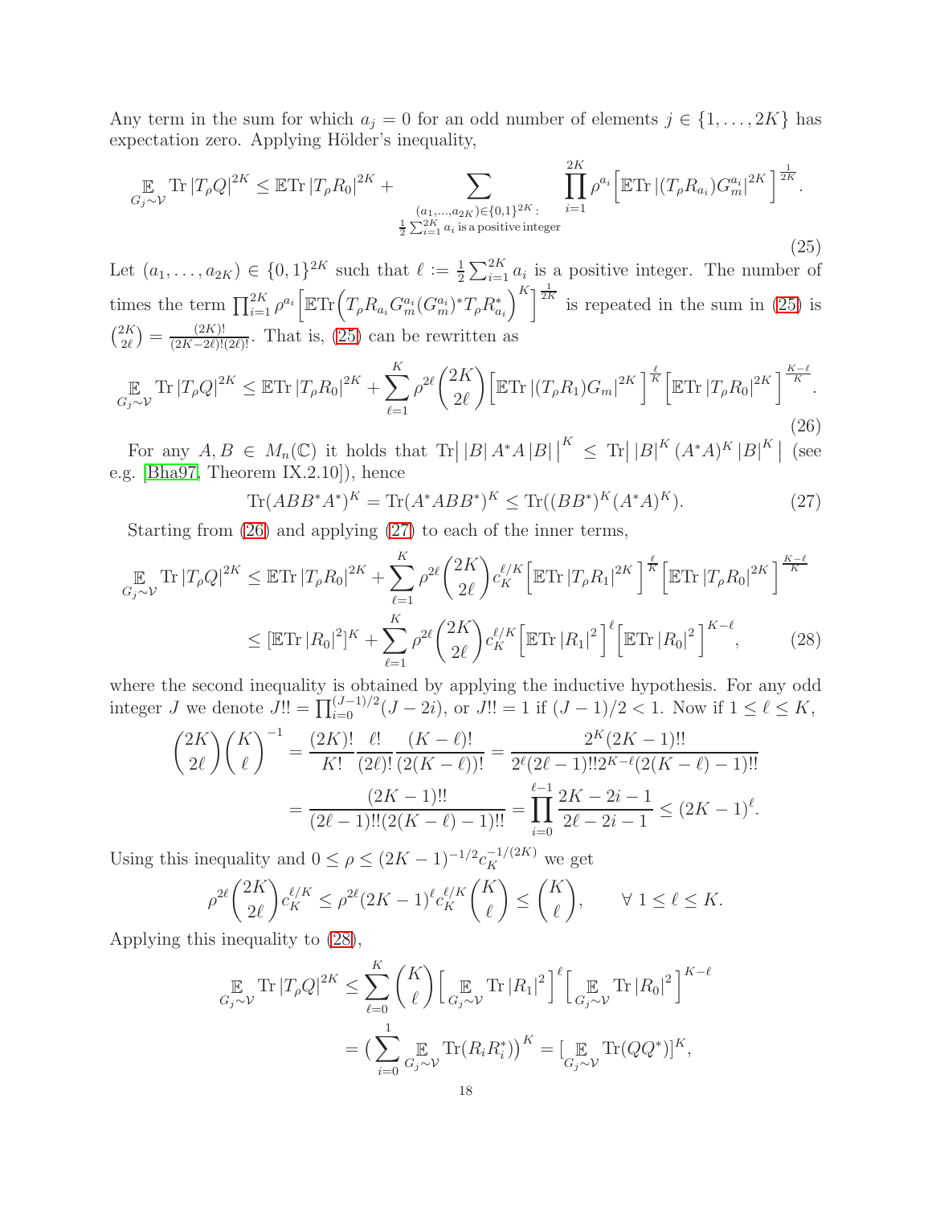Any term in the sum for which $a_j = 0$ for an odd number of elements $j \in \{1, \ldots, 2K\}$ has expectation zero. Applying Hölder's inequality,

$$\mathop{\mathbb{E}}_{G_j \sim \mathcal{V}} \mathrm{Tr}\, |T_\rho Q|^{2K} \leq \mathbb{E}\mathrm{Tr}\, |T_\rho R_0|^{2K} + \sum_{\substack{(a_1,\ldots,a_{2K}) \in \{0,1\}^{2K}: \\ \frac{1}{2}\sum_{i=1}^{2K} a_i \text{ is a positive integer}}} \prod_{i=1}^{2K} \rho^{a_i} \Big[\mathbb{E}\mathrm{Tr}\, |(T_\rho R_{a_i}) G_m^{a_i}|^{2K}\Big]^{\frac{1}{2K}}. \tag{25}$$

Let $(a_1, \ldots, a_{2K}) \in \{0,1\}^{2K}$ such that $\ell := \frac{1}{2}\sum_{i=1}^{2K} a_i$ is a positive integer. The number of times the term $\prod_{i=1}^{2K} \rho^{a_i} \Big[\mathbb{E}\mathrm{Tr}\Big(T_\rho R_{a_i} G_m^{a_i} (G_m^{a_i})^* T_\rho R_{a_i}^*\Big)^K\Big]^{\frac{1}{2K}}$ is repeated in the sum in (25) is $\binom{2K}{2\ell} = \frac{(2K)!}{(2K-2\ell)!(2\ell)!}$. That is, (25) can be rewritten as

$$\mathop{\mathbb{E}}_{G_j \sim \mathcal{V}} \mathrm{Tr}\, |T_\rho Q|^{2K} \leq \mathbb{E}\mathrm{Tr}\, |T_\rho R_0|^{2K} + \sum_{\ell=1}^{K} \rho^{2\ell} \binom{2K}{2\ell} \Big[\mathbb{E}\mathrm{Tr}\, |(T_\rho R_1) G_m|^{2K}\Big]^{\frac{\ell}{K}} \Big[\mathbb{E}\mathrm{Tr}\, |T_\rho R_0|^{2K}\Big]^{\frac{K-\ell}{K}}. \tag{26}$$

For any $A, B \in M_n(\mathbb{C})$ it holds that $\mathrm{Tr}\big|\, |B|\, A^*A\, |B|\, \big|^K \leq \mathrm{Tr}\big|\, |B|^K (A^*A)^K |B|^K\, \big|$ (see e.g. [Bha97, Theorem IX.2.10]), hence

$$\mathrm{Tr}(ABB^*A^*)^K = \mathrm{Tr}(A^*ABB^*)^K \leq \mathrm{Tr}((BB^*)^K (A^*A)^K). \tag{27}$$

Starting from (26) and applying (27) to each of the inner terms,

$$\begin{aligned}
\mathop{\mathbb{E}}_{G_j \sim \mathcal{V}} \mathrm{Tr}\, |T_\rho Q|^{2K} &\leq \mathbb{E}\mathrm{Tr}\, |T_\rho R_0|^{2K} + \sum_{\ell=1}^{K} \rho^{2\ell} \binom{2K}{2\ell} c_K^{\ell/K} \Big[\mathbb{E}\mathrm{Tr}\, |T_\rho R_1|^{2K}\Big]^{\frac{\ell}{K}} \Big[\mathbb{E}\mathrm{Tr}\, |T_\rho R_0|^{2K}\Big]^{\frac{K-\ell}{K}} \\
&\leq [\mathbb{E}\mathrm{Tr}\, |R_0|^2]^K + \sum_{\ell=1}^{K} \rho^{2\ell} \binom{2K}{2\ell} c_K^{\ell/K} \Big[\mathbb{E}\mathrm{Tr}\, |R_1|^2\Big]^{\ell} \Big[\mathbb{E}\mathrm{Tr}\, |R_0|^2\Big]^{K-\ell},
\end{aligned} \tag{28}$$

where the second inequality is obtained by applying the inductive hypothesis. For any odd integer $J$ we denote $J!! = \prod_{i=0}^{(J-1)/2}(J-2i)$, or $J!! = 1$ if $(J-1)/2 < 1$. Now if $1 \leq \ell \leq K$,

$$\begin{aligned}
\binom{2K}{2\ell}\binom{K}{\ell}^{-1} &= \frac{(2K)!}{K!}\frac{\ell!}{(2\ell)!}\frac{(K-\ell)!}{(2(K-\ell))!} = \frac{2^K(2K-1)!!}{2^\ell(2\ell-1)!!2^{K-\ell}(2(K-\ell)-1)!!} \\
&= \frac{(2K-1)!!}{(2\ell-1)!!(2(K-\ell)-1)!!} = \prod_{i=0}^{\ell-1}\frac{2K-2i-1}{2\ell-2i-1} \leq (2K-1)^\ell.
\end{aligned}$$

Using this inequality and $0 \leq \rho \leq (2K-1)^{-1/2} c_K^{-1/(2K)}$ we get

$$\rho^{2\ell}\binom{2K}{2\ell} c_K^{\ell/K} \leq \rho^{2\ell}(2K-1)^\ell c_K^{\ell/K}\binom{K}{\ell} \leq \binom{K}{\ell}, \qquad \forall\, 1 \leq \ell \leq K.$$

Applying this inequality to (28),

$$\begin{aligned}
\mathop{\mathbb{E}}_{G_j \sim \mathcal{V}} \mathrm{Tr}\, |T_\rho Q|^{2K} &\leq \sum_{\ell=0}^{K}\binom{K}{\ell}\Big[\mathop{\mathbb{E}}_{G_j \sim \mathcal{V}} \mathrm{Tr}\, |R_1|^2\Big]^{\ell}\Big[\mathop{\mathbb{E}}_{G_j \sim \mathcal{V}} \mathrm{Tr}\, |R_0|^2\Big]^{K-\ell} \\
&= \Big(\sum_{i=0}^{1} \mathop{\mathbb{E}}_{G_j \sim \mathcal{V}} \mathrm{Tr}(R_i R_i^*)\Big)^K = [\mathop{\mathbb{E}}_{G_j \sim \mathcal{V}} \mathrm{Tr}(QQ^*)]^K,
\end{aligned}$$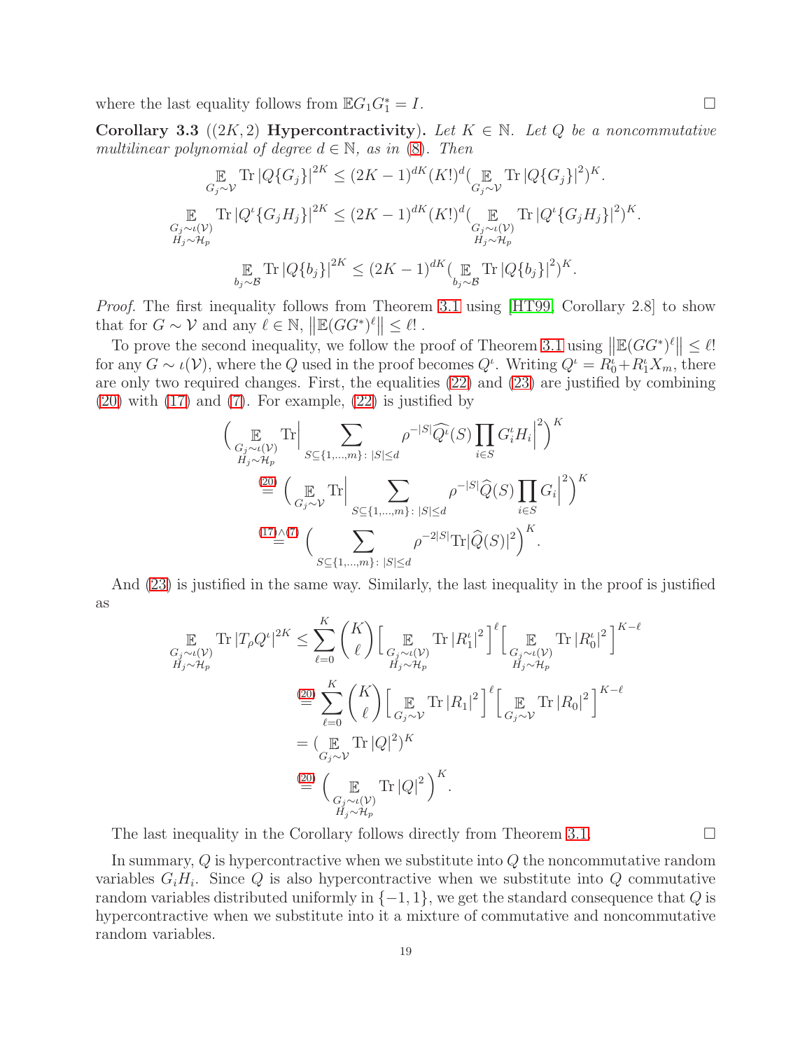where the last equality follows from $\mathbb{E} G_1 G_1^* = I$. $\square$

**Corollary 3.3** (**$(2K, 2)$ Hypercontractivity**). *Let $K \in \mathbb{N}$. Let $Q$ be a noncommutative multilinear polynomial of degree $d \in \mathbb{N}$, as in (8). Then*

$$\mathop{\mathbb{E}}_{G_j \sim \mathcal{V}} \mathrm{Tr}\, |Q\{G_j\}|^{2K} \leq (2K-1)^{dK} (K!)^d \big(\mathop{\mathbb{E}}_{G_j \sim \mathcal{V}} \mathrm{Tr}\, |Q\{G_j\}|^2\big)^K.$$

$$\mathop{\mathbb{E}}_{\substack{G_j \sim \iota(\mathcal{V}) \\ H_j \sim \mathcal{H}_p}} \mathrm{Tr}\, |Q^\iota\{G_j H_j\}|^{2K} \leq (2K-1)^{dK} (K!)^d \big(\mathop{\mathbb{E}}_{\substack{G_j \sim \iota(\mathcal{V}) \\ H_j \sim \mathcal{H}_p}} \mathrm{Tr}\, |Q^\iota\{G_j H_j\}|^2\big)^K.$$

$$\mathop{\mathbb{E}}_{b_j \sim \mathcal{B}} \mathrm{Tr}\, |Q\{b_j\}|^{2K} \leq (2K-1)^{dK} \big(\mathop{\mathbb{E}}_{b_j \sim \mathcal{B}} \mathrm{Tr}\, |Q\{b_j\}|^2\big)^K.$$

*Proof.* The first inequality follows from Theorem 3.1 using [HT99, Corollary 2.8] to show that for $G \sim \mathcal{V}$ and any $\ell \in \mathbb{N}$, $\left\| \mathbb{E}(GG^*)^\ell \right\| \leq \ell!$ .

To prove the second inequality, we follow the proof of Theorem 3.1 using $\left\| \mathbb{E}(GG^*)^\ell \right\| \leq \ell!$ for any $G \sim \iota(\mathcal{V})$, where the $Q$ used in the proof becomes $Q^\iota$. Writing $Q^\iota = R_0^\iota + R_1^\iota X_m$, there are only two required changes. First, the equalities (22) and (23) are justified by combining (20) with (17) and (7). For example, (22) is justified by

$$\begin{aligned}
&\Big( \mathop{\mathbb{E}}_{\substack{G_j \sim \iota(\mathcal{V}) \\ H_j \sim \mathcal{H}_p}} \mathrm{Tr} \Big| \sum_{S \subseteq \{1,\ldots,m\} \colon |S| \leq d} \rho^{-|S|} \widehat{Q^\iota}(S) \prod_{i \in S} G_i^\iota H_i \Big|^2 \Big)^K \\
&\overset{(20)}{=} \Big( \mathop{\mathbb{E}}_{G_j \sim \mathcal{V}} \mathrm{Tr} \Big| \sum_{S \subseteq \{1,\ldots,m\} \colon |S| \leq d} \rho^{-|S|} \widehat{Q}(S) \prod_{i \in S} G_i \Big|^2 \Big)^K \\
&\overset{(17) \wedge (7)}{=} \Big( \sum_{S \subseteq \{1,\ldots,m\} \colon |S| \leq d} \rho^{-2|S|} \mathrm{Tr} |\widehat{Q}(S)|^2 \Big)^K.
\end{aligned}$$

And (23) is justified in the same way. Similarly, the last inequality in the proof is justified as

$$\begin{aligned}
\mathop{\mathbb{E}}_{\substack{G_j \sim \iota(\mathcal{V}) \\ H_j \sim \mathcal{H}_p}} \mathrm{Tr}\, |T_\rho Q^\iota|^{2K} &\leq \sum_{\ell=0}^{K} \binom{K}{\ell} \Big[ \mathop{\mathbb{E}}_{\substack{G_j \sim \iota(\mathcal{V}) \\ H_j \sim \mathcal{H}_p}} \mathrm{Tr}\, |R_1^\iota|^2 \Big]^\ell \Big[ \mathop{\mathbb{E}}_{\substack{G_j \sim \iota(\mathcal{V}) \\ H_j \sim \mathcal{H}_p}} \mathrm{Tr}\, |R_0^\iota|^2 \Big]^{K-\ell} \\
&\overset{(20)}{=} \sum_{\ell=0}^{K} \binom{K}{\ell} \Big[ \mathop{\mathbb{E}}_{G_j \sim \mathcal{V}} \mathrm{Tr}\, |R_1|^2 \Big]^\ell \Big[ \mathop{\mathbb{E}}_{G_j \sim \mathcal{V}} \mathrm{Tr}\, |R_0|^2 \Big]^{K-\ell} \\
&= \big( \mathop{\mathbb{E}}_{G_j \sim \mathcal{V}} \mathrm{Tr}\, |Q|^2 \big)^K \\
&\overset{(20)}{=} \Big( \mathop{\mathbb{E}}_{\substack{G_j \sim \iota(\mathcal{V}) \\ H_j \sim \mathcal{H}_p}} \mathrm{Tr}\, |Q|^2 \Big)^K.
\end{aligned}$$

The last inequality in the Corollary follows directly from Theorem 3.1. $\square$

In summary, $Q$ is hypercontractive when we substitute into $Q$ the noncommutative random variables $G_i H_i$. Since $Q$ is also hypercontractive when we substitute into $Q$ commutative random variables distributed uniformly in $\{-1, 1\}$, we get the standard consequence that $Q$ is hypercontractive when we substitute into it a mixture of commutative and noncommutative random variables.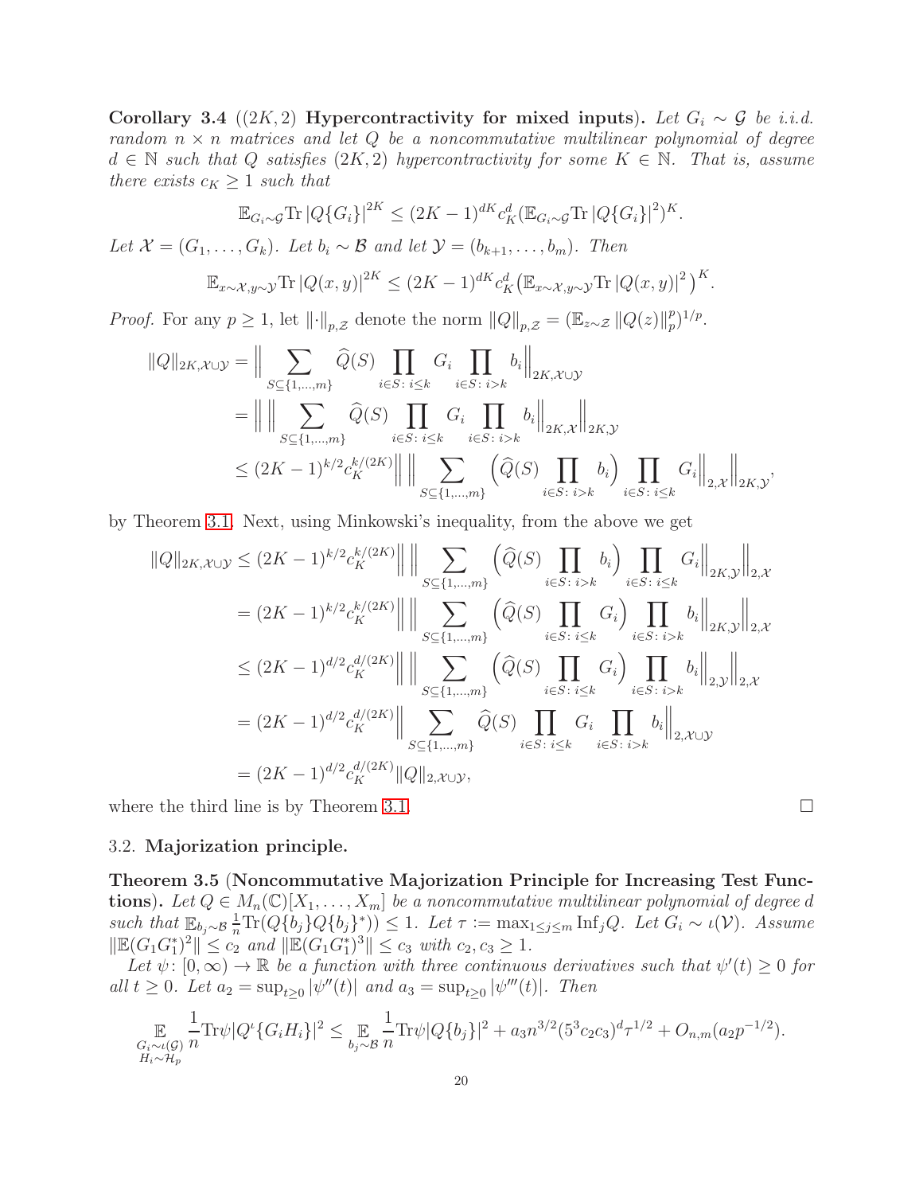**Corollary 3.4** (**$(2K, 2)$ Hypercontractivity for mixed inputs**)**.** *Let $G_i \sim \mathcal{G}$ be i.i.d. random $n \times n$ matrices and let $Q$ be a noncommutative multilinear polynomial of degree $d \in \mathbb{N}$ such that $Q$ satisfies $(2K, 2)$ hypercontractivity for some $K \in \mathbb{N}$. That is, assume there exists $c_K \geq 1$ such that*

$$\mathbb{E}_{G_i \sim \mathcal{G}} \mathrm{Tr}\, |Q\{G_i\}|^{2K} \leq (2K-1)^{dK} c_K^d (\mathbb{E}_{G_i \sim \mathcal{G}} \mathrm{Tr}\, |Q\{G_i\}|^2)^K.$$

*Let $\mathcal{X} = (G_1, \ldots, G_k)$. Let $b_i \sim \mathcal{B}$ and let $\mathcal{Y} = (b_{k+1}, \ldots, b_m)$. Then*

$$\mathbb{E}_{x \sim \mathcal{X}, y \sim \mathcal{Y}} \mathrm{Tr}\, |Q(x, y)|^{2K} \leq (2K-1)^{dK} c_K^d \big(\mathbb{E}_{x \sim \mathcal{X}, y \sim \mathcal{Y}} \mathrm{Tr}\, |Q(x, y)|^2\big)^K.$$

*Proof.* For any $p \geq 1$, let $\|\cdot\|_{p,\mathcal{Z}}$ denote the norm $\|Q\|_{p,\mathcal{Z}} = (\mathbb{E}_{z \sim \mathcal{Z}} \|Q(z)\|_p^p)^{1/p}$.

$$\begin{aligned}
\|Q\|_{2K, \mathcal{X} \cup \mathcal{Y}} &= \Big\| \sum_{S \subseteq \{1, \ldots, m\}} \widehat{Q}(S) \prod_{i \in S \colon i \leq k} G_i \prod_{i \in S \colon i > k} b_i \Big\|_{2K, \mathcal{X} \cup \mathcal{Y}} \\
&= \Big\| \Big\| \sum_{S \subseteq \{1, \ldots, m\}} \widehat{Q}(S) \prod_{i \in S \colon i \leq k} G_i \prod_{i \in S \colon i > k} b_i \Big\|_{2K, \mathcal{X}} \Big\|_{2K, \mathcal{Y}} \\
&\leq (2K-1)^{k/2} c_K^{k/(2K)} \Big\| \Big\| \sum_{S \subseteq \{1, \ldots, m\}} \Big( \widehat{Q}(S) \prod_{i \in S \colon i > k} b_i \Big) \prod_{i \in S \colon i \leq k} G_i \Big\|_{2, \mathcal{X}} \Big\|_{2K, \mathcal{Y}},
\end{aligned}$$

by Theorem 3.1. Next, using Minkowski's inequality, from the above we get

$$\begin{aligned}
\|Q\|_{2K, \mathcal{X} \cup \mathcal{Y}} &\leq (2K-1)^{k/2} c_K^{k/(2K)} \Big\| \Big\| \sum_{S \subseteq \{1, \ldots, m\}} \Big( \widehat{Q}(S) \prod_{i \in S \colon i > k} b_i \Big) \prod_{i \in S \colon i \leq k} G_i \Big\|_{2K, \mathcal{Y}} \Big\|_{2, \mathcal{X}} \\
&= (2K-1)^{k/2} c_K^{k/(2K)} \Big\| \Big\| \sum_{S \subseteq \{1, \ldots, m\}} \Big( \widehat{Q}(S) \prod_{i \in S \colon i \leq k} G_i \Big) \prod_{i \in S \colon i > k} b_i \Big\|_{2K, \mathcal{Y}} \Big\|_{2, \mathcal{X}} \\
&\leq (2K-1)^{d/2} c_K^{d/(2K)} \Big\| \Big\| \sum_{S \subseteq \{1, \ldots, m\}} \Big( \widehat{Q}(S) \prod_{i \in S \colon i \leq k} G_i \Big) \prod_{i \in S \colon i > k} b_i \Big\|_{2, \mathcal{Y}} \Big\|_{2, \mathcal{X}} \\
&= (2K-1)^{d/2} c_K^{d/(2K)} \Big\| \sum_{S \subseteq \{1, \ldots, m\}} \widehat{Q}(S) \prod_{i \in S \colon i \leq k} G_i \prod_{i \in S \colon i > k} b_i \Big\|_{2, \mathcal{X} \cup \mathcal{Y}} \\
&= (2K-1)^{d/2} c_K^{d/(2K)} \|Q\|_{2, \mathcal{X} \cup \mathcal{Y}},
\end{aligned}$$

where the third line is by Theorem 3.1. $\square$

### 3.2. Majorization principle.

**Theorem 3.5** (**Noncommutative Majorization Principle for Increasing Test Functions**)**.** *Let $Q \in M_n(\mathbb{C})[X_1, \ldots, X_m]$ be a noncommutative multilinear polynomial of degree $d$ such that $\mathbb{E}_{b_j \sim \mathcal{B}} \frac{1}{n} \mathrm{Tr}(Q\{b_j\} Q\{b_j\}^*)) \leq 1$. Let $\tau := \max_{1 \leq j \leq m} \mathrm{Inf}_j Q$. Let $G_i \sim \iota(\mathcal{V})$. Assume $\|\mathbb{E}(G_1 G_1^*)^2\| \leq c_2$ and $\|\mathbb{E}(G_1 G_1^*)^3\| \leq c_3$ with $c_2, c_3 \geq 1$.*

*Let $\psi \colon [0, \infty) \to \mathbb{R}$ be a function with three continuous derivatives such that $\psi'(t) \geq 0$ for all $t \geq 0$. Let $a_2 = \sup_{t \geq 0} |\psi''(t)|$ and $a_3 = \sup_{t \geq 0} |\psi'''(t)|$. Then*

$$\mathop{\mathbb{E}}_{\substack{G_i \sim \iota(\mathcal{G}) \\ H_i \sim \mathcal{H}_p}} \frac{1}{n} \mathrm{Tr} \psi |Q^{\iota}\{G_i H_i\}|^2 \leq \mathop{\mathbb{E}}_{b_j \sim \mathcal{B}} \frac{1}{n} \mathrm{Tr} \psi |Q\{b_j\}|^2 + a_3 n^{3/2} (5^3 c_2 c_3)^d \tau^{1/2} + O_{n,m}(a_2 p^{-1/2}).$$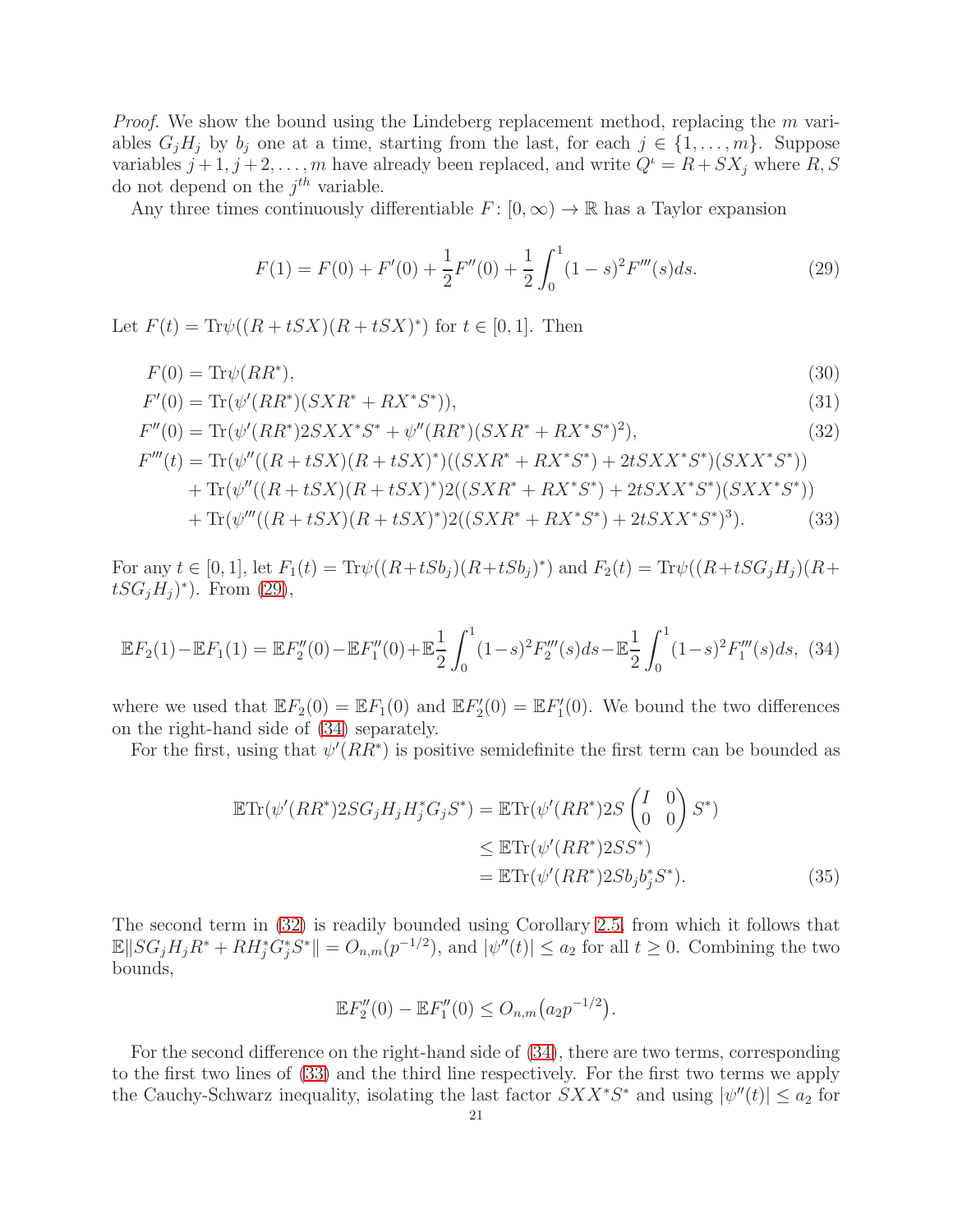*Proof.* We show the bound using the Lindeberg replacement method, replacing the $m$ variables $G_jH_j$ by $b_j$ one at a time, starting from the last, for each $j \in \{1, \dots, m\}$. Suppose variables $j+1, j+2, \dots, m$ have already been replaced, and write $Q^\iota = R + SX_j$ where $R, S$ do not depend on the $j^{th}$ variable.

Any three times continuously differentiable $F\colon [0, \infty) \to \mathbb{R}$ has a Taylor expansion

$$F(1) = F(0) + F'(0) + \frac{1}{2}F''(0) + \frac{1}{2}\int_0^1 (1-s)^2 F'''(s)ds. \tag{29}$$

Let $F(t) = \mathrm{Tr}\psi((R+tSX)(R+tSX)^*)$ for $t \in [0,1]$. Then

$$F(0) = \mathrm{Tr}\psi(RR^*), \tag{30}$$

$$F'(0) = \mathrm{Tr}(\psi'(RR^*)(SXR^* + RX^*S^*)), \tag{31}$$

$$F''(0) = \mathrm{Tr}(\psi'(RR^*)2SXX^*S^* + \psi''(RR^*)(SXR^* + RX^*S^*)^2), \tag{32}$$

$$\begin{aligned}
F'''(t) &= \mathrm{Tr}(\psi''((R+tSX)(R+tSX)^*)((SXR^* + RX^*S^*) + 2tSXX^*S^*)(SXX^*S^*)) \\
&\quad + \mathrm{Tr}(\psi''((R+tSX)(R+tSX)^*)2((SXR^* + RX^*S^*) + 2tSXX^*S^*)(SXX^*S^*)) \\
&\quad + \mathrm{Tr}(\psi'''((R+tSX)(R+tSX)^*)2((SXR^* + RX^*S^*) + 2tSXX^*S^*)^3).
\end{aligned} \tag{33}$$

For any $t \in [0,1]$, let $F_1(t) = \mathrm{Tr}\psi((R+tSb_j)(R+tSb_j)^*)$ and $F_2(t) = \mathrm{Tr}\psi((R+tSG_jH_j)(R+tSG_jH_j)^*)$. From (29),

$$\mathbb{E}F_2(1) - \mathbb{E}F_1(1) = \mathbb{E}F_2''(0) - \mathbb{E}F_1''(0) + \mathbb{E}\frac{1}{2}\int_0^1 (1-s)^2 F_2'''(s)ds - \mathbb{E}\frac{1}{2}\int_0^1 (1-s)^2 F_1'''(s)ds, \tag{34}$$

where we used that $\mathbb{E}F_2(0) = \mathbb{E}F_1(0)$ and $\mathbb{E}F_2'(0) = \mathbb{E}F_1'(0)$. We bound the two differences on the right-hand side of (34) separately.

For the first, using that $\psi'(RR^*)$ is positive semidefinite the first term can be bounded as

$$\begin{aligned}
\mathbb{E}\mathrm{Tr}(\psi'(RR^*)2SG_jH_jH_j^*G_jS^*) &= \mathbb{E}\mathrm{Tr}(\psi'(RR^*)2S\begin{pmatrix} I & 0 \\ 0 & 0 \end{pmatrix}S^*) \\
&\leq \mathbb{E}\mathrm{Tr}(\psi'(RR^*)2SS^*) \\
&= \mathbb{E}\mathrm{Tr}(\psi'(RR^*)2Sb_jb_j^*S^*).
\end{aligned} \tag{35}$$

The second term in (32) is readily bounded using Corollary 2.5, from which it follows that $\mathbb{E}\|SG_jH_jR^* + RH_j^*G_j^*S^*\| = O_{n,m}(p^{-1/2})$, and $|\psi''(t)| \leq a_2$ for all $t \geq 0$. Combining the two bounds,

$$\mathbb{E}F_2''(0) - \mathbb{E}F_1''(0) \leq O_{n,m}\big(a_2 p^{-1/2}\big).$$

For the second difference on the right-hand side of (34), there are two terms, corresponding to the first two lines of (33) and the third line respectively. For the first two terms we apply the Cauchy-Schwarz inequality, isolating the last factor $SXX^*S^*$ and using $|\psi''(t)| \leq a_2$ for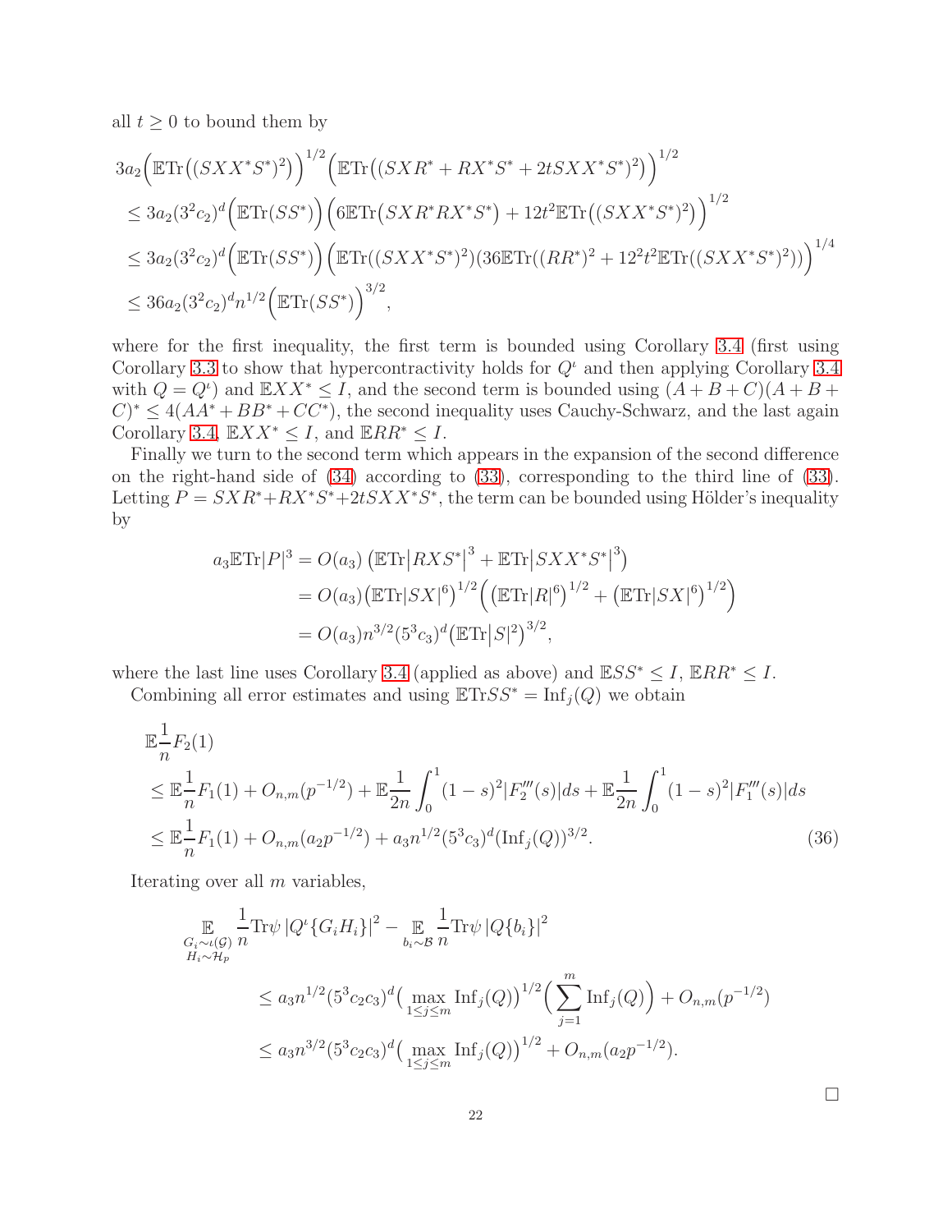all $t \geq 0$ to bound them by

$$
\begin{aligned}
&3a_2\Big(\mathbb{E}\mathrm{Tr}\big((SXX^*S^*)^2\big)\Big)^{1/2}\Big(\mathbb{E}\mathrm{Tr}\big((SXR^*+RX^*S^*+2tSXX^*S^*)^2\big)\Big)^{1/2}\\
&\leq 3a_2(3^2c_2)^d\Big(\mathbb{E}\mathrm{Tr}(SS^*)\Big)\Big(6\mathbb{E}\mathrm{Tr}\big(SXR^*RX^*S^*\big)+12t^2\mathbb{E}\mathrm{Tr}\big((SXX^*S^*)^2\big)\Big)^{1/2}\\
&\leq 3a_2(3^2c_2)^d\Big(\mathbb{E}\mathrm{Tr}(SS^*)\Big)\Big(\mathbb{E}\mathrm{Tr}((SXX^*S^*)^2)(36\mathbb{E}\mathrm{Tr}((RR^*)^2+12^2t^2\mathbb{E}\mathrm{Tr}((SXX^*S^*)^2))\Big)^{1/4}\\
&\leq 36a_2(3^2c_2)^d n^{1/2}\Big(\mathbb{E}\mathrm{Tr}(SS^*)\Big)^{3/2},
\end{aligned}
$$

where for the first inequality, the first term is bounded using Corollary 3.4 (first using Corollary 3.3 to show that hypercontractivity holds for $Q^\iota$ and then applying Corollary 3.4 with $Q = Q^\iota$) and $\mathbb{E}XX^* \leq I$, and the second term is bounded using $(A+B+C)(A+B+C)^* \leq 4(AA^*+BB^*+CC^*)$, the second inequality uses Cauchy-Schwarz, and the last again Corollary 3.4, $\mathbb{E}XX^* \leq I$, and $\mathbb{E}RR^* \leq I$.

Finally we turn to the second term which appears in the expansion of the second difference on the right-hand side of (34) according to (33), corresponding to the third line of (33). Letting $P = SXR^*+RX^*S^*+2tSXX^*S^*$, the term can be bounded using Hölder's inequality by

$$
\begin{aligned}
a_3\mathbb{E}\mathrm{Tr}|P|^3 &= O(a_3)\left(\mathbb{E}\mathrm{Tr}\big|RXS^*\big|^3+\mathbb{E}\mathrm{Tr}\big|SXX^*S^*\big|^3\right)\\
&= O(a_3)\big(\mathbb{E}\mathrm{Tr}|SX|^6\big)^{1/2}\Big(\big(\mathbb{E}\mathrm{Tr}|R|^6\big)^{1/2}+\big(\mathbb{E}\mathrm{Tr}|SX|^6\big)^{1/2}\Big)\\
&= O(a_3)n^{3/2}(5^3c_3)^d\big(\mathbb{E}\mathrm{Tr}\big|S\big|^2\big)^{3/2},
\end{aligned}
$$

where the last line uses Corollary 3.4 (applied as above) and $\mathbb{E}SS^* \leq I$, $\mathbb{E}RR^* \leq I$.

Combining all error estimates and using $\mathbb{E}\mathrm{Tr}SS^* = \mathrm{Inf}_j(Q)$ we obtain

$$
\begin{aligned}
&\mathbb{E}\frac{1}{n}F_2(1)\\
&\leq \mathbb{E}\frac{1}{n}F_1(1)+O_{n,m}(p^{-1/2})+\mathbb{E}\frac{1}{2n}\int_0^1(1-s)^2|F_2'''(s)|ds+\mathbb{E}\frac{1}{2n}\int_0^1(1-s)^2|F_1'''(s)|ds\\
&\leq \mathbb{E}\frac{1}{n}F_1(1)+O_{n,m}(a_2p^{-1/2})+a_3n^{1/2}(5^3c_3)^d(\mathrm{Inf}_j(Q))^{3/2}. \qquad (36)
\end{aligned}
$$

Iterating over all $m$ variables,

$$
\begin{aligned}
&\mathop{\mathbb{E}}_{\substack{G_i\sim\iota(\mathcal{G})\\ H_i\sim\mathcal{H}_p}}\frac{1}{n}\mathrm{Tr}\psi\left|Q^\iota\{G_iH_i\}\right|^2-\mathop{\mathbb{E}}_{b_i\sim\mathcal{B}}\frac{1}{n}\mathrm{Tr}\psi\left|Q\{b_i\}\right|^2\\
&\leq a_3n^{1/2}(5^3c_2c_3)^d\big(\max_{1\leq j\leq m}\mathrm{Inf}_j(Q)\big)^{1/2}\Big(\sum_{j=1}^m\mathrm{Inf}_j(Q)\Big)+O_{n,m}(p^{-1/2})\\
&\leq a_3n^{3/2}(5^3c_2c_3)^d\big(\max_{1\leq j\leq m}\mathrm{Inf}_j(Q)\big)^{1/2}+O_{n,m}(a_2p^{-1/2}).
\end{aligned}
$$

□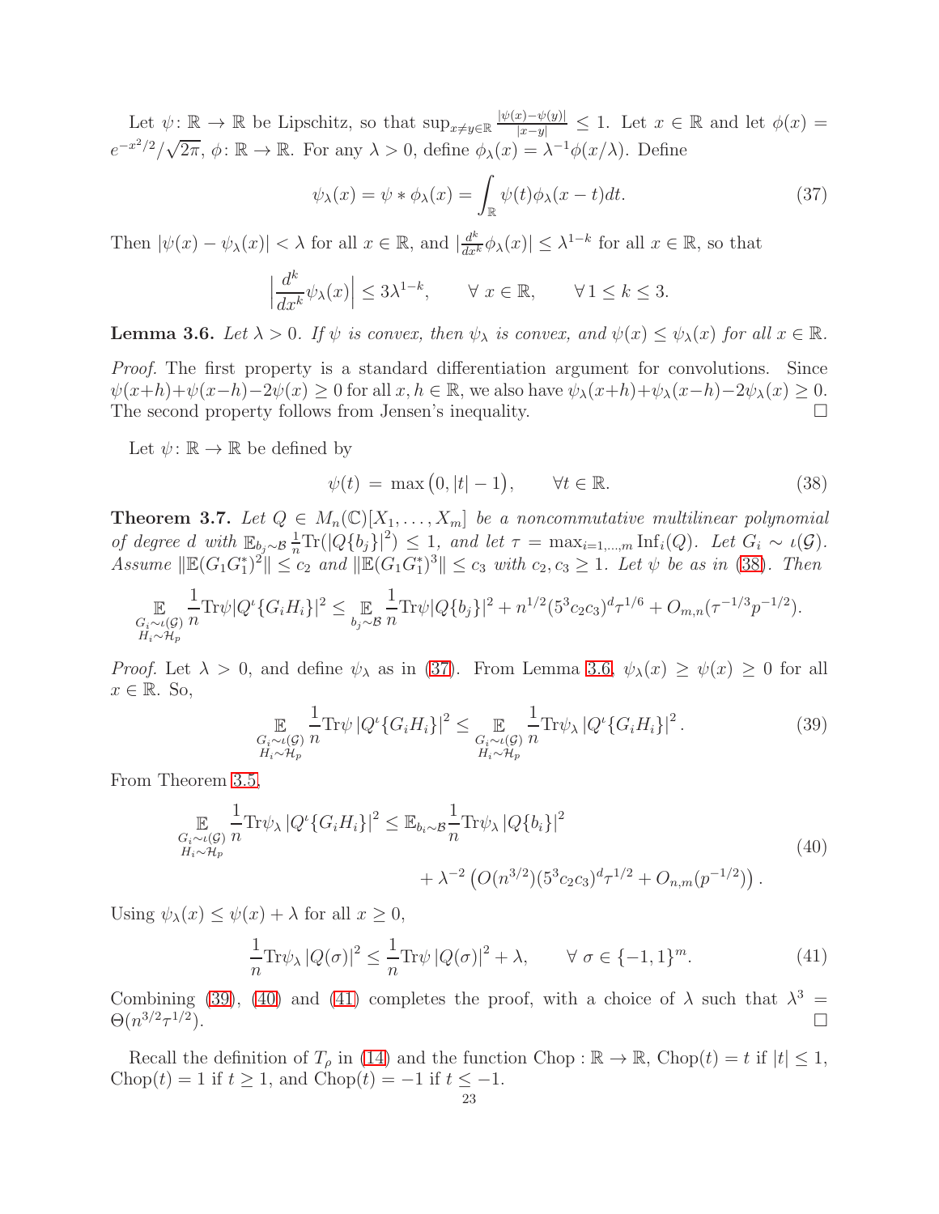Let $\psi\colon \mathbb{R}\to\mathbb{R}$ be Lipschitz, so that $\sup_{x\neq y\in\mathbb{R}}\frac{|\psi(x)-\psi(y)|}{|x-y|}\leq 1$. Let $x\in\mathbb{R}$ and let $\phi(x)=e^{-x^2/2}/\sqrt{2\pi}$, $\phi\colon\mathbb{R}\to\mathbb{R}$. For any $\lambda>0$, define $\phi_\lambda(x)=\lambda^{-1}\phi(x/\lambda)$. Define

$$\psi_\lambda(x)=\psi*\phi_\lambda(x)=\int_{\mathbb{R}}\psi(t)\phi_\lambda(x-t)dt. \tag{37}$$

Then $|\psi(x)-\psi_\lambda(x)|<\lambda$ for all $x\in\mathbb{R}$, and $|\frac{d^k}{dx^k}\phi_\lambda(x)|\leq\lambda^{1-k}$ for all $x\in\mathbb{R}$, so that

$$\Big|\frac{d^k}{dx^k}\psi_\lambda(x)\Big|\leq 3\lambda^{1-k},\qquad\forall\ x\in\mathbb{R},\qquad\forall\, 1\leq k\leq 3.$$

**Lemma 3.6.** *Let $\lambda>0$. If $\psi$ is convex, then $\psi_\lambda$ is convex, and $\psi(x)\leq\psi_\lambda(x)$ for all $x\in\mathbb{R}$.*

*Proof.* The first property is a standard differentiation argument for convolutions. Since $\psi(x+h)+\psi(x-h)-2\psi(x)\geq 0$ for all $x,h\in\mathbb{R}$, we also have $\psi_\lambda(x+h)+\psi_\lambda(x-h)-2\psi_\lambda(x)\geq 0$. The second property follows from Jensen's inequality. $\square$

Let $\psi\colon\mathbb{R}\to\mathbb{R}$ be defined by

$$\psi(t)\;=\;\max\big(0,|t|-1\big),\qquad\forall t\in\mathbb{R}. \tag{38}$$

**Theorem 3.7.** *Let $Q\in M_n(\mathbb{C})[X_1,\ldots,X_m]$ be a noncommutative multilinear polynomial of degree $d$ with $\mathbb{E}_{b_j\sim\mathcal{B}}\frac{1}{n}\mathrm{Tr}(|Q\{b_j\}|^2)\leq 1$, and let $\tau=\max_{i=1,\ldots,m}\mathrm{Inf}_i(Q)$. Let $G_i\sim\iota(\mathcal{G})$. Assume $\|\mathbb{E}(G_1G_1^*)^2\|\leq c_2$ and $\|\mathbb{E}(G_1G_1^*)^3\|\leq c_3$ with $c_2,c_3\geq 1$. Let $\psi$ be as in (38). Then*

$$\mathop{\mathbb{E}}_{\substack{G_i\sim\iota(\mathcal{G})\\ H_i\sim\mathcal{H}_p}}\frac{1}{n}\mathrm{Tr}\psi|Q^\iota\{G_iH_i\}|^2\leq\mathop{\mathbb{E}}_{b_j\sim\mathcal{B}}\frac{1}{n}\mathrm{Tr}\psi|Q\{b_j\}|^2+n^{1/2}(5^3c_2c_3)^d\tau^{1/6}+O_{m,n}(\tau^{-1/3}p^{-1/2}).$$

*Proof.* Let $\lambda>0$, and define $\psi_\lambda$ as in (37). From Lemma 3.6, $\psi_\lambda(x)\geq\psi(x)\geq 0$ for all $x\in\mathbb{R}$. So,

$$\mathop{\mathbb{E}}_{\substack{G_i\sim\iota(\mathcal{G})\\ H_i\sim\mathcal{H}_p}}\frac{1}{n}\mathrm{Tr}\psi\left|Q^\iota\{G_iH_i\}\right|^2\leq\mathop{\mathbb{E}}_{\substack{G_i\sim\iota(\mathcal{G})\\ H_i\sim\mathcal{H}_p}}\frac{1}{n}\mathrm{Tr}\psi_\lambda\left|Q^\iota\{G_iH_i\}\right|^2. \tag{39}$$

From Theorem 3.5,

$$\begin{aligned}\mathop{\mathbb{E}}_{\substack{G_i\sim\iota(\mathcal{G})\\ H_i\sim\mathcal{H}_p}}\frac{1}{n}\mathrm{Tr}\psi_\lambda\left|Q^\iota\{G_iH_i\}\right|^2\leq\mathbb{E}_{b_i\sim\mathcal{B}}\frac{1}{n}\mathrm{Tr}\psi_\lambda\left|Q\{b_i\}\right|^2&\\ +\lambda^{-2}\left(O(n^{3/2})(5^3c_2c_3)^d\tau^{1/2}+O_{n,m}(p^{-1/2})\right).&\end{aligned} \tag{40}$$

Using $\psi_\lambda(x)\leq\psi(x)+\lambda$ for all $x\geq 0$,

$$\frac{1}{n}\mathrm{Tr}\psi_\lambda\left|Q(\sigma)\right|^2\leq\frac{1}{n}\mathrm{Tr}\psi\left|Q(\sigma)\right|^2+\lambda,\qquad\forall\ \sigma\in\{-1,1\}^m. \tag{41}$$

Combining (39), (40) and (41) completes the proof, with a choice of $\lambda$ such that $\lambda^3=\Theta(n^{3/2}\tau^{1/2})$. $\square$

Recall the definition of $T_\rho$ in (14) and the function $\mathrm{Chop}:\mathbb{R}\to\mathbb{R}$, $\mathrm{Chop}(t)=t$ if $|t|\leq 1$, $\mathrm{Chop}(t)=1$ if $t\geq 1$, and $\mathrm{Chop}(t)=-1$ if $t\leq -1$.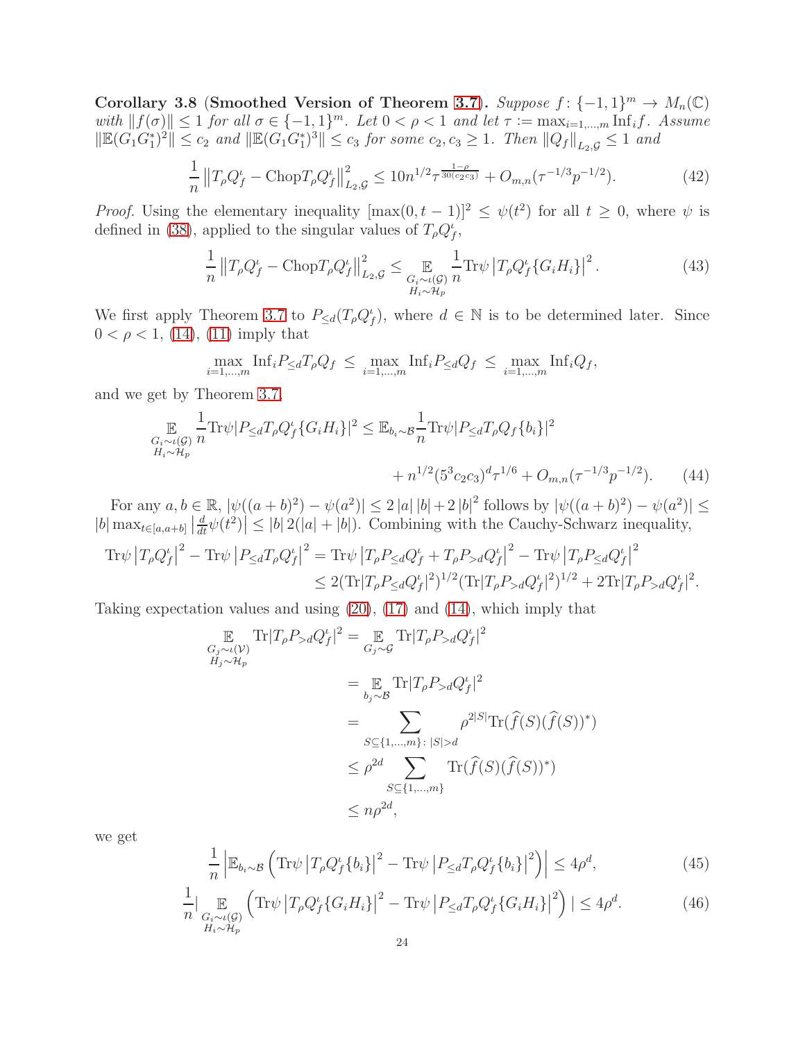**Corollary 3.8 (Smoothed Version of Theorem 3.7).** *Suppose $f\colon \{-1,1\}^m \to M_n(\mathbb{C})$ with $\|f(\sigma)\| \leq 1$ for all $\sigma \in \{-1,1\}^m$. Let $0<\rho<1$ and let $\tau := \max_{i=1,\ldots,m} \mathrm{Inf}_i f$. Assume $\|\mathbb{E}(G_1G_1^*)^2\| \leq c_2$ and $\|\mathbb{E}(G_1G_1^*)^3\| \leq c_3$ for some $c_2, c_3 \geq 1$. Then $\|Q_f\|_{L_2,\mathcal{G}} \leq 1$ and*

$$\frac{1}{n}\left\|T_\rho Q_f^\iota - \mathrm{Chop} T_\rho Q_f^\iota\right\|_{L_2,\mathcal{G}}^2 \leq 10 n^{1/2}\tau^{\frac{1-\rho}{30(c_2c_3)}} + O_{m,n}(\tau^{-1/3}p^{-1/2}). \tag{42}$$

*Proof.* Using the elementary inequality $[\max(0,t-1)]^2 \leq \psi(t^2)$ for all $t \geq 0$, where $\psi$ is defined in (38), applied to the singular values of $T_\rho Q_f^\iota$,

$$\frac{1}{n}\left\|T_\rho Q_f^\iota - \mathrm{Chop} T_\rho Q_f^\iota\right\|_{L_2,\mathcal{G}}^2 \leq \mathop{\mathbb{E}}_{\substack{G_i\sim\iota(\mathcal{G})\\ H_i\sim\mathcal{H}_p}} \frac{1}{n}\mathrm{Tr}\psi\left|T_\rho Q_f^\iota\{G_iH_i\}\right|^2. \tag{43}$$

We first apply Theorem 3.7 to $P_{\leq d}(T_\rho Q_f^\iota)$, where $d \in \mathbb{N}$ is to be determined later. Since $0<\rho<1$, (14), (11) imply that

$$\max_{i=1,\ldots,m}\mathrm{Inf}_i P_{\leq d}T_\rho Q_f \leq \max_{i=1,\ldots,m}\mathrm{Inf}_i P_{\leq d}Q_f \leq \max_{i=1,\ldots,m}\mathrm{Inf}_i Q_f,$$

and we get by Theorem 3.7,

$$\begin{aligned}\mathop{\mathbb{E}}_{\substack{G_i\sim\iota(\mathcal{G})\\ H_i\sim\mathcal{H}_p}} \frac{1}{n}\mathrm{Tr}\psi|P_{\leq d}T_\rho Q_f^\iota\{G_iH_i\}|^2 &\leq \mathbb{E}_{b_i\sim\mathcal{B}}\frac{1}{n}\mathrm{Tr}\psi|P_{\leq d}T_\rho Q_f\{b_i\}|^2 \\ &\quad + n^{1/2}(5^3c_2c_3)^d\tau^{1/6} + O_{m,n}(\tau^{-1/3}p^{-1/2}).\end{aligned} \tag{44}$$

For any $a,b \in \mathbb{R}$, $|\psi((a+b)^2)-\psi(a^2)| \leq 2|a||b| + 2|b|^2$ follows by $|\psi((a+b)^2)-\psi(a^2)| \leq |b|\max_{t\in[a,a+b]}\left|\frac{d}{dt}\psi(t^2)\right| \leq |b|\,2(|a|+|b|)$. Combining with the Cauchy-Schwarz inequality,

$$\begin{aligned}\mathrm{Tr}\psi\left|T_\rho Q_f^\iota\right|^2 - \mathrm{Tr}\psi\left|P_{\leq d}T_\rho Q_f^\iota\right|^2 &= \mathrm{Tr}\psi\left|T_\rho P_{\leq d}Q_f^\iota + T_\rho P_{>d}Q_f^\iota\right|^2 - \mathrm{Tr}\psi\left|T_\rho P_{\leq d}Q_f^\iota\right|^2 \\ &\leq 2(\mathrm{Tr}|T_\rho P_{\leq d}Q_f^\iota|^2)^{1/2}(\mathrm{Tr}|T_\rho P_{>d}Q_f^\iota|^2)^{1/2} + 2\mathrm{Tr}|T_\rho P_{>d}Q_f^\iota|^2.\end{aligned}$$

Taking expectation values and using (20), (17) and (14), which imply that

$$\begin{aligned}\mathop{\mathbb{E}}_{\substack{G_j\sim\iota(\mathcal{V})\\ H_j\sim\mathcal{H}_p}}\mathrm{Tr}|T_\rho P_{>d}Q_f^\iota|^2 &= \mathop{\mathbb{E}}_{G_j\sim\mathcal{G}}\mathrm{Tr}|T_\rho P_{>d}Q_f^\iota|^2 \\ &= \mathop{\mathbb{E}}_{b_j\sim\mathcal{B}}\mathrm{Tr}|T_\rho P_{>d}Q_f^\iota|^2 \\ &= \sum_{S\subseteq\{1,\ldots,m\}\colon |S|>d}\rho^{2|S|}\mathrm{Tr}(\widehat{f}(S)(\widehat{f}(S))^*) \\ &\leq \rho^{2d}\sum_{S\subseteq\{1,\ldots,m\}}\mathrm{Tr}(\widehat{f}(S)(\widehat{f}(S))^*) \\ &\leq n\rho^{2d},\end{aligned}$$

we get

$$\frac{1}{n}\left|\mathbb{E}_{b_i\sim\mathcal{B}}\left(\mathrm{Tr}\psi\left|T_\rho Q_f^\iota\{b_i\}\right|^2 - \mathrm{Tr}\psi\left|P_{\leq d}T_\rho Q_f^\iota\{b_i\}\right|^2\right)\right| \leq 4\rho^d, \tag{45}$$

$$\frac{1}{n}\left|\mathop{\mathbb{E}}_{\substack{G_i\sim\iota(\mathcal{G})\\ H_i\sim\mathcal{H}_p}}\left(\mathrm{Tr}\psi\left|T_\rho Q_f^\iota\{G_iH_i\}\right|^2 - \mathrm{Tr}\psi\left|P_{\leq d}T_\rho Q_f^\iota\{G_iH_i\}\right|^2\right)\right| \leq 4\rho^d. \tag{46}$$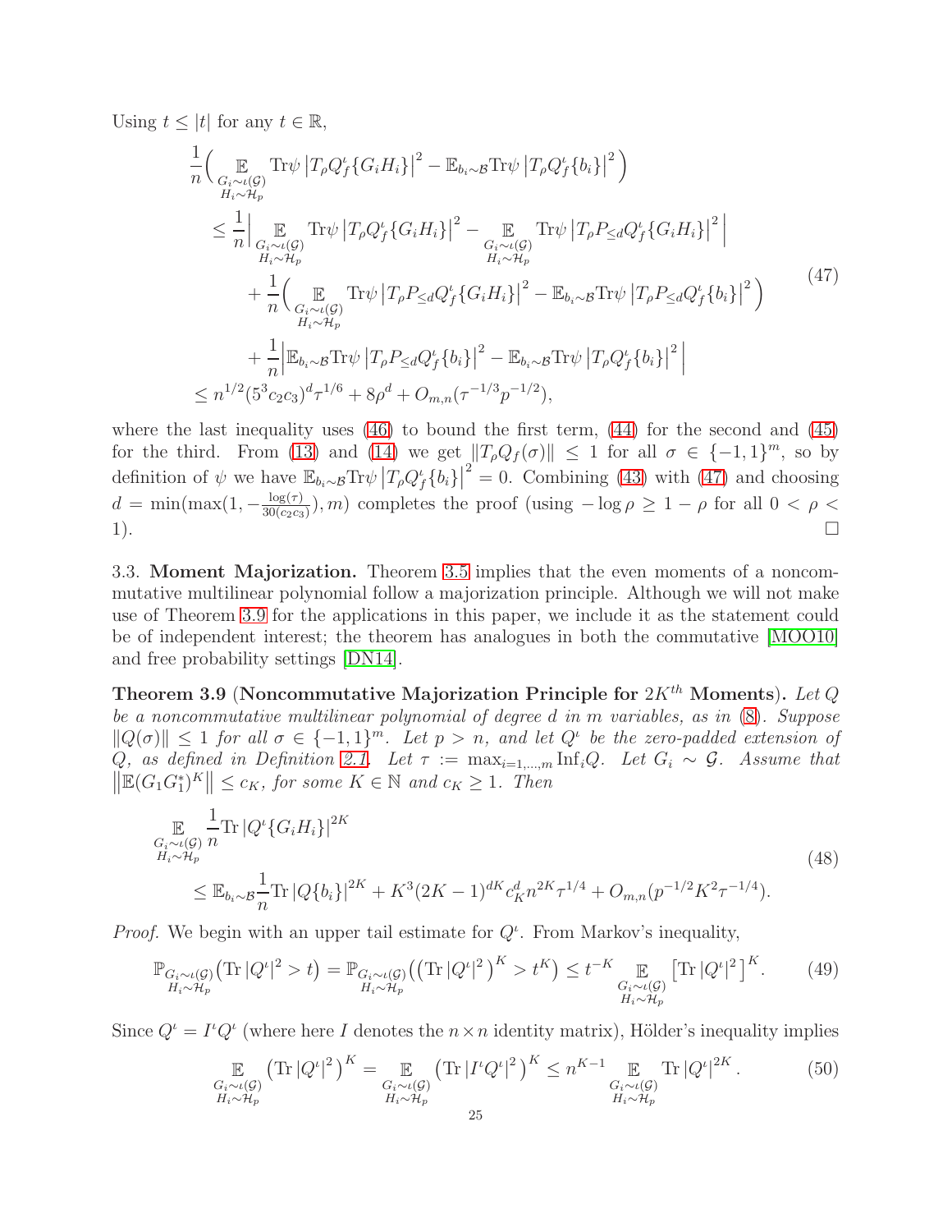Using $t \leq |t|$ for any $t \in \mathbb{R}$,

$$
\begin{aligned}
&\frac{1}{n}\Big( \mathop{\mathbb{E}}_{\substack{G_i \sim \iota(\mathcal{G}) \\ H_i \sim \mathcal{H}_p}} \mathrm{Tr}\psi \left|T_\rho Q_f^\iota\{G_i H_i\}\right|^2 - \mathbb{E}_{b_i \sim \mathcal{B}} \mathrm{Tr}\psi \left|T_\rho Q_f^\iota\{b_i\}\right|^2 \Big) \\
&\quad \leq \frac{1}{n}\Big| \mathop{\mathbb{E}}_{\substack{G_i \sim \iota(\mathcal{G}) \\ H_i \sim \mathcal{H}_p}} \mathrm{Tr}\psi \left|T_\rho Q_f^\iota\{G_i H_i\}\right|^2 - \mathop{\mathbb{E}}_{\substack{G_i \sim \iota(\mathcal{G}) \\ H_i \sim \mathcal{H}_p}} \mathrm{Tr}\psi \left|T_\rho P_{\leq d} Q_f^\iota\{G_i H_i\}\right|^2 \Big| \\
&\qquad + \frac{1}{n}\Big( \mathop{\mathbb{E}}_{\substack{G_i \sim \iota(\mathcal{G}) \\ H_i \sim \mathcal{H}_p}} \mathrm{Tr}\psi \left|T_\rho P_{\leq d} Q_f^\iota\{G_i H_i\}\right|^2 - \mathbb{E}_{b_i \sim \mathcal{B}} \mathrm{Tr}\psi \left|T_\rho P_{\leq d} Q_f^\iota\{b_i\}\right|^2 \Big) \\
&\qquad + \frac{1}{n}\Big| \mathbb{E}_{b_i \sim \mathcal{B}} \mathrm{Tr}\psi \left|T_\rho P_{\leq d} Q_f^\iota\{b_i\}\right|^2 - \mathbb{E}_{b_i \sim \mathcal{B}} \mathrm{Tr}\psi \left|T_\rho Q_f^\iota\{b_i\}\right|^2 \Big| \\
&\quad \leq n^{1/2}(5^3 c_2 c_3)^d \tau^{1/6} + 8\rho^d + O_{m,n}(\tau^{-1/3} p^{-1/2}),
\end{aligned}
\tag{47}
$$

where the last inequality uses (46) to bound the first term, (44) for the second and (45) for the third. From (13) and (14) we get $\|T_\rho Q_f(\sigma)\| \leq 1$ for all $\sigma \in \{-1,1\}^m$, so by definition of $\psi$ we have $\mathbb{E}_{b_i \sim \mathcal{B}} \mathrm{Tr}\psi \left|T_\rho Q_f^\iota\{b_i\}\right|^2 = 0$. Combining (43) with (47) and choosing $d = \min(\max(1, -\frac{\log(\tau)}{30(c_2 c_3)}), m)$ completes the proof (using $-\log \rho \geq 1 - \rho$ for all $0 < \rho < 1$). $\square$

3.3. **Moment Majorization.** Theorem 3.5 implies that the even moments of a noncommutative multilinear polynomial follow a majorization principle. Although we will not make use of Theorem 3.9 for the applications in this paper, we include it as the statement could be of independent interest; the theorem has analogues in both the commutative [MOO10] and free probability settings [DN14].

**Theorem 3.9** (**Noncommutative Majorization Principle for $2K^{th}$ Moments**)**.** *Let $Q$ be a noncommutative multilinear polynomial of degree $d$ in $m$ variables, as in (8). Suppose $\|Q(\sigma)\| \leq 1$ for all $\sigma \in \{-1,1\}^m$. Let $p > n$, and let $Q^\iota$ be the zero-padded extension of $Q$, as defined in Definition 2.1. Let $\tau := \max_{i=1,\ldots,m} \mathrm{Inf}_i Q$. Let $G_i \sim \mathcal{G}$. Assume that $\left\|\mathbb{E}(G_1 G_1^*)^K\right\| \leq c_K$, for some $K \in \mathbb{N}$ and $c_K \geq 1$. Then*

$$
\begin{aligned}
&\mathop{\mathbb{E}}_{\substack{G_i \sim \iota(\mathcal{G}) \\ H_i \sim \mathcal{H}_p}} \frac{1}{n} \mathrm{Tr} \left|Q^\iota\{G_i H_i\}\right|^{2K} \\
&\qquad \leq \mathbb{E}_{b_i \sim \mathcal{B}} \frac{1}{n} \mathrm{Tr} \left|Q\{b_i\}\right|^{2K} + K^3 (2K-1)^{dK} c_K^d n^{2K} \tau^{1/4} + O_{m,n}(p^{-1/2} K^2 \tau^{-1/4}).
\end{aligned}
\tag{48}
$$

*Proof.* We begin with an upper tail estimate for $Q^\iota$. From Markov's inequality,

$$
\mathbb{P}_{\substack{G_i \sim \iota(\mathcal{G}) \\ H_i \sim \mathcal{H}_p}}\big(\mathrm{Tr}\left|Q^\iota\right|^2 > t\big) = \mathbb{P}_{\substack{G_i \sim \iota(\mathcal{G}) \\ H_i \sim \mathcal{H}_p}}\big(\big(\mathrm{Tr}\left|Q^\iota\right|^2\big)^K > t^K\big) \leq t^{-K} \mathop{\mathbb{E}}_{\substack{G_i \sim \iota(\mathcal{G}) \\ H_i \sim \mathcal{H}_p}} \left[\mathrm{Tr}\left|Q^\iota\right|^2\right]^K. \tag{49}
$$

Since $Q^\iota = I^\iota Q^\iota$ (where here $I$ denotes the $n \times n$ identity matrix), Hölder's inequality implies

$$
\mathop{\mathbb{E}}_{\substack{G_i \sim \iota(\mathcal{G}) \\ H_i \sim \mathcal{H}_p}} \big(\mathrm{Tr}\left|Q^\iota\right|^2\big)^K = \mathop{\mathbb{E}}_{\substack{G_i \sim \iota(\mathcal{G}) \\ H_i \sim \mathcal{H}_p}} \big(\mathrm{Tr}\left|I^\iota Q^\iota\right|^2\big)^K \leq n^{K-1} \mathop{\mathbb{E}}_{\substack{G_i \sim \iota(\mathcal{G}) \\ H_i \sim \mathcal{H}_p}} \mathrm{Tr}\left|Q^\iota\right|^{2K}. \tag{50}
$$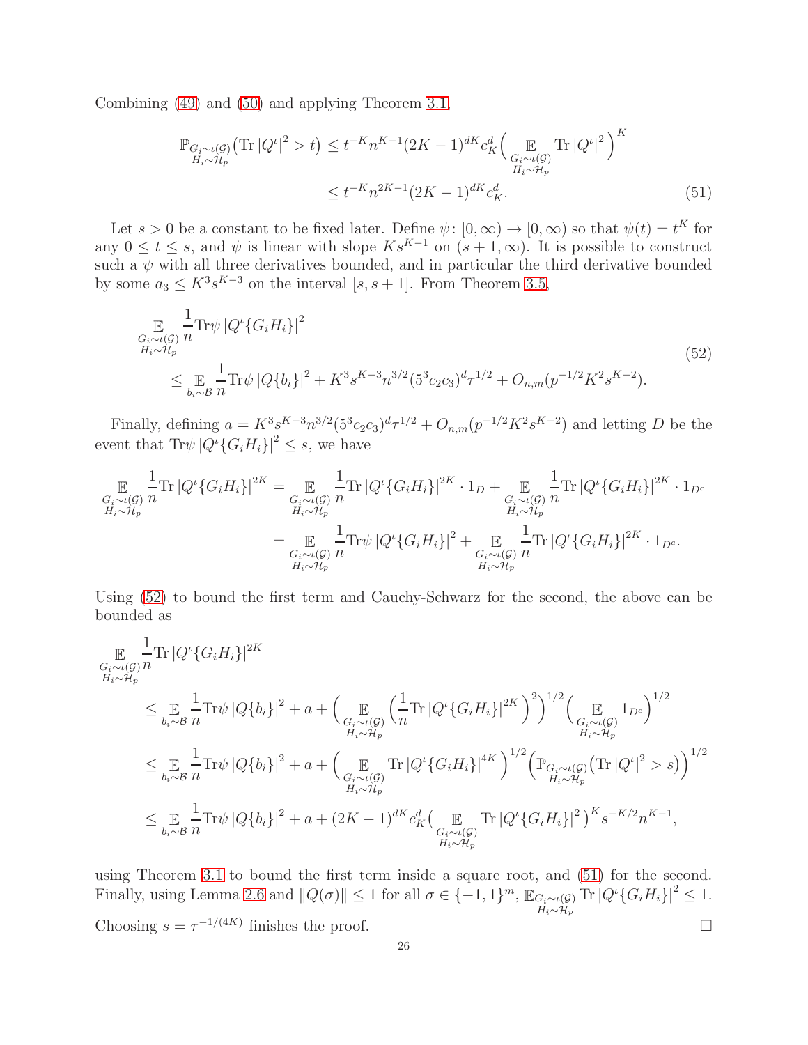Combining (49) and (50) and applying Theorem 3.1,

$$
\begin{aligned}
\mathbb{P}_{\substack{G_i\sim\iota(\mathcal{G})\\ H_i\sim\mathcal{H}_p}}\big(\mathrm{Tr}\,|Q^\iota|^2 > t\big) &\le t^{-K} n^{K-1}(2K-1)^{dK} c_K^d \Big(\mathop{\mathbb{E}}_{\substack{G_i\sim\iota(\mathcal{G})\\ H_i\sim\mathcal{H}_p}} \mathrm{Tr}\,|Q^\iota|^2\Big)^K \\
&\le t^{-K} n^{2K-1}(2K-1)^{dK} c_K^d. \qquad (51)
\end{aligned}
$$

Let $s > 0$ be a constant to be fixed later. Define $\psi\colon [0,\infty)\to[0,\infty)$ so that $\psi(t) = t^K$ for any $0 \le t \le s$, and $\psi$ is linear with slope $Ks^{K-1}$ on $(s+1,\infty)$. It is possible to construct such a $\psi$ with all three derivatives bounded, and in particular the third derivative bounded by some $a_3 \le K^3 s^{K-3}$ on the interval $[s, s+1]$. From Theorem 3.5,

$$
\begin{aligned}
&\mathop{\mathbb{E}}_{\substack{G_i\sim\iota(\mathcal{G})\\ H_i\sim\mathcal{H}_p}} \frac{1}{n}\mathrm{Tr}\psi\,|Q^\iota\{G_iH_i\}|^2 \\
&\quad \le \mathop{\mathbb{E}}_{b_i\sim\mathcal{B}} \frac{1}{n}\mathrm{Tr}\psi\,|Q\{b_i\}|^2 + K^3 s^{K-3} n^{3/2}(5^3 c_2 c_3)^d \tau^{1/2} + O_{n,m}(p^{-1/2}K^2 s^{K-2}).
\end{aligned} \qquad (52)
$$

Finally, defining $a = K^3 s^{K-3} n^{3/2}(5^3 c_2 c_3)^d \tau^{1/2} + O_{n,m}(p^{-1/2}K^2 s^{K-2})$ and letting $D$ be the event that $\mathrm{Tr}\psi\,|Q^\iota\{G_iH_i\}|^2 \le s$, we have

$$
\begin{aligned}
\mathop{\mathbb{E}}_{\substack{G_i\sim\iota(\mathcal{G})\\ H_i\sim\mathcal{H}_p}} \frac{1}{n}\mathrm{Tr}\,|Q^\iota\{G_iH_i\}|^{2K} &= \mathop{\mathbb{E}}_{\substack{G_i\sim\iota(\mathcal{G})\\ H_i\sim\mathcal{H}_p}} \frac{1}{n}\mathrm{Tr}\,|Q^\iota\{G_iH_i\}|^{2K}\cdot 1_D + \mathop{\mathbb{E}}_{\substack{G_i\sim\iota(\mathcal{G})\\ H_i\sim\mathcal{H}_p}} \frac{1}{n}\mathrm{Tr}\,|Q^\iota\{G_iH_i\}|^{2K}\cdot 1_{D^c} \\
&= \mathop{\mathbb{E}}_{\substack{G_i\sim\iota(\mathcal{G})\\ H_i\sim\mathcal{H}_p}} \frac{1}{n}\mathrm{Tr}\psi\,|Q^\iota\{G_iH_i\}|^{2} + \mathop{\mathbb{E}}_{\substack{G_i\sim\iota(\mathcal{G})\\ H_i\sim\mathcal{H}_p}} \frac{1}{n}\mathrm{Tr}\,|Q^\iota\{G_iH_i\}|^{2K}\cdot 1_{D^c}.
\end{aligned}
$$

Using (52) to bound the first term and Cauchy-Schwarz for the second, the above can be bounded as

$$
\begin{aligned}
&\mathop{\mathbb{E}}_{\substack{G_i\sim\iota(\mathcal{G})\\ H_i\sim\mathcal{H}_p}} \frac{1}{n}\mathrm{Tr}\,|Q^\iota\{G_iH_i\}|^{2K} \\
&\quad\le \mathop{\mathbb{E}}_{b_i\sim\mathcal{B}} \frac{1}{n}\mathrm{Tr}\psi\,|Q\{b_i\}|^2 + a + \Big(\mathop{\mathbb{E}}_{\substack{G_i\sim\iota(\mathcal{G})\\ H_i\sim\mathcal{H}_p}} \Big(\frac{1}{n}\mathrm{Tr}\,|Q^\iota\{G_iH_i\}|^{2K}\Big)^2\Big)^{1/2}\Big(\mathop{\mathbb{E}}_{\substack{G_i\sim\iota(\mathcal{G})\\ H_i\sim\mathcal{H}_p}} 1_{D^c}\Big)^{1/2} \\
&\quad\le \mathop{\mathbb{E}}_{b_i\sim\mathcal{B}} \frac{1}{n}\mathrm{Tr}\psi\,|Q\{b_i\}|^2 + a + \Big(\mathop{\mathbb{E}}_{\substack{G_i\sim\iota(\mathcal{G})\\ H_i\sim\mathcal{H}_p}} \mathrm{Tr}\,|Q^\iota\{G_iH_i\}|^{4K}\Big)^{1/2}\Big(\mathbb{P}_{\substack{G_i\sim\iota(\mathcal{G})\\ H_i\sim\mathcal{H}_p}}\big(\mathrm{Tr}\,|Q^\iota|^2 > s\big)\Big)^{1/2} \\
&\quad\le \mathop{\mathbb{E}}_{b_i\sim\mathcal{B}} \frac{1}{n}\mathrm{Tr}\psi\,|Q\{b_i\}|^2 + a + (2K-1)^{dK} c_K^d \Big(\mathop{\mathbb{E}}_{\substack{G_i\sim\iota(\mathcal{G})\\ H_i\sim\mathcal{H}_p}} \mathrm{Tr}\,|Q^\iota\{G_iH_i\}|^2\Big)^K s^{-K/2} n^{K-1},
\end{aligned}
$$

using Theorem 3.1 to bound the first term inside a square root, and (51) for the second. Finally, using Lemma 2.6 and $\|Q(\sigma)\| \le 1$ for all $\sigma\in\{-1,1\}^m$, $\mathbb{E}_{\substack{G_i\sim\iota(\mathcal{G})\\ H_i\sim\mathcal{H}_p}} \mathrm{Tr}\,|Q^\iota\{G_iH_i\}|^2 \le 1$. Choosing $s = \tau^{-1/(4K)}$ finishes the proof. $\square$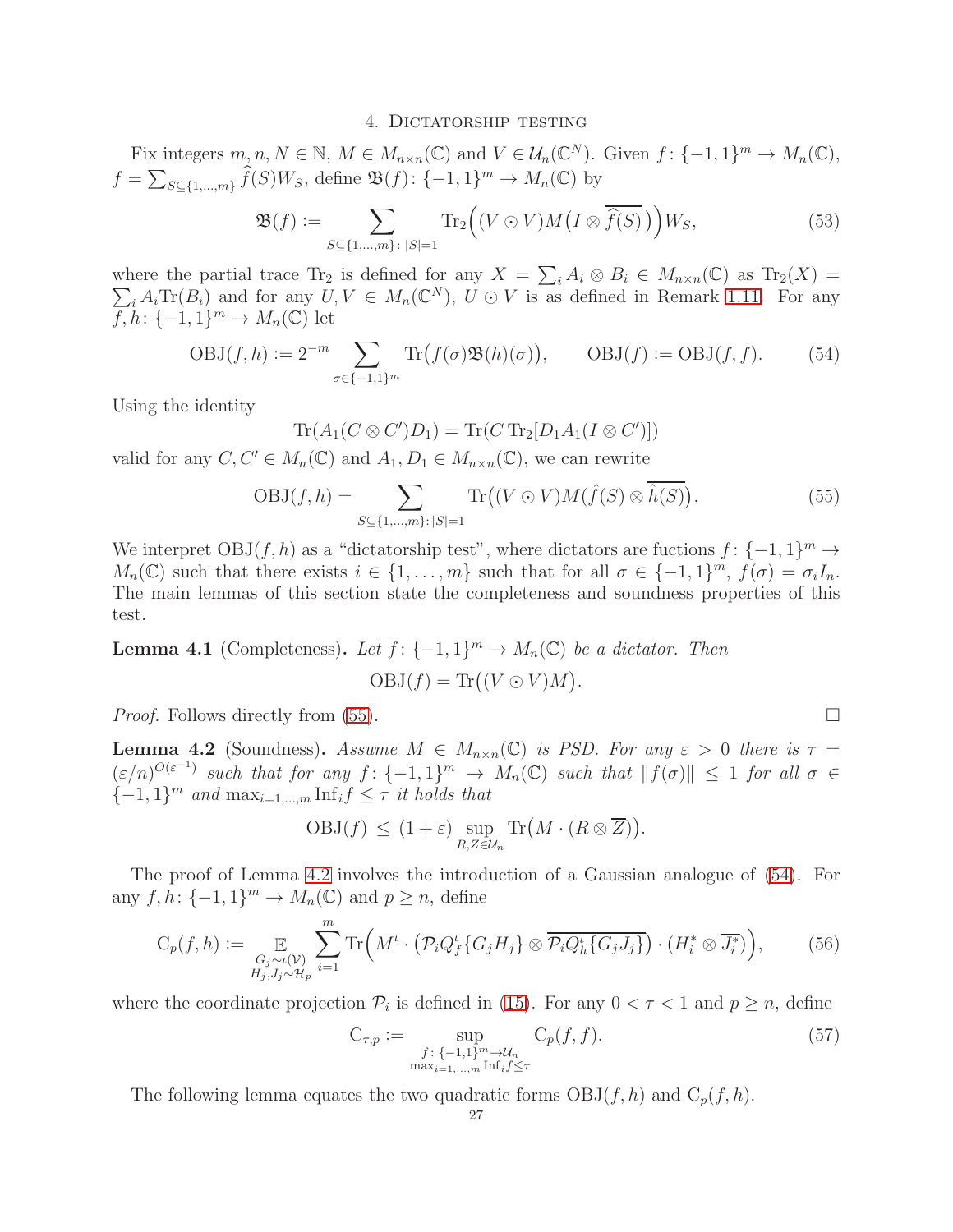## 4. Dictatorship testing

Fix integers $m, n, N \in \mathbb{N}$, $M \in M_{n\times n}(\mathbb{C})$ and $V \in \mathcal{U}_n(\mathbb{C}^N)$. Given $f\colon \{-1,1\}^m \to M_n(\mathbb{C})$, $f = \sum_{S\subseteq\{1,\dots,m\}} \widehat{f}(S) W_S$, define $\mathfrak{B}(f)\colon \{-1,1\}^m \to M_n(\mathbb{C})$ by

$$\mathfrak{B}(f) := \sum_{S\subseteq\{1,\dots,m\}:\,|S|=1} \mathrm{Tr}_2\Big((V\odot V)M\big(I\otimes \overline{\widehat{f}(S)}\big)\Big) W_S, \tag{53}$$

where the partial trace $\mathrm{Tr}_2$ is defined for any $X = \sum_i A_i\otimes B_i \in M_{n\times n}(\mathbb{C})$ as $\mathrm{Tr}_2(X) = \sum_i A_i \mathrm{Tr}(B_i)$ and for any $U, V \in M_n(\mathbb{C}^N)$, $U\odot V$ is as defined in Remark 1.11. For any $f, h\colon \{-1,1\}^m \to M_n(\mathbb{C})$ let

$$\mathrm{OBJ}(f,h) := 2^{-m} \sum_{\sigma\in\{-1,1\}^m} \mathrm{Tr}\big(f(\sigma)\mathfrak{B}(h)(\sigma)\big), \qquad \mathrm{OBJ}(f) := \mathrm{OBJ}(f,f). \tag{54}$$

Using the identity

$$\mathrm{Tr}(A_1(C\otimes C')D_1) = \mathrm{Tr}(C\,\mathrm{Tr}_2[D_1 A_1 (I\otimes C')])$$

valid for any $C, C' \in M_n(\mathbb{C})$ and $A_1, D_1 \in M_{n\times n}(\mathbb{C})$, we can rewrite

$$\mathrm{OBJ}(f,h) = \sum_{S\subseteq\{1,\dots,m\}:\,|S|=1} \mathrm{Tr}\big((V\odot V)M(\hat{f}(S)\otimes \overline{\hat{h}(S)}\big). \tag{55}$$

We interpret $\mathrm{OBJ}(f,h)$ as a "dictatorship test", where dictators are fuctions $f\colon \{-1,1\}^m \to M_n(\mathbb{C})$ such that there exists $i\in\{1,\dots,m\}$ such that for all $\sigma \in \{-1,1\}^m$, $f(\sigma) = \sigma_i I_n$. The main lemmas of this section state the completeness and soundness properties of this test.

**Lemma 4.1** (Completeness)**.** *Let $f\colon \{-1,1\}^m \to M_n(\mathbb{C})$ be a dictator. Then*

$$\mathrm{OBJ}(f) = \mathrm{Tr}\big((V\odot V)M\big).$$

*Proof.* Follows directly from (55). $\square$

**Lemma 4.2** (Soundness)**.** *Assume $M \in M_{n\times n}(\mathbb{C})$ is PSD. For any $\varepsilon > 0$ there is $\tau = (\varepsilon/n)^{O(\varepsilon^{-1})}$ such that for any $f\colon \{-1,1\}^m \to M_n(\mathbb{C})$ such that $\|f(\sigma)\| \le 1$ for all $\sigma \in \{-1,1\}^m$ and $\max_{i=1,\dots,m} \mathrm{Inf}_i f \le \tau$ it holds that*

$$\mathrm{OBJ}(f) \,\le\, (1+\varepsilon) \sup_{R,Z\in\mathcal{U}_n} \mathrm{Tr}\big(M\cdot (R\otimes \overline{Z})\big).$$

The proof of Lemma 4.2 involves the introduction of a Gaussian analogue of (54). For any $f, h\colon \{-1,1\}^m \to M_n(\mathbb{C})$ and $p \ge n$, define

$$\mathrm{C}_p(f,h) := \mathop{\mathbb{E}}_{\substack{G_j\sim\iota(\mathcal{V})\\ H_j,J_j\sim\mathcal{H}_p}} \sum_{i=1}^m \mathrm{Tr}\Big(M^\iota\cdot\big(\mathcal{P}_i Q_f^\iota\{G_jH_j\}\otimes \overline{\mathcal{P}_i Q_h^\iota\{G_jJ_j\}}\big)\cdot\big(H_i^*\otimes \overline{J_i^*}\big)\Big), \tag{56}$$

where the coordinate projection $\mathcal{P}_i$ is defined in (15). For any $0<\tau<1$ and $p\ge n$, define

$$\mathrm{C}_{\tau,p} := \sup_{\substack{f\colon\{-1,1\}^m\to\mathcal{U}_n\\ \max_{i=1,\dots,m}\mathrm{Inf}_i f\le\tau}} \mathrm{C}_p(f,f). \tag{57}$$

The following lemma equates the two quadratic forms $\mathrm{OBJ}(f,h)$ and $\mathrm{C}_p(f,h)$.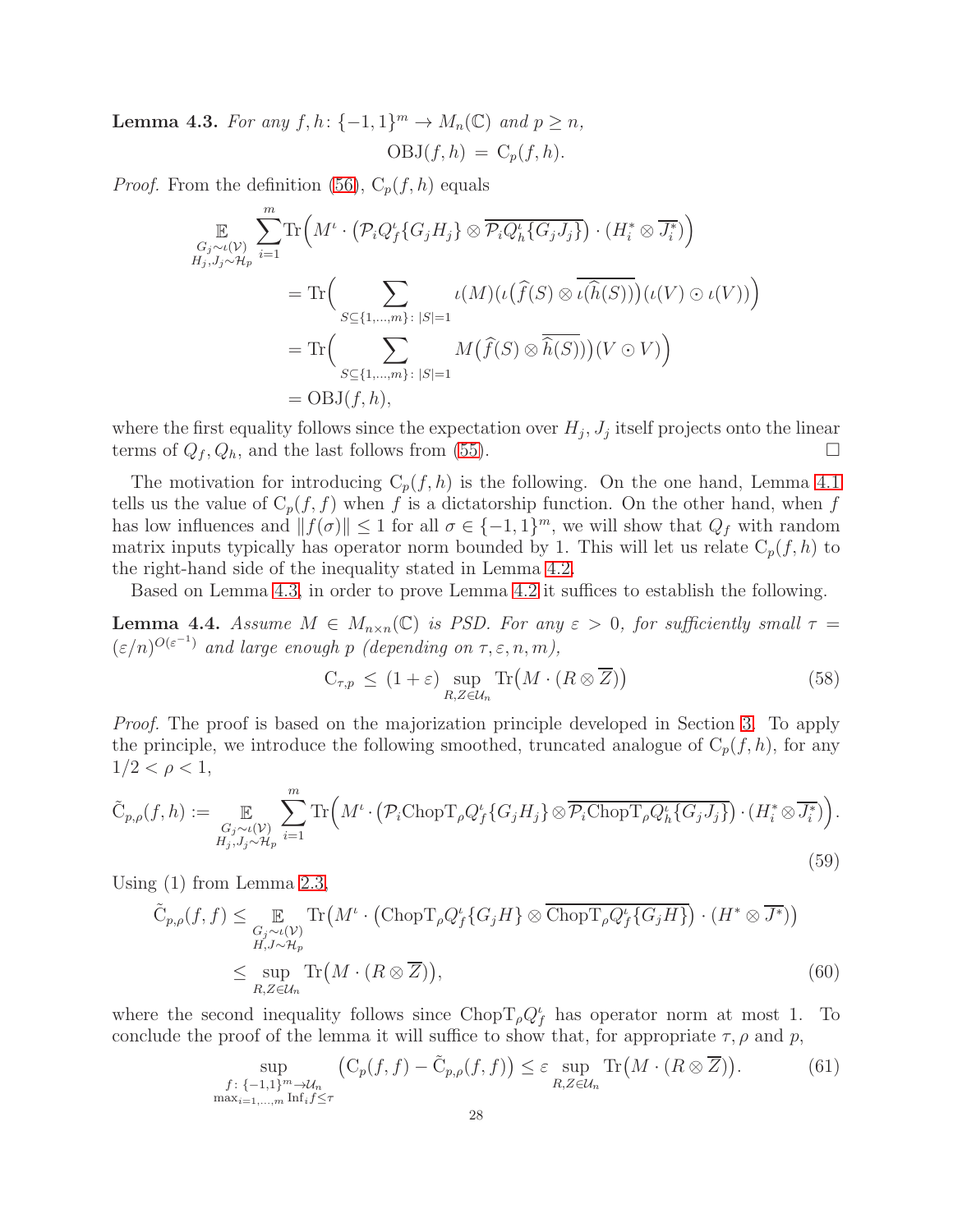**Lemma 4.3.** *For any $f, h\colon \{-1,1\}^m \to M_n(\mathbb{C})$ and $p \geq n$,*

$$\mathrm{OBJ}(f,h) \;=\; \mathrm{C}_p(f,h).$$

*Proof.* From the definition (56), $\mathrm{C}_p(f,h)$ equals

$$\begin{aligned}
\mathop{\mathbb{E}}_{\substack{G_j\sim\iota(\mathcal{V})\\ H_j,J_j\sim\mathcal{H}_p}} \sum_{i=1}^m &\mathrm{Tr}\Big(M^\iota \cdot \big(\mathcal{P}_i Q_f^\iota\{G_jH_j\} \otimes \overline{\mathcal{P}_i Q_h^\iota\{G_jJ_j\}}\big)\cdot (H_i^* \otimes \overline{J_i^*})\Big)\\
&= \mathrm{Tr}\Big(\sum_{S\subseteq\{1,\ldots,m\}:\,|S|=1} \iota(M)\big(\iota\big(\widehat{f}(S) \otimes \overline{\iota(\widehat{h}(S))}\big)\big(\iota(V)\odot\iota(V)\big)\Big)\\
&= \mathrm{Tr}\Big(\sum_{S\subseteq\{1,\ldots,m\}:\,|S|=1} M\big(\widehat{f}(S) \otimes \overline{\widehat{h}(S)})\big)(V\odot V)\Big)\\
&= \mathrm{OBJ}(f,h),
\end{aligned}$$

where the first equality follows since the expectation over $H_j, J_j$ itself projects onto the linear terms of $Q_f, Q_h$, and the last follows from (55). $\square$

The motivation for introducing $\mathrm{C}_p(f,h)$ is the following. On the one hand, Lemma 4.1 tells us the value of $\mathrm{C}_p(f,f)$ when $f$ is a dictatorship function. On the other hand, when $f$ has low influences and $\|f(\sigma)\| \leq 1$ for all $\sigma \in \{-1,1\}^m$, we will show that $Q_f$ with random matrix inputs typically has operator norm bounded by 1. This will let us relate $\mathrm{C}_p(f,h)$ to the right-hand side of the inequality stated in Lemma 4.2.

Based on Lemma 4.3, in order to prove Lemma 4.2 it suffices to establish the following.

**Lemma 4.4.** *Assume $M \in M_{n\times n}(\mathbb{C})$ is PSD. For any $\varepsilon > 0$, for sufficiently small $\tau = (\varepsilon/n)^{O(\varepsilon^{-1})}$ and large enough $p$ (depending on $\tau, \varepsilon, n, m$),*

$$\mathrm{C}_{\tau,p} \;\leq\; (1+\varepsilon) \sup_{R,Z\in\mathcal{U}_n} \mathrm{Tr}\big(M \cdot (R \otimes \overline{Z})\big) \tag{58}$$

*Proof.* The proof is based on the majorization principle developed in Section 3. To apply the principle, we introduce the following smoothed, truncated analogue of $\mathrm{C}_p(f,h)$, for any $1/2 < \rho < 1$,

$$\tilde{\mathrm{C}}_{p,\rho}(f,h) := \mathop{\mathbb{E}}_{\substack{G_j\sim\iota(\mathcal{V})\\ H_j,J_j\sim\mathcal{H}_p}} \sum_{i=1}^m \mathrm{Tr}\Big(M^\iota \cdot \big(\mathcal{P}_i \mathrm{ChopT}_\rho Q_f^\iota\{G_jH_j\} \otimes \overline{\mathcal{P}_i \mathrm{ChopT}_\rho Q_h^\iota\{G_jJ_j\}}\big)\cdot (H_i^* \otimes \overline{J_i^*})\Big). \tag{59}$$

Using (1) from Lemma 2.3,

$$\begin{aligned}
\tilde{\mathrm{C}}_{p,\rho}(f,f) &\leq \mathop{\mathbb{E}}_{\substack{G_j\sim\iota(\mathcal{V})\\ H,J\sim\mathcal{H}_p}} \mathrm{Tr}\big(M^\iota \cdot \big(\mathrm{ChopT}_\rho Q_f^\iota\{G_jH\} \otimes \overline{\mathrm{ChopT}_\rho Q_f^\iota\{G_jH\}}\big)\cdot (H^* \otimes \overline{J^*})\big)\\
&\leq \sup_{R,Z\in\mathcal{U}_n} \mathrm{Tr}\big(M\cdot(R\otimes\overline{Z})\big),
\end{aligned} \tag{60}$$

where the second inequality follows since $\mathrm{ChopT}_\rho Q_f^\iota$ has operator norm at most 1. To conclude the proof of the lemma it will suffice to show that, for appropriate $\tau, \rho$ and $p$,

$$\sup_{\substack{f\colon\{-1,1\}^m\to\mathcal{U}_n\\ \max_{i=1,\ldots,m}\mathrm{Inf}_i f\leq\tau}} \big(\mathrm{C}_p(f,f) - \tilde{\mathrm{C}}_{p,\rho}(f,f)\big) \leq \varepsilon \sup_{R,Z\in\mathcal{U}_n} \mathrm{Tr}\big(M\cdot(R\otimes\overline{Z})\big). \tag{61}$$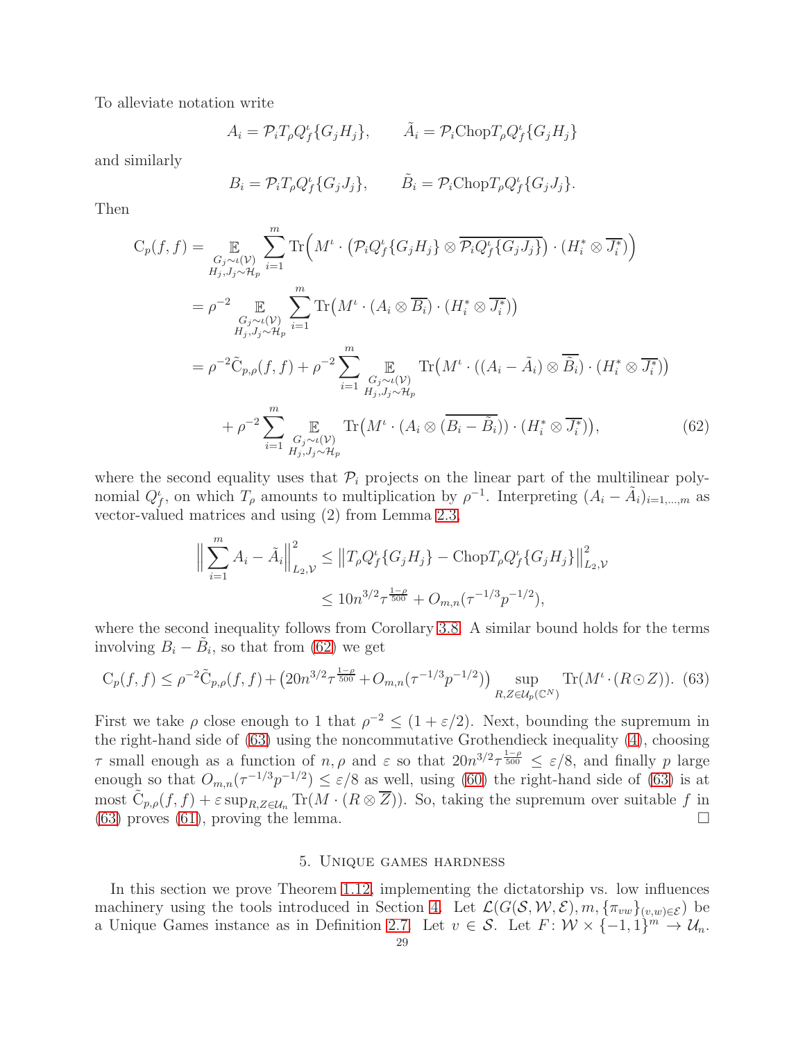To alleviate notation write

$$A_i = \mathcal{P}_i T_\rho Q^\iota_f\{G_j H_j\}, \qquad \tilde{A}_i = \mathcal{P}_i \mathrm{Chop} T_\rho Q^\iota_f\{G_j H_j\}$$

and similarly

$$B_i = \mathcal{P}_i T_\rho Q^\iota_f\{G_j J_j\}, \qquad \tilde{B}_i = \mathcal{P}_i \mathrm{Chop} T_\rho Q^\iota_f\{G_j J_j\}.$$

Then

$$\begin{aligned}
\mathrm{C}_p(f,f) &= \mathop{\mathbb{E}}_{\substack{G_j \sim \iota(\mathcal{V}) \\ H_j, J_j \sim \mathcal{H}_p}} \sum_{i=1}^m \mathrm{Tr}\Big( M^\iota \cdot \big( \mathcal{P}_i Q^\iota_f\{G_j H_j\} \otimes \overline{\mathcal{P}_i Q^\iota_f\{G_j J_j\}} \big) \cdot (H_i^* \otimes \overline{J_i^*}) \Big) \\
&= \rho^{-2} \mathop{\mathbb{E}}_{\substack{G_j \sim \iota(\mathcal{V}) \\ H_j, J_j \sim \mathcal{H}_p}} \sum_{i=1}^m \mathrm{Tr}\big( M^\iota \cdot (A_i \otimes \overline{B_i}) \cdot (H_i^* \otimes \overline{J_i^*}) \big) \\
&= \rho^{-2} \tilde{\mathrm{C}}_{p,\rho}(f,f) + \rho^{-2} \sum_{i=1}^m \mathop{\mathbb{E}}_{\substack{G_j \sim \iota(\mathcal{V}) \\ H_j, J_j \sim \mathcal{H}_p}} \mathrm{Tr}\big( M^\iota \cdot ((A_i - \tilde{A}_i) \otimes \overline{\tilde{B}_i}) \cdot (H_i^* \otimes \overline{J_i^*}) \big) \\
&\quad + \rho^{-2} \sum_{i=1}^m \mathop{\mathbb{E}}_{\substack{G_j \sim \iota(\mathcal{V}) \\ H_j, J_j \sim \mathcal{H}_p}} \mathrm{Tr}\big( M^\iota \cdot (A_i \otimes \overline{(B_i - \tilde{B}_i)}) \cdot (H_i^* \otimes \overline{J_i^*}) \big), \qquad (62)
\end{aligned}$$

where the second equality uses that $\mathcal{P}_i$ projects on the linear part of the multilinear polynomial $Q^\iota_f$, on which $T_\rho$ amounts to multiplication by $\rho^{-1}$. Interpreting $(A_i - \tilde{A}_i)_{i=1,\dots,m}$ as vector-valued matrices and using (2) from Lemma 2.3,

$$\begin{aligned}
\Big\| \sum_{i=1}^m A_i - \tilde{A}_i \Big\|^2_{L_2,\mathcal{V}} &\le \big\| T_\rho Q^\iota_f\{G_j H_j\} - \mathrm{Chop} T_\rho Q^\iota_f\{G_j H_j\} \big\|^2_{L_2,\mathcal{V}} \\
&\le 10 n^{3/2} \tau^{\frac{1-\rho}{500}} + O_{m,n}(\tau^{-1/3} p^{-1/2}),
\end{aligned}$$

where the second inequality follows from Corollary 3.8. A similar bound holds for the terms involving $B_i - \tilde{B}_i$, so that from (62) we get

$$\mathrm{C}_p(f,f) \le \rho^{-2} \tilde{\mathrm{C}}_{p,\rho}(f,f) + \big( 20 n^{3/2} \tau^{\frac{1-\rho}{500}} + O_{m,n}(\tau^{-1/3} p^{-1/2}) \big) \sup_{R,Z \in \mathcal{U}_p(\mathbb{C}^N)} \mathrm{Tr}(M^\iota \cdot (R \odot Z)). \quad (63)$$

First we take $\rho$ close enough to 1 that $\rho^{-2} \le (1 + \varepsilon/2)$. Next, bounding the supremum in the right-hand side of (63) using the noncommutative Grothendieck inequality (4), choosing $\tau$ small enough as a function of $n, \rho$ and $\varepsilon$ so that $20 n^{3/2} \tau^{\frac{1-\rho}{500}} \le \varepsilon/8$, and finally $p$ large enough so that $O_{m,n}(\tau^{-1/3} p^{-1/2}) \le \varepsilon/8$ as well, using (60) the right-hand side of (63) is at most $\tilde{\mathrm{C}}_{p,\rho}(f,f) + \varepsilon \sup_{R,Z \in \mathcal{U}_n} \mathrm{Tr}(M \cdot (R \otimes \overline{Z}))$. So, taking the supremum over suitable $f$ in (63) proves (61), proving the lemma. □

## 5. Unique games hardness

In this section we prove Theorem 1.12, implementing the dictatorship vs. low influences machinery using the tools introduced in Section 4. Let $\mathcal{L}(G(\mathcal{S}, \mathcal{W}, \mathcal{E}), m, \{\pi_{vw}\}_{(v,w)\in\mathcal{E}})$ be a Unique Games instance as in Definition 2.7. Let $v \in \mathcal{S}$. Let $F\colon \mathcal{W} \times \{-1,1\}^m \to \mathcal{U}_n$.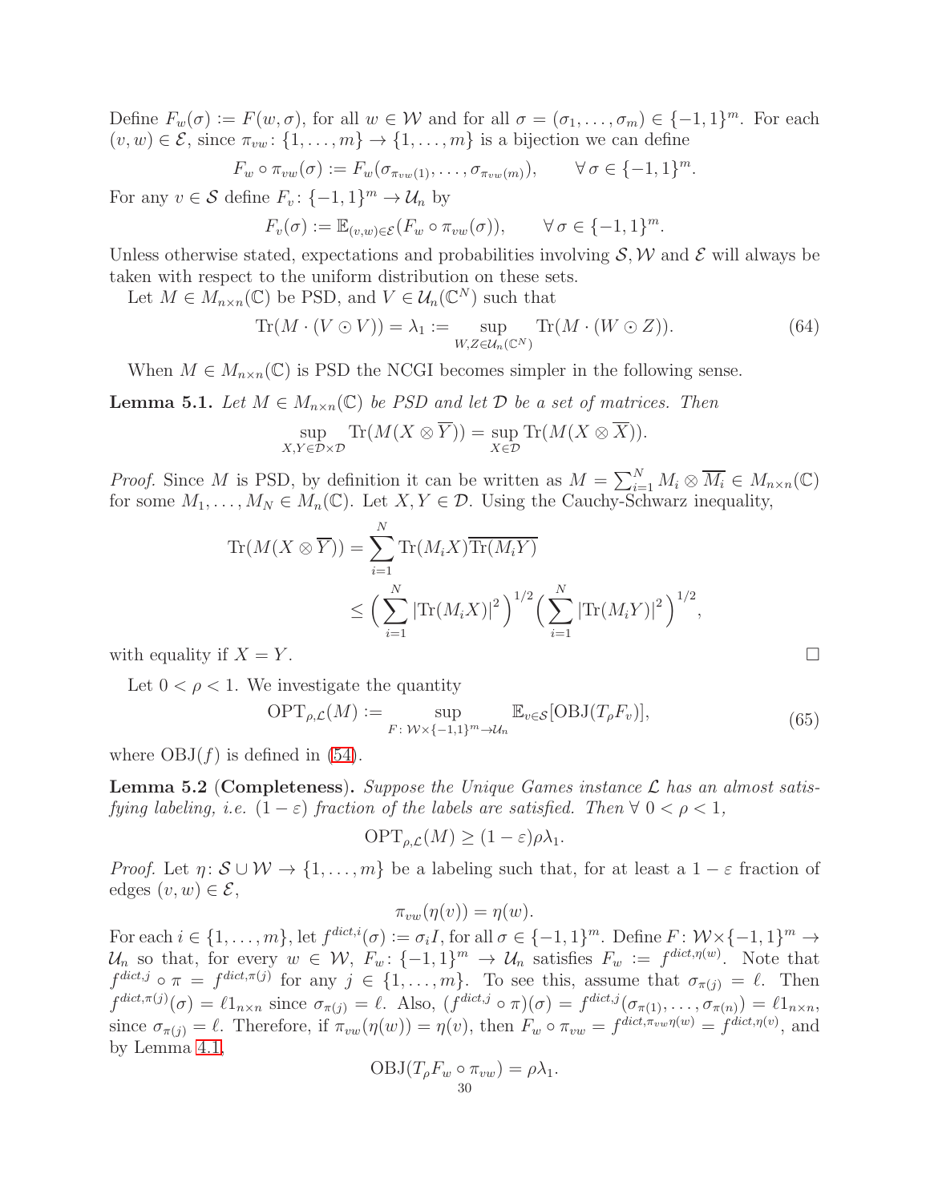Define $F_w(\sigma) := F(w, \sigma)$, for all $w \in \mathcal{W}$ and for all $\sigma = (\sigma_1, \ldots, \sigma_m) \in \{-1,1\}^m$. For each $(v, w) \in \mathcal{E}$, since $\pi_{vw} \colon \{1, \ldots, m\} \to \{1, \ldots, m\}$ is a bijection we can define

$$F_w \circ \pi_{vw}(\sigma) := F_w(\sigma_{\pi_{vw}(1)}, \ldots, \sigma_{\pi_{vw}(m)}), \qquad \forall\, \sigma \in \{-1,1\}^m.$$

For any $v \in \mathcal{S}$ define $F_v \colon \{-1,1\}^m \to \mathcal{U}_n$ by

$$F_v(\sigma) := \mathbb{E}_{(v,w)\in\mathcal{E}}(F_w \circ \pi_{vw}(\sigma)), \qquad \forall\, \sigma \in \{-1,1\}^m.$$

Unless otherwise stated, expectations and probabilities involving $\mathcal{S}, \mathcal{W}$ and $\mathcal{E}$ will always be taken with respect to the uniform distribution on these sets.

Let $M \in M_{n\times n}(\mathbb{C})$ be PSD, and $V \in \mathcal{U}_n(\mathbb{C}^N)$ such that

$$\mathrm{Tr}(M \cdot (V \odot V)) = \lambda_1 := \sup_{W,Z \in \mathcal{U}_n(\mathbb{C}^N)} \mathrm{Tr}(M \cdot (W \odot Z)). \tag{64}$$

When $M \in M_{n\times n}(\mathbb{C})$ is PSD the NCGI becomes simpler in the following sense.

**Lemma 5.1.** *Let $M \in M_{n\times n}(\mathbb{C})$ be PSD and let $\mathcal{D}$ be a set of matrices. Then*

$$\sup_{X,Y \in \mathcal{D}\times\mathcal{D}} \mathrm{Tr}(M(X \otimes \overline{Y})) = \sup_{X \in \mathcal{D}} \mathrm{Tr}(M(X \otimes \overline{X})).$$

*Proof.* Since $M$ is PSD, by definition it can be written as $M = \sum_{i=1}^N M_i \otimes \overline{M_i} \in M_{n\times n}(\mathbb{C})$ for some $M_1, \ldots, M_N \in M_n(\mathbb{C})$. Let $X, Y \in \mathcal{D}$. Using the Cauchy-Schwarz inequality,

$$\begin{aligned}
\mathrm{Tr}(M(X \otimes \overline{Y})) &= \sum_{i=1}^N \mathrm{Tr}(M_i X)\overline{\mathrm{Tr}(M_i Y)} \\
&\leq \Big(\sum_{i=1}^N |\mathrm{Tr}(M_i X)|^2\Big)^{1/2} \Big(\sum_{i=1}^N |\mathrm{Tr}(M_i Y)|^2\Big)^{1/2},
\end{aligned}$$

with equality if $X = Y$. $\square$

Let $0 < \rho < 1$. We investigate the quantity

$$\mathrm{OPT}_{\rho,\mathcal{L}}(M) := \sup_{F \colon \mathcal{W}\times\{-1,1\}^m \to \mathcal{U}_n} \mathbb{E}_{v\in\mathcal{S}}[\mathrm{OBJ}(T_\rho F_v)], \tag{65}$$

where $\mathrm{OBJ}(f)$ is defined in (54).

**Lemma 5.2 (Completeness).** *Suppose the Unique Games instance $\mathcal{L}$ has an almost satisfying labeling, i.e. $(1-\varepsilon)$ fraction of the labels are satisfied. Then $\forall\ 0 < \rho < 1$,*

$$\mathrm{OPT}_{\rho,\mathcal{L}}(M) \geq (1-\varepsilon)\rho\lambda_1.$$

*Proof.* Let $\eta \colon \mathcal{S} \cup \mathcal{W} \to \{1, \ldots, m\}$ be a labeling such that, for at least a $1-\varepsilon$ fraction of edges $(v, w) \in \mathcal{E}$,

$$\pi_{vw}(\eta(v)) = \eta(w).$$

For each $i \in \{1, \ldots, m\}$, let $f^{dict,i}(\sigma) := \sigma_i I$, for all $\sigma \in \{-1,1\}^m$. Define $F \colon \mathcal{W}\times\{-1,1\}^m \to \mathcal{U}_n$ so that, for every $w \in \mathcal{W}$, $F_w \colon \{-1,1\}^m \to \mathcal{U}_n$ satisfies $F_w := f^{dict,\eta(w)}$. Note that $f^{dict,j} \circ \pi = f^{dict,\pi(j)}$ for any $j \in \{1, \ldots, m\}$. To see this, assume that $\sigma_{\pi(j)} = \ell$. Then $f^{dict,\pi(j)}(\sigma) = \ell 1_{n\times n}$ since $\sigma_{\pi(j)} = \ell$. Also, $(f^{dict,j} \circ \pi)(\sigma) = f^{dict,j}(\sigma_{\pi(1)}, \ldots, \sigma_{\pi(n)}) = \ell 1_{n\times n}$, since $\sigma_{\pi(j)} = \ell$. Therefore, if $\pi_{vw}(\eta(w)) = \eta(v)$, then $F_w \circ \pi_{vw} = f^{dict,\pi_{vw}\eta(w)} = f^{dict,\eta(v)}$, and by Lemma 4.1,

$$\mathrm{OBJ}(T_\rho F_w \circ \pi_{vw}) = \rho\lambda_1.$$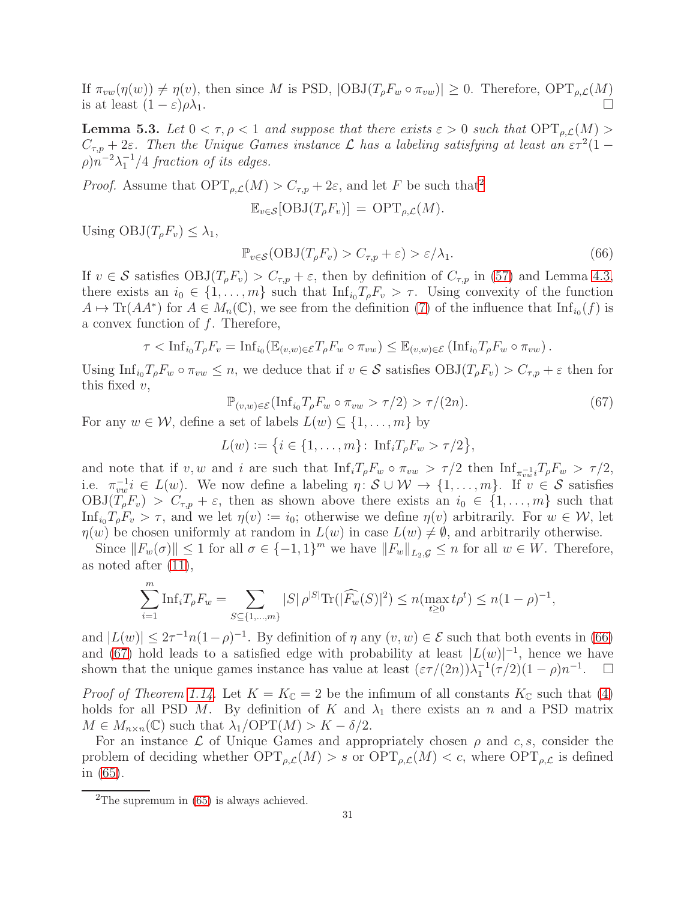If $\pi_{vw}(\eta(w)) \neq \eta(v)$, then since $M$ is PSD, $|\mathrm{OBJ}(T_\rho F_w \circ \pi_{vw})| \geq 0$. Therefore, $\mathrm{OPT}_{\rho,\mathcal{L}}(M)$ is at least $(1-\varepsilon)\rho\lambda_1$. □

**Lemma 5.3.** *Let $0 < \tau, \rho < 1$ and suppose that there exists $\varepsilon > 0$ such that $\mathrm{OPT}_{\rho,\mathcal{L}}(M) > C_{\tau,p} + 2\varepsilon$. Then the Unique Games instance $\mathcal{L}$ has a labeling satisfying at least an $\varepsilon\tau^2(1-\rho)n^{-2}\lambda_1^{-1}/4$ fraction of its edges.*

*Proof.* Assume that $\mathrm{OPT}_{\rho,\mathcal{L}}(M) > C_{\tau,p} + 2\varepsilon$, and let $F$ be such that[2]

$$\mathbb{E}_{v\in\mathcal{S}}[\mathrm{OBJ}(T_\rho F_v)] = \mathrm{OPT}_{\rho,\mathcal{L}}(M).$$

Using $\mathrm{OBJ}(T_\rho F_v) \leq \lambda_1$,

$$\mathbb{P}_{v\in\mathcal{S}}(\mathrm{OBJ}(T_\rho F_v) > C_{\tau,p} + \varepsilon) > \varepsilon/\lambda_1. \tag{66}$$

If $v \in \mathcal{S}$ satisfies $\mathrm{OBJ}(T_\rho F_v) > C_{\tau,p} + \varepsilon$, then by definition of $C_{\tau,p}$ in (57) and Lemma 4.3, there exists an $i_0 \in \{1,\ldots,m\}$ such that $\mathrm{Inf}_{i_0} T_\rho F_v > \tau$. Using convexity of the function $A \mapsto \mathrm{Tr}(AA^*)$ for $A \in M_n(\mathbb{C})$, we see from the definition (7) of the influence that $\mathrm{Inf}_{i_0}(f)$ is a convex function of $f$. Therefore,

$$\tau < \mathrm{Inf}_{i_0} T_\rho F_v = \mathrm{Inf}_{i_0}(\mathbb{E}_{(v,w)\in\mathcal{E}} T_\rho F_w \circ \pi_{vw}) \leq \mathbb{E}_{(v,w)\in\mathcal{E}} \left(\mathrm{Inf}_{i_0} T_\rho F_w \circ \pi_{vw}\right).$$

Using $\mathrm{Inf}_{i_0} T_\rho F_w \circ \pi_{vw} \leq n$, we deduce that if $v \in \mathcal{S}$ satisfies $\mathrm{OBJ}(T_\rho F_v) > C_{\tau,p} + \varepsilon$ then for this fixed $v$,

$$\mathbb{P}_{(v,w)\in\mathcal{E}}(\mathrm{Inf}_{i_0} T_\rho F_w \circ \pi_{vw} > \tau/2) > \tau/(2n). \tag{67}$$

For any $w \in \mathcal{W}$, define a set of labels $L(w) \subseteq \{1,\ldots,m\}$ by

$$L(w) := \left\{i \in \{1,\ldots,m\} \colon \mathrm{Inf}_i T_\rho F_w > \tau/2\right\},$$

and note that if $v, w$ and $i$ are such that $\mathrm{Inf}_i T_\rho F_w \circ \pi_{vw} > \tau/2$ then $\mathrm{Inf}_{\pi_{vw}^{-1} i} T_\rho F_w > \tau/2$, i.e. $\pi_{vw}^{-1} i \in L(w)$. We now define a labeling $\eta\colon \mathcal{S} \cup \mathcal{W} \to \{1,\ldots,m\}$. If $v \in \mathcal{S}$ satisfies $\mathrm{OBJ}(T_\rho F_v) > C_{\tau,p} + \varepsilon$, then as shown above there exists an $i_0 \in \{1,\ldots,m\}$ such that $\mathrm{Inf}_{i_0} T_\rho F_v > \tau$, and we let $\eta(v) := i_0$; otherwise we define $\eta(v)$ arbitrarily. For $w \in \mathcal{W}$, let $\eta(w)$ be chosen uniformly at random in $L(w)$ in case $L(w) \neq \emptyset$, and arbitrarily otherwise.

Since $\|F_w(\sigma)\| \leq 1$ for all $\sigma \in \{-1,1\}^m$ we have $\|F_w\|_{L_2,\mathcal{G}} \leq n$ for all $w \in W$. Therefore, as noted after (11),

$$\sum_{i=1}^m \mathrm{Inf}_i T_\rho F_w = \sum_{S\subseteq\{1,\ldots,m\}} |S|\,\rho^{|S|}\mathrm{Tr}(|\widehat{F_w}(S)|^2) \leq n(\max_{t\geq 0} t\rho^t) \leq n(1-\rho)^{-1},$$

and $|L(w)| \leq 2\tau^{-1}n(1-\rho)^{-1}$. By definition of $\eta$ any $(v,w) \in \mathcal{E}$ such that both events in (66) and (67) hold leads to a satisfied edge with probability at least $|L(w)|^{-1}$, hence we have shown that the unique games instance has value at least $(\varepsilon\tau/(2n))\lambda_1^{-1}(\tau/2)(1-\rho)n^{-1}$. □

*Proof of Theorem 1.14.* Let $K = K_{\mathbb{C}} = 2$ be the infimum of all constants $K_{\mathbb{C}}$ such that (4) holds for all PSD $M$. By definition of $K$ and $\lambda_1$ there exists an $n$ and a PSD matrix $M \in M_{n\times n}(\mathbb{C})$ such that $\lambda_1/\mathrm{OPT}(M) > K - \delta/2$.

For an instance $\mathcal{L}$ of Unique Games and appropriately chosen $\rho$ and $c, s$, consider the problem of deciding whether $\mathrm{OPT}_{\rho,\mathcal{L}}(M) > s$ or $\mathrm{OPT}_{\rho,\mathcal{L}}(M) < c$, where $\mathrm{OPT}_{\rho,\mathcal{L}}$ is defined in (65).

[2] The supremum in (65) is always achieved.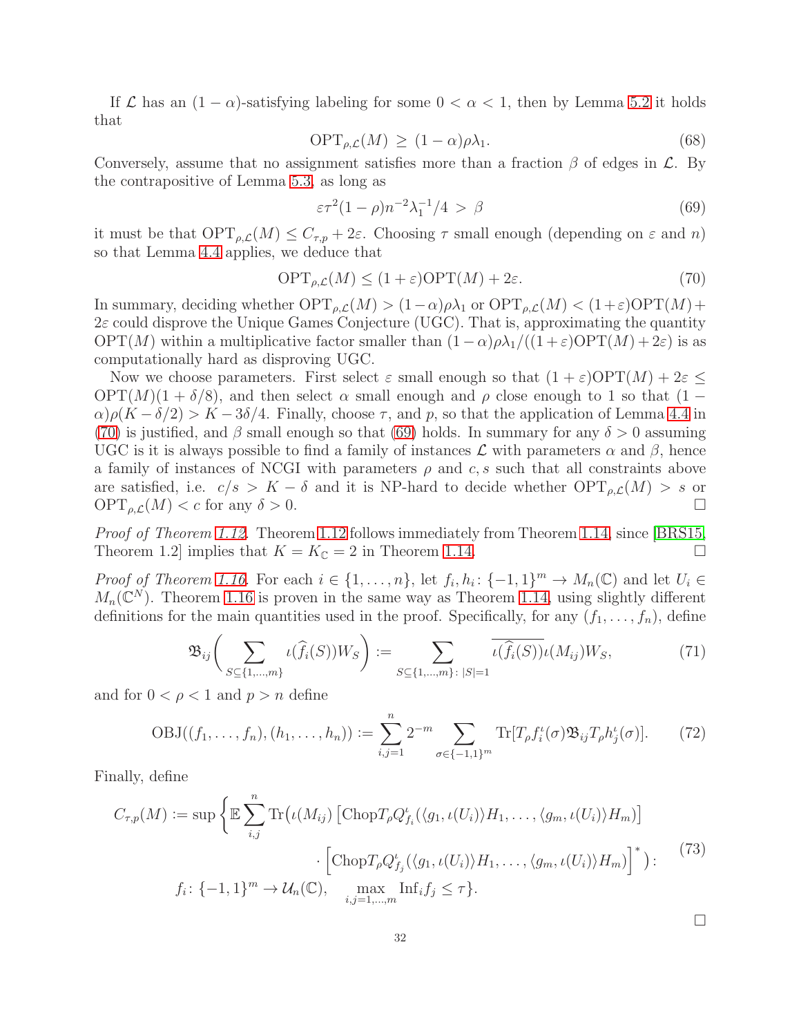If $\mathcal{L}$ has an $(1-\alpha)$-satisfying labeling for some $0<\alpha<1$, then by Lemma 5.2 it holds that

$$\mathrm{OPT}_{\rho,\mathcal{L}}(M) \ \geq\ (1-\alpha)\rho\lambda_1. \tag{68}$$

Conversely, assume that no assignment satisfies more than a fraction $\beta$ of edges in $\mathcal{L}$. By the contrapositive of Lemma 5.3, as long as

$$\varepsilon\tau^2(1-\rho)n^{-2}\lambda_1^{-1}/4 \ >\ \beta \tag{69}$$

it must be that $\mathrm{OPT}_{\rho,\mathcal{L}}(M) \leq C_{\tau,p} + 2\varepsilon$. Choosing $\tau$ small enough (depending on $\varepsilon$ and $n$) so that Lemma 4.4 applies, we deduce that

$$\mathrm{OPT}_{\rho,\mathcal{L}}(M) \leq (1+\varepsilon)\mathrm{OPT}(M) + 2\varepsilon. \tag{70}$$

In summary, deciding whether $\mathrm{OPT}_{\rho,\mathcal{L}}(M) > (1-\alpha)\rho\lambda_1$ or $\mathrm{OPT}_{\rho,\mathcal{L}}(M) < (1+\varepsilon)\mathrm{OPT}(M) + 2\varepsilon$ could disprove the Unique Games Conjecture (UGC). That is, approximating the quantity $\mathrm{OPT}(M)$ within a multiplicative factor smaller than $(1-\alpha)\rho\lambda_1/((1+\varepsilon)\mathrm{OPT}(M)+2\varepsilon)$ is as computationally hard as disproving UGC.

Now we choose parameters. First select $\varepsilon$ small enough so that $(1+\varepsilon)\mathrm{OPT}(M)+2\varepsilon \leq \mathrm{OPT}(M)(1+\delta/8)$, and then select $\alpha$ small enough and $\rho$ close enough to 1 so that $(1-\alpha)\rho(K-\delta/2) > K - 3\delta/4$. Finally, choose $\tau$, and $p$, so that the application of Lemma 4.4 in (70) is justified, and $\beta$ small enough so that (69) holds. In summary for any $\delta>0$ assuming UGC is it is always possible to find a family of instances $\mathcal{L}$ with parameters $\alpha$ and $\beta$, hence a family of instances of NCGI with parameters $\rho$ and $c, s$ such that all constraints above are satisfied, i.e. $c/s > K-\delta$ and it is NP-hard to decide whether $\mathrm{OPT}_{\rho,\mathcal{L}}(M) > s$ or $\mathrm{OPT}_{\rho,\mathcal{L}}(M) < c$ for any $\delta > 0$. $\square$

*Proof of Theorem 1.12.* Theorem 1.12 follows immediately from Theorem 1.14, since [BRS15, Theorem 1.2] implies that $K = K_{\mathbb{C}} = 2$ in Theorem 1.14. $\square$

*Proof of Theorem 1.16.* For each $i \in \{1,\dots,n\}$, let $f_i, h_i\colon \{-1,1\}^m \to M_n(\mathbb{C})$ and let $U_i \in M_n(\mathbb{C}^N)$. Theorem 1.16 is proven in the same way as Theorem 1.14, using slightly different definitions for the main quantities used in the proof. Specifically, for any $(f_1,\dots,f_n)$, define

$$\mathfrak{B}_{ij}\bigg(\sum_{S\subseteq\{1,\dots,m\}} \iota(\widehat{f}_i(S))W_S\bigg) := \sum_{S\subseteq\{1,\dots,m\}\colon |S|=1} \overline{\iota(\widehat{f}_i(S))}\iota(M_{ij})W_S, \tag{71}$$

and for $0<\rho<1$ and $p>n$ define

$$\mathrm{OBJ}((f_1,\dots,f_n),(h_1,\dots,h_n)) := \sum_{i,j=1}^n 2^{-m}\sum_{\sigma\in\{-1,1\}^m} \mathrm{Tr}[T_\rho f_i^\iota(\sigma)\mathfrak{B}_{ij}T_\rho h_j^\iota(\sigma)]. \tag{72}$$

Finally, define

$$\begin{aligned} C_{\tau,p}(M) := \sup\bigg\{ \mathbb{E}\sum_{i,j}^n \mathrm{Tr}\big(\iota(M_{ij})\left[\mathrm{Chop}T_\rho Q^\iota_{f_i}(\langle g_1,\iota(U_i)\rangle H_1,\dots,\langle g_m,\iota(U_i)\rangle H_m)\right] \\ \cdot \Big[\mathrm{Chop}T_\rho Q^\iota_{f_j}(\langle g_1,\iota(U_i)\rangle H_1,\dots,\langle g_m,\iota(U_i)\rangle H_m)\Big]^*\big)\colon \\ f_i\colon\{-1,1\}^m \to \mathcal{U}_n(\mathbb{C}),\quad \max_{i,j=1,\dots,m}\mathrm{Inf}_i f_j \leq \tau\bigg\}. \end{aligned} \tag{73}$$

$\square$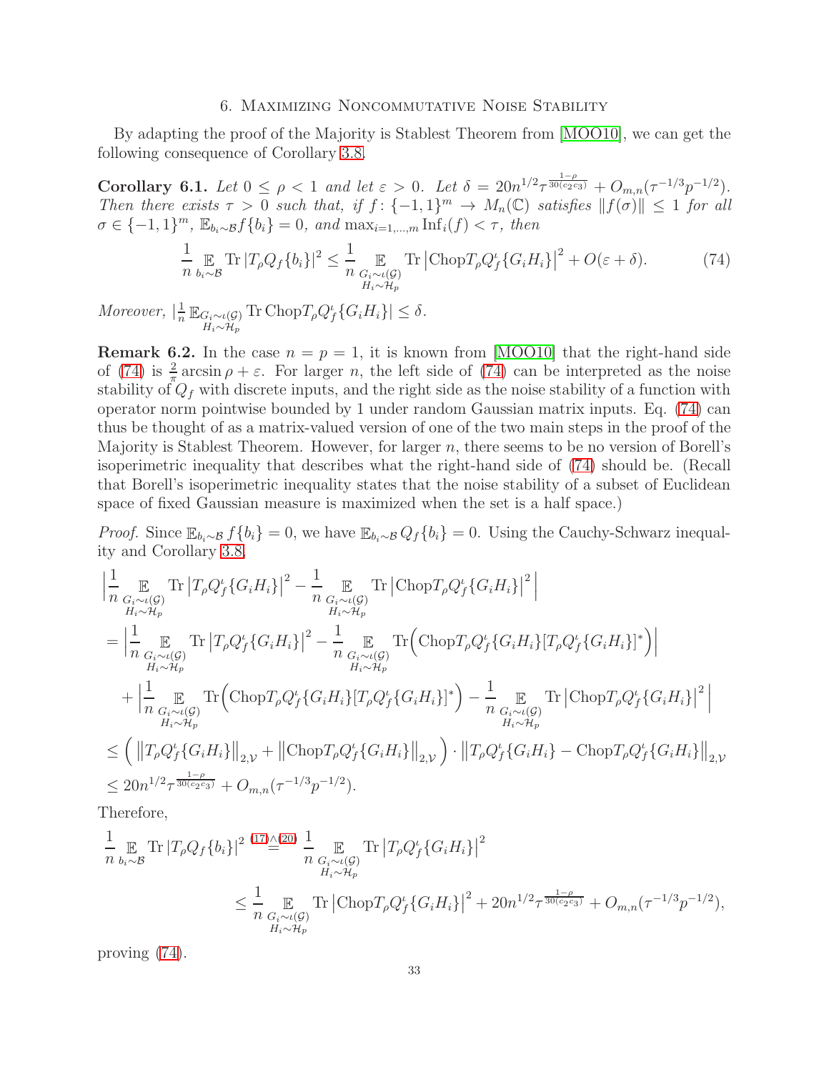## 6. Maximizing Noncommutative Noise Stability

By adapting the proof of the Majority is Stablest Theorem from [MOO10], we can get the following consequence of Corollary 3.8.

**Corollary 6.1.** *Let $0 \leq \rho < 1$ and let $\varepsilon > 0$. Let $\delta = 20n^{1/2}\tau^{\frac{1-\rho}{30(c_2c_3)}} + O_{m,n}(\tau^{-1/3}p^{-1/2})$. Then there exists $\tau > 0$ such that, if $f\colon \{-1,1\}^m \to M_n(\mathbb{C})$ satisfies $\|f(\sigma)\| \leq 1$ for all $\sigma \in \{-1,1\}^m$, $\mathbb{E}_{b_i\sim\mathcal{B}} f\{b_i\} = 0$, and $\max_{i=1,\ldots,m} \mathrm{Inf}_i(f) < \tau$, then*

$$\frac{1}{n}\mathop{\mathbb{E}}_{b_i\sim\mathcal{B}} \mathrm{Tr}\,|T_\rho Q_f\{b_i\}|^2 \leq \frac{1}{n}\mathop{\mathbb{E}}_{\substack{G_i\sim\iota(\mathcal{G})\\ H_i\sim\mathcal{H}_p}} \mathrm{Tr}\left|\mathrm{Chop}T_\rho Q_f^\iota\{G_iH_i\}\right|^2 + O(\varepsilon+\delta). \tag{74}$$

*Moreover, $|\frac{1}{n}\mathbb{E}_{\substack{G_i\sim\iota(\mathcal{G})\\ H_i\sim\mathcal{H}_p}} \mathrm{Tr}\,\mathrm{Chop}T_\rho Q_f^\iota\{G_iH_i\}| \leq \delta$.*

**Remark 6.2.** In the case $n = p = 1$, it is known from [MOO10] that the right-hand side of (74) is $\frac{2}{\pi}\arcsin\rho + \varepsilon$. For larger $n$, the left side of (74) can be interpreted as the noise stability of $Q_f$ with discrete inputs, and the right side as the noise stability of a function with operator norm pointwise bounded by 1 under random Gaussian matrix inputs. Eq. (74) can thus be thought of as a matrix-valued version of one of the two main steps in the proof of the Majority is Stablest Theorem. However, for larger $n$, there seems to be no version of Borell's isoperimetric inequality that describes what the right-hand side of (74) should be. (Recall that Borell's isoperimetric inequality states that the noise stability of a subset of Euclidean space of fixed Gaussian measure is maximized when the set is a half space.)

*Proof.* Since $\mathbb{E}_{b_i\sim\mathcal{B}} f\{b_i\} = 0$, we have $\mathbb{E}_{b_i\sim\mathcal{B}} Q_f\{b_i\} = 0$. Using the Cauchy-Schwarz inequality and Corollary 3.8,

$$\begin{aligned}
&\Big|\frac{1}{n}\mathop{\mathbb{E}}_{\substack{G_i\sim\iota(\mathcal{G})\\ H_i\sim\mathcal{H}_p}} \mathrm{Tr}\left|T_\rho Q_f^\iota\{G_iH_i\}\right|^2 - \frac{1}{n}\mathop{\mathbb{E}}_{\substack{G_i\sim\iota(\mathcal{G})\\ H_i\sim\mathcal{H}_p}} \mathrm{Tr}\left|\mathrm{Chop}T_\rho Q_f^\iota\{G_iH_i\}\right|^2\Big| \\
&= \Big|\frac{1}{n}\mathop{\mathbb{E}}_{\substack{G_i\sim\iota(\mathcal{G})\\ H_i\sim\mathcal{H}_p}} \mathrm{Tr}\left|T_\rho Q_f^\iota\{G_iH_i\}\right|^2 - \frac{1}{n}\mathop{\mathbb{E}}_{\substack{G_i\sim\iota(\mathcal{G})\\ H_i\sim\mathcal{H}_p}} \mathrm{Tr}\Big(\mathrm{Chop}T_\rho Q_f^\iota\{G_iH_i\}[T_\rho Q_f^\iota\{G_iH_i\}]^*\Big)\Big| \\
&\quad + \Big|\frac{1}{n}\mathop{\mathbb{E}}_{\substack{G_i\sim\iota(\mathcal{G})\\ H_i\sim\mathcal{H}_p}} \mathrm{Tr}\Big(\mathrm{Chop}T_\rho Q_f^\iota\{G_iH_i\}[T_\rho Q_f^\iota\{G_iH_i\}]^*\Big) - \frac{1}{n}\mathop{\mathbb{E}}_{\substack{G_i\sim\iota(\mathcal{G})\\ H_i\sim\mathcal{H}_p}} \mathrm{Tr}\left|\mathrm{Chop}T_\rho Q_f^\iota\{G_iH_i\}\right|^2\Big| \\
&\leq \Big(\left\|T_\rho Q_f^\iota\{G_iH_i\}\right\|_{2,\mathcal{V}} + \left\|\mathrm{Chop}T_\rho Q_f^\iota\{G_iH_i\}\right\|_{2,\mathcal{V}}\Big)\cdot\left\|T_\rho Q_f^\iota\{G_iH_i\} - \mathrm{Chop}T_\rho Q_f^\iota\{G_iH_i\}\right\|_{2,\mathcal{V}} \\
&\leq 20n^{1/2}\tau^{\frac{1-\rho}{30(c_2c_3)}} + O_{m,n}(\tau^{-1/3}p^{-1/2}).
\end{aligned}$$

Therefore,

$$\begin{aligned}
\frac{1}{n}\mathop{\mathbb{E}}_{b_i\sim\mathcal{B}} \mathrm{Tr}\,|T_\rho Q_f\{b_i\}|^2 &\overset{(17)\wedge(20)}{=} \frac{1}{n}\mathop{\mathbb{E}}_{\substack{G_i\sim\iota(\mathcal{G})\\ H_i\sim\mathcal{H}_p}} \mathrm{Tr}\left|T_\rho Q_f^\iota\{G_iH_i\}\right|^2 \\
&\leq \frac{1}{n}\mathop{\mathbb{E}}_{\substack{G_i\sim\iota(\mathcal{G})\\ H_i\sim\mathcal{H}_p}} \mathrm{Tr}\left|\mathrm{Chop}T_\rho Q_f^\iota\{G_iH_i\}\right|^2 + 20n^{1/2}\tau^{\frac{1-\rho}{30(c_2c_3)}} + O_{m,n}(\tau^{-1/3}p^{-1/2}),
\end{aligned}$$

proving (74).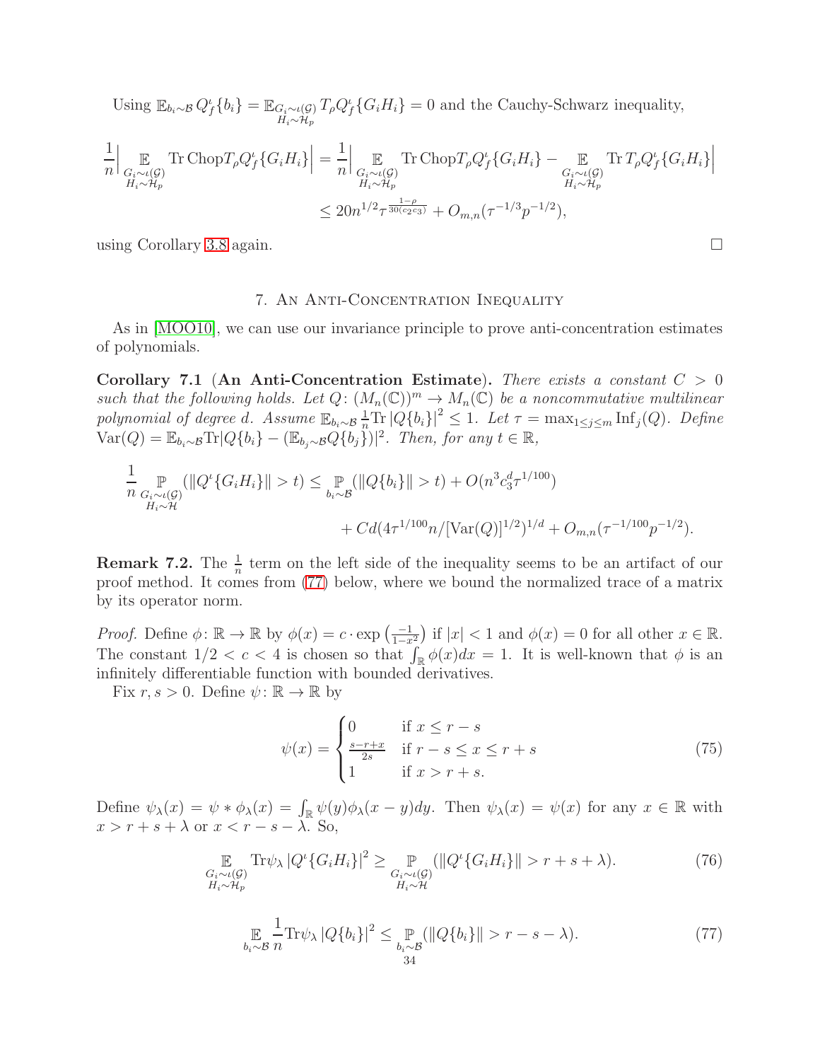Using $\mathbb{E}_{b_i\sim\mathcal{B}}\, Q_f^{\iota}\{b_i\} = \mathbb{E}_{\substack{G_i\sim\iota(\mathcal{G})\\ H_i\sim\mathcal{H}_p}} T_\rho Q_f^{\iota}\{G_iH_i\} = 0$ and the Cauchy-Schwarz inequality,

$$
\begin{aligned}
\frac{1}{n}\Big|\mathop{\mathbb{E}}_{\substack{G_i\sim\iota(\mathcal{G})\\ H_i\sim\mathcal{H}_p}} \mathrm{Tr}\,\mathrm{Chop}T_\rho Q_f^{\iota}\{G_iH_i\}\Big| &= \frac{1}{n}\Big|\mathop{\mathbb{E}}_{\substack{G_i\sim\iota(\mathcal{G})\\ H_i\sim\mathcal{H}_p}} \mathrm{Tr}\,\mathrm{Chop}T_\rho Q_f^{\iota}\{G_iH_i\} - \mathop{\mathbb{E}}_{\substack{G_i\sim\iota(\mathcal{G})\\ H_i\sim\mathcal{H}_p}} \mathrm{Tr}\,T_\rho Q_f^{\iota}\{G_iH_i\}\Big| \\
&\leq 20n^{1/2}\tau^{\frac{1-\rho}{30(c_2c_3)}} + O_{m,n}(\tau^{-1/3}p^{-1/2}),
\end{aligned}
$$

using Corollary 3.8 again. □

## 7. An Anti-Concentration Inequality

As in [MOO10], we can use our invariance principle to prove anti-concentration estimates of polynomials.

**Corollary 7.1 (An Anti-Concentration Estimate).** *There exists a constant $C > 0$ such that the following holds. Let $Q\colon (M_n(\mathbb{C}))^m \to M_n(\mathbb{C})$ be a noncommutative multilinear polynomial of degree $d$. Assume $\mathbb{E}_{b_i\sim\mathcal{B}} \frac{1}{n}\mathrm{Tr}\,|Q\{b_i\}|^2 \leq 1$. Let $\tau = \max_{1\leq j\leq m}\mathrm{Inf}_j(Q)$. Define $\mathrm{Var}(Q) = \mathbb{E}_{b_i\sim\mathcal{B}}\mathrm{Tr}|Q\{b_i\} - (\mathbb{E}_{b_j\sim\mathcal{B}}Q\{b_j\})|^2$. Then, for any $t\in\mathbb{R}$,*

$$
\begin{aligned}
\frac{1}{n}\mathop{\mathbb{P}}_{\substack{G_i\sim\iota(\mathcal{G})\\ H_i\sim\mathcal{H}}}(\|Q^{\iota}\{G_iH_i\}\| > t) &\leq \mathop{\mathbb{P}}_{b_i\sim\mathcal{B}}(\|Q\{b_i\}\| > t) + O(n^3c_3^d\tau^{1/100}) \\
&\quad + Cd(4\tau^{1/100}n/[\mathrm{Var}(Q)]^{1/2})^{1/d} + O_{m,n}(\tau^{-1/100}p^{-1/2}).
\end{aligned}
$$

**Remark 7.2.** The $\frac{1}{n}$ term on the left side of the inequality seems to be an artifact of our proof method. It comes from (77) below, where we bound the normalized trace of a matrix by its operator norm.

*Proof.* Define $\phi\colon \mathbb{R}\to\mathbb{R}$ by $\phi(x) = c\cdot\exp\left(\frac{-1}{1-x^2}\right)$ if $|x|<1$ and $\phi(x)=0$ for all other $x\in\mathbb{R}$. The constant $1/2 < c < 4$ is chosen so that $\int_{\mathbb{R}}\phi(x)dx = 1$. It is well-known that $\phi$ is an infinitely differentiable function with bounded derivatives.

Fix $r,s>0$. Define $\psi\colon\mathbb{R}\to\mathbb{R}$ by

$$
\psi(x) = \begin{cases} 0 & \text{if } x \leq r-s \\ \frac{s-r+x}{2s} & \text{if } r-s\leq x\leq r+s \\ 1 & \text{if } x > r+s. \end{cases} \tag{75}
$$

Define $\psi_\lambda(x) = \psi * \phi_\lambda(x) = \int_{\mathbb{R}}\psi(y)\phi_\lambda(x-y)dy$. Then $\psi_\lambda(x) = \psi(x)$ for any $x\in\mathbb{R}$ with $x > r+s+\lambda$ or $x < r-s-\lambda$. So,

$$
\mathop{\mathbb{E}}_{\substack{G_i\sim\iota(\mathcal{G})\\ H_i\sim\mathcal{H}_p}} \mathrm{Tr}\psi_\lambda\,|Q^{\iota}\{G_iH_i\}|^2 \geq \mathop{\mathbb{P}}_{\substack{G_i\sim\iota(\mathcal{G})\\ H_i\sim\mathcal{H}}}(\|Q^{\iota}\{G_iH_i\}\| > r+s+\lambda). \tag{76}
$$

$$
\mathop{\mathbb{E}}_{b_i\sim\mathcal{B}}\frac{1}{n}\mathrm{Tr}\psi_\lambda\,|Q\{b_i\}|^2 \leq \mathop{\mathbb{P}}_{b_i\sim\mathcal{B}}(\|Q\{b_i\}\| > r-s-\lambda). \tag{77}
$$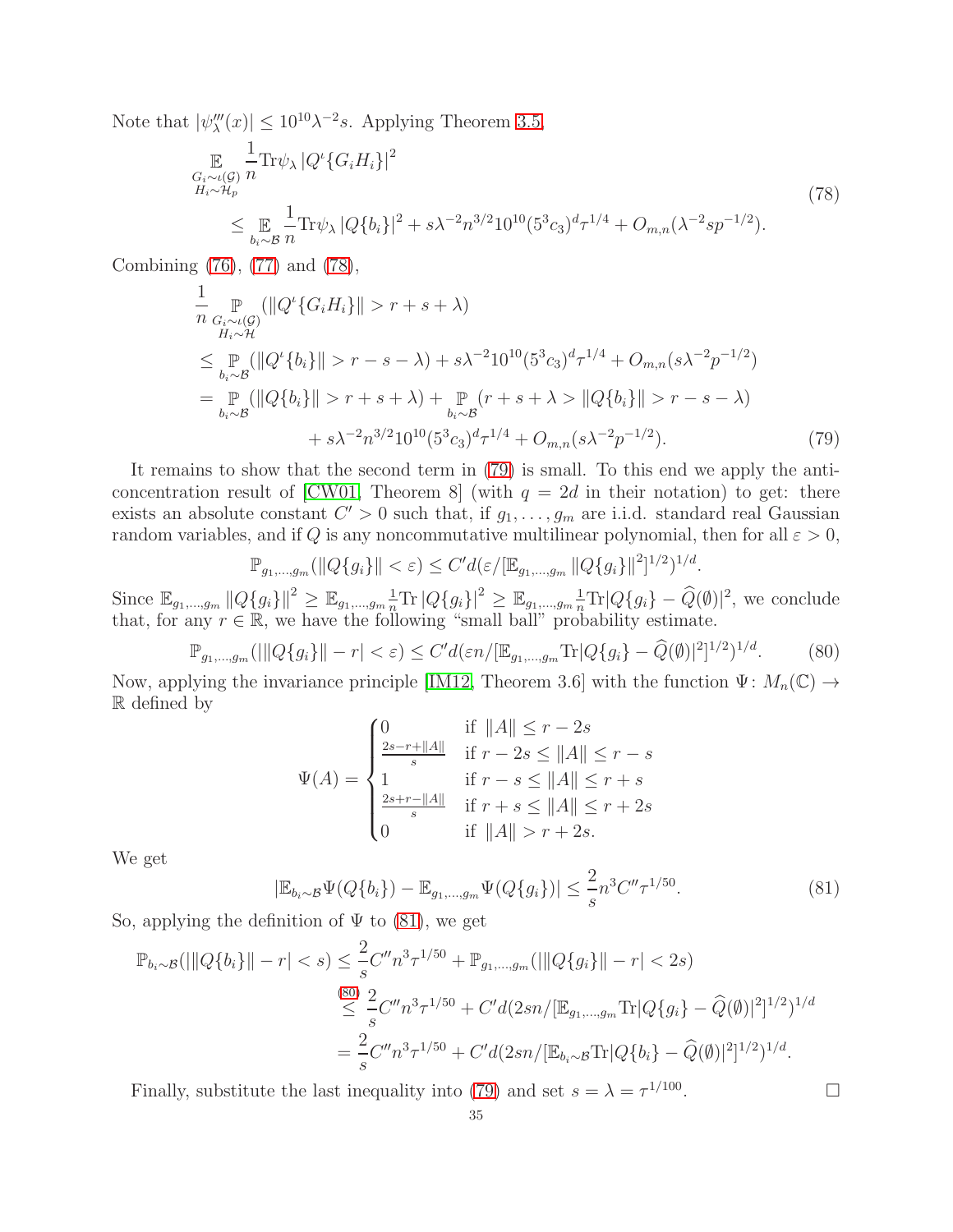Note that $|\psi_\lambda'''(x)| \leq 10^{10}\lambda^{-2}s$. Applying Theorem 3.5,

$$
\begin{aligned}
&\mathop{\mathbb{E}}_{\substack{G_i\sim\iota(\mathcal{G})\\ H_i\sim\mathcal{H}_p}} \frac{1}{n}\mathrm{Tr}\psi_\lambda\left|Q^\iota\{G_iH_i\}\right|^2 \\
&\qquad \leq \mathop{\mathbb{E}}_{b_i\sim\mathcal{B}} \frac{1}{n}\mathrm{Tr}\psi_\lambda\left|Q\{b_i\}\right|^2 + s\lambda^{-2}n^{3/2}10^{10}(5^3c_3)^d\tau^{1/4} + O_{m,n}(\lambda^{-2}sp^{-1/2}).
\end{aligned}
\tag{78}
$$

Combining (76), (77) and (78),

$$
\begin{aligned}
&\frac{1}{n}\mathop{\mathbb{P}}_{\substack{G_i\sim\iota(\mathcal{G})\\ H_i\sim\mathcal{H}}}(\|Q^\iota\{G_iH_i\}\| > r+s+\lambda) \\
&\leq \mathop{\mathbb{P}}_{b_i\sim\mathcal{B}}(\|Q^\iota\{b_i\}\| > r-s-\lambda) + s\lambda^{-2}10^{10}(5^3c_3)^d\tau^{1/4} + O_{m,n}(s\lambda^{-2}p^{-1/2}) \\
&= \mathop{\mathbb{P}}_{b_i\sim\mathcal{B}}(\|Q\{b_i\}\| > r+s+\lambda) + \mathop{\mathbb{P}}_{b_i\sim\mathcal{B}}(r+s+\lambda > \|Q\{b_i\}\| > r-s-\lambda) \\
&\qquad\qquad + s\lambda^{-2}n^{3/2}10^{10}(5^3c_3)^d\tau^{1/4} + O_{m,n}(s\lambda^{-2}p^{-1/2}).
\end{aligned}
\tag{79}
$$

It remains to show that the second term in (79) is small. To this end we apply the anti-concentration result of [CW01, Theorem 8] (with $q = 2d$ in their notation) to get: there exists an absolute constant $C' > 0$ such that, if $g_1, \ldots, g_m$ are i.i.d. standard real Gaussian random variables, and if $Q$ is any noncommutative multilinear polynomial, then for all $\varepsilon > 0$,

$$
\mathbb{P}_{g_1,\ldots,g_m}(\|Q\{g_i\}\| < \varepsilon) \leq C'd(\varepsilon/[\mathbb{E}_{g_1,\ldots,g_m}\|Q\{g_i\}\|^2]^{1/2})^{1/d}.
$$

Since $\mathbb{E}_{g_1,\ldots,g_m}\|Q\{g_i\}\|^2 \geq \mathbb{E}_{g_1,\ldots,g_m}\frac{1}{n}\mathrm{Tr}\left|Q\{g_i\}\right|^2 \geq \mathbb{E}_{g_1,\ldots,g_m}\frac{1}{n}\mathrm{Tr}|Q\{g_i\} - \widehat{Q}(\emptyset)|^2$, we conclude that, for any $r \in \mathbb{R}$, we have the following "small ball" probability estimate.

$$
\mathbb{P}_{g_1,\ldots,g_m}(|\|Q\{g_i\}\| - r| < \varepsilon) \leq C'd(\varepsilon n/[\mathbb{E}_{g_1,\ldots,g_m}\mathrm{Tr}|Q\{g_i\} - \widehat{Q}(\emptyset)|^2]^{1/2})^{1/d}. \tag{80}
$$

Now, applying the invariance principle [IM12, Theorem 3.6] with the function $\Psi\colon M_n(\mathbb{C}) \to \mathbb{R}$ defined by

$$
\Psi(A) = \begin{cases} 0 & \text{if } \|A\| \leq r-2s \\ \frac{2s-r+\|A\|}{s} & \text{if } r-2s \leq \|A\| \leq r-s \\ 1 & \text{if } r-s \leq \|A\| \leq r+s \\ \frac{2s+r-\|A\|}{s} & \text{if } r+s \leq \|A\| \leq r+2s \\ 0 & \text{if } \|A\| > r+2s. \end{cases}
$$

We get

$$
|\mathbb{E}_{b_i\sim\mathcal{B}}\Psi(Q\{b_i\}) - \mathbb{E}_{g_1,\ldots,g_m}\Psi(Q\{g_i\})| \leq \frac{2}{s}n^3C''\tau^{1/50}. \tag{81}
$$

So, applying the definition of $\Psi$ to (81), we get

$$
\begin{aligned}
\mathbb{P}_{b_i\sim\mathcal{B}}(|\|Q\{b_i\}\| - r| < s) &\leq \frac{2}{s}C''n^3\tau^{1/50} + \mathbb{P}_{g_1,\ldots,g_m}(|\|Q\{g_i\}\| - r| < 2s) \\
&\overset{(80)}{\leq} \frac{2}{s}C''n^3\tau^{1/50} + C'd(2sn/[\mathbb{E}_{g_1,\ldots,g_m}\mathrm{Tr}|Q\{g_i\} - \widehat{Q}(\emptyset)|^2]^{1/2})^{1/d} \\
&= \frac{2}{s}C''n^3\tau^{1/50} + C'd(2sn/[\mathbb{E}_{b_i\sim\mathcal{B}}\mathrm{Tr}|Q\{b_i\} - \widehat{Q}(\emptyset)|^2]^{1/2})^{1/d}.
\end{aligned}
$$

Finally, substitute the last inequality into (79) and set $s = \lambda = \tau^{1/100}$. □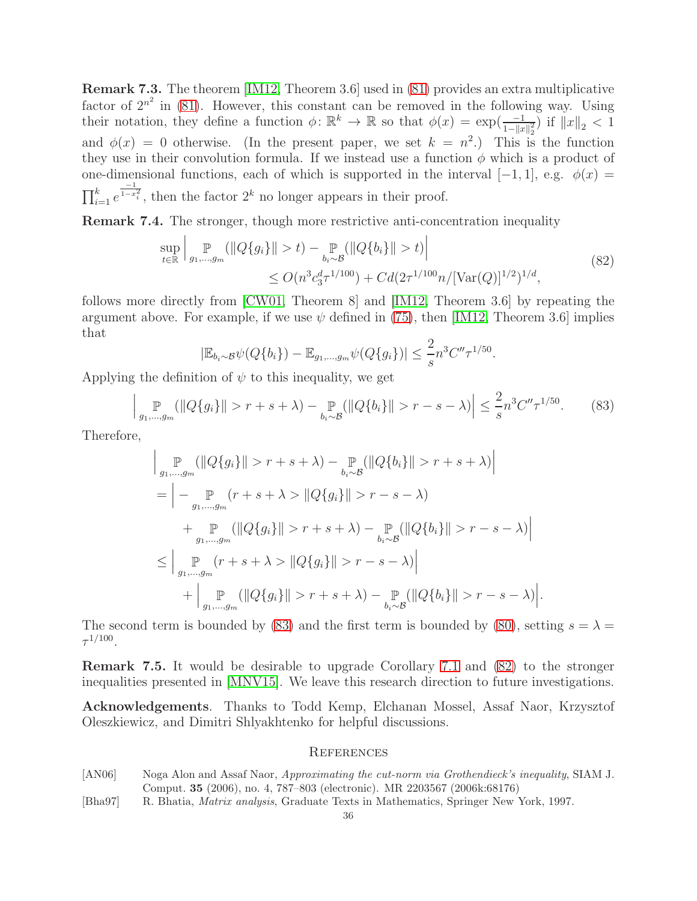**Remark 7.3.** The theorem [IM12, Theorem 3.6] used in (81) provides an extra multiplicative factor of $2^{n^2}$ in (81). However, this constant can be removed in the following way. Using their notation, they define a function $\phi\colon \mathbb{R}^k \to \mathbb{R}$ so that $\phi(x) = \exp(\frac{-1}{1-\|x\|_2^2})$ if $\|x\|_2 < 1$ and $\phi(x) = 0$ otherwise. (In the present paper, we set $k = n^2$.) This is the function they use in their convolution formula. If we instead use a function $\phi$ which is a product of one-dimensional functions, each of which is supported in the interval $[-1,1]$, e.g. $\phi(x) = \prod_{i=1}^k e^{\frac{-1}{1-x_i^2}}$, then the factor $2^k$ no longer appears in their proof.

**Remark 7.4.** The stronger, though more restrictive anti-concentration inequality

$$\sup_{t\in\mathbb{R}} \Big| \mathop{\mathbb{P}}_{g_1,\ldots,g_m} (\|Q\{g_i\}\| > t) - \mathop{\mathbb{P}}_{b_i\sim\mathcal{B}} (\|Q\{b_i\}\| > t) \Big| \leq O(n^3 c_3^d \tau^{1/100}) + Cd(2\tau^{1/100} n/[\mathrm{Var}(Q)]^{1/2})^{1/d}, \tag{82}$$

follows more directly from [CW01, Theorem 8] and [IM12, Theorem 3.6] by repeating the argument above. For example, if we use $\psi$ defined in (75), then [IM12, Theorem 3.6] implies that

$$|\mathbb{E}_{b_i\sim\mathcal{B}} \psi(Q\{b_i\}) - \mathbb{E}_{g_1,\ldots,g_m} \psi(Q\{g_i\})| \leq \frac{2}{s} n^3 C'' \tau^{1/50}.$$

Applying the definition of $\psi$ to this inequality, we get

$$\Big| \mathop{\mathbb{P}}_{g_1,\ldots,g_m} (\|Q\{g_i\}\| > r+s+\lambda) - \mathop{\mathbb{P}}_{b_i\sim\mathcal{B}} (\|Q\{b_i\}\| > r-s-\lambda) \Big| \leq \frac{2}{s} n^3 C'' \tau^{1/50}. \tag{83}$$

Therefore,

$$\begin{aligned}
&\Big| \mathop{\mathbb{P}}_{g_1,\ldots,g_m} (\|Q\{g_i\}\| > r+s+\lambda) - \mathop{\mathbb{P}}_{b_i\sim\mathcal{B}} (\|Q\{b_i\}\| > r+s+\lambda) \Big| \\
&= \Big| - \mathop{\mathbb{P}}_{g_1,\ldots,g_m} (r+s+\lambda > \|Q\{g_i\}\| > r-s-\lambda) \\
&\qquad + \mathop{\mathbb{P}}_{g_1,\ldots,g_m} (\|Q\{g_i\}\| > r+s+\lambda) - \mathop{\mathbb{P}}_{b_i\sim\mathcal{B}} (\|Q\{b_i\}\| > r-s-\lambda) \Big| \\
&\leq \Big| \mathop{\mathbb{P}}_{g_1,\ldots,g_m} (r+s+\lambda > \|Q\{g_i\}\| > r-s-\lambda) \Big| \\
&\qquad + \Big| \mathop{\mathbb{P}}_{g_1,\ldots,g_m} (\|Q\{g_i\}\| > r+s+\lambda) - \mathop{\mathbb{P}}_{b_i\sim\mathcal{B}} (\|Q\{b_i\}\| > r-s-\lambda) \Big|.
\end{aligned}$$

The second term is bounded by (83) and the first term is bounded by (80), setting $s = \lambda = \tau^{1/100}$.

**Remark 7.5.** It would be desirable to upgrade Corollary 7.1 and (82) to the stronger inequalities presented in [MNV15]. We leave this research direction to future investigations.

**Acknowledgements**. Thanks to Todd Kemp, Elchanan Mossel, Assaf Naor, Krzysztof Oleszkiewicz, and Dimitri Shlyakhtenko for helpful discussions.

## References

[AN06] Noga Alon and Assaf Naor, *Approximating the cut-norm via Grothendieck's inequality*, SIAM J. Comput. **35** (2006), no. 4, 787–803 (electronic). MR 2203567 (2006k:68176)

[Bha97] R. Bhatia, *Matrix analysis*, Graduate Texts in Mathematics, Springer New York, 1997.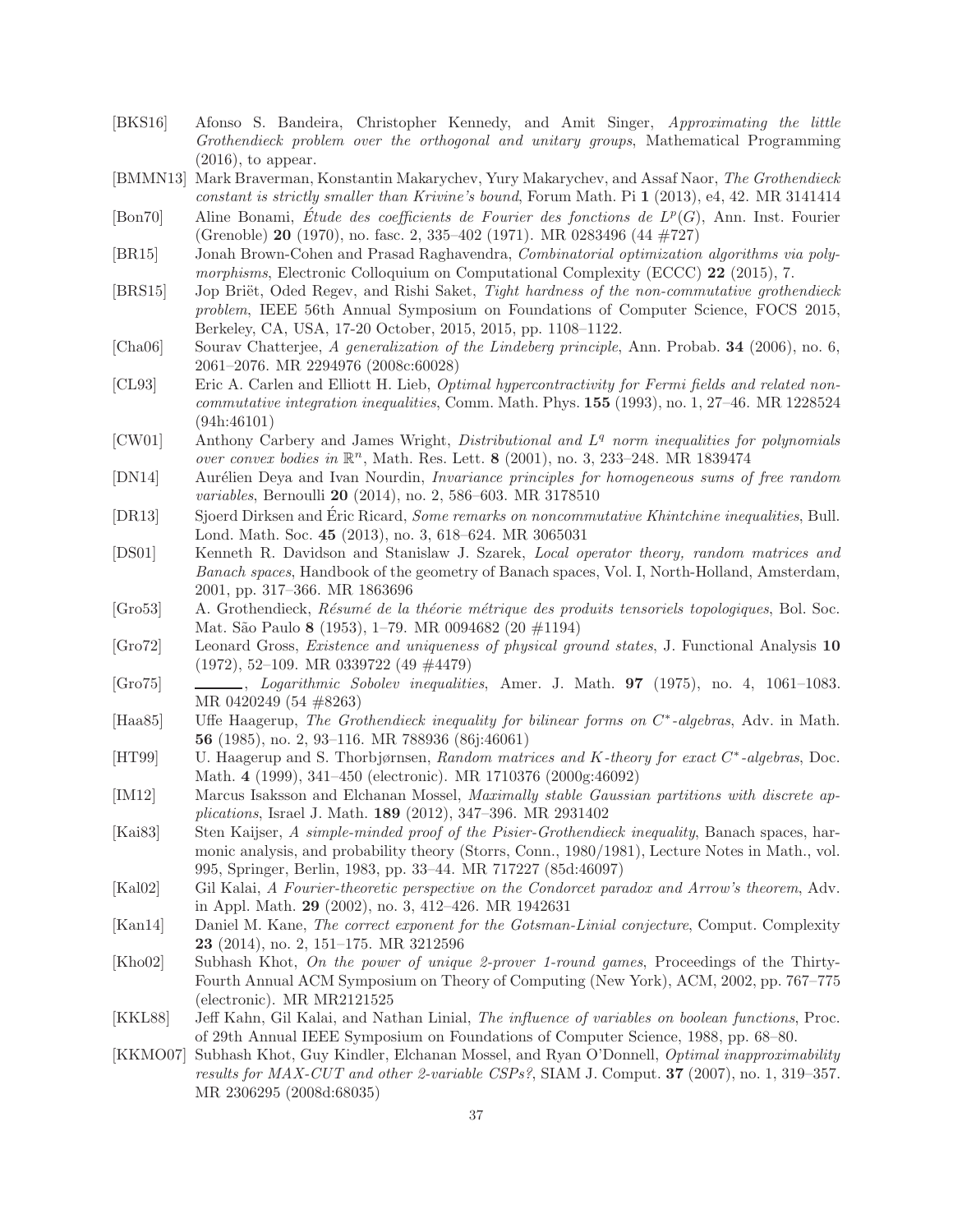[BKS16] Afonso S. Bandeira, Christopher Kennedy, and Amit Singer, *Approximating the little Grothendieck problem over the orthogonal and unitary groups*, Mathematical Programming (2016), to appear.

[BMMN13] Mark Braverman, Konstantin Makarychev, Yury Makarychev, and Assaf Naor, *The Grothendieck constant is strictly smaller than Krivine's bound*, Forum Math. Pi **1** (2013), e4, 42. MR 3141414

[Bon70] Aline Bonami, *Étude des coefficients de Fourier des fonctions de $L^p(G)$*, Ann. Inst. Fourier (Grenoble) **20** (1970), no. fasc. 2, 335–402 (1971). MR 0283496 (44 #727)

[BR15] Jonah Brown-Cohen and Prasad Raghavendra, *Combinatorial optimization algorithms via polymorphisms*, Electronic Colloquium on Computational Complexity (ECCC) **22** (2015), 7.

[BRS15] Jop Briët, Oded Regev, and Rishi Saket, *Tight hardness of the non-commutative grothendieck problem*, IEEE 56th Annual Symposium on Foundations of Computer Science, FOCS 2015, Berkeley, CA, USA, 17-20 October, 2015, 2015, pp. 1108–1122.

[Cha06] Sourav Chatterjee, *A generalization of the Lindeberg principle*, Ann. Probab. **34** (2006), no. 6, 2061–2076. MR 2294976 (2008c:60028)

[CL93] Eric A. Carlen and Elliott H. Lieb, *Optimal hypercontractivity for Fermi fields and related noncommutative integration inequalities*, Comm. Math. Phys. **155** (1993), no. 1, 27–46. MR 1228524 (94h:46101)

[CW01] Anthony Carbery and James Wright, *Distributional and $L^q$ norm inequalities for polynomials over convex bodies in $\mathbb{R}^n$*, Math. Res. Lett. **8** (2001), no. 3, 233–248. MR 1839474

[DN14] Aurélien Deya and Ivan Nourdin, *Invariance principles for homogeneous sums of free random variables*, Bernoulli **20** (2014), no. 2, 586–603. MR 3178510

[DR13] Sjoerd Dirksen and Éric Ricard, *Some remarks on noncommutative Khintchine inequalities*, Bull. Lond. Math. Soc. **45** (2013), no. 3, 618–624. MR 3065031

[DS01] Kenneth R. Davidson and Stanislaw J. Szarek, *Local operator theory, random matrices and Banach spaces*, Handbook of the geometry of Banach spaces, Vol. I, North-Holland, Amsterdam, 2001, pp. 317–366. MR 1863696

[Gro53] A. Grothendieck, *Résumé de la théorie métrique des produits tensoriels topologiques*, Bol. Soc. Mat. São Paulo **8** (1953), 1–79. MR 0094682 (20 #1194)

[Gro72] Leonard Gross, *Existence and uniqueness of physical ground states*, J. Functional Analysis **10** (1972), 52–109. MR 0339722 (49 #4479)

[Gro75] ———, *Logarithmic Sobolev inequalities*, Amer. J. Math. **97** (1975), no. 4, 1061–1083. MR 0420249 (54 #8263)

[Haa85] Uffe Haagerup, *The Grothendieck inequality for bilinear forms on $C^*$-algebras*, Adv. in Math. **56** (1985), no. 2, 93–116. MR 788936 (86j:46061)

[HT99] U. Haagerup and S. Thorbjørnsen, *Random matrices and $K$-theory for exact $C^*$-algebras*, Doc. Math. **4** (1999), 341–450 (electronic). MR 1710376 (2000g:46092)

[IM12] Marcus Isaksson and Elchanan Mossel, *Maximally stable Gaussian partitions with discrete applications*, Israel J. Math. **189** (2012), 347–396. MR 2931402

[Kai83] Sten Kaijser, *A simple-minded proof of the Pisier-Grothendieck inequality*, Banach spaces, harmonic analysis, and probability theory (Storrs, Conn., 1980/1981), Lecture Notes in Math., vol. 995, Springer, Berlin, 1983, pp. 33–44. MR 717227 (85d:46097)

[Kal02] Gil Kalai, *A Fourier-theoretic perspective on the Condorcet paradox and Arrow's theorem*, Adv. in Appl. Math. **29** (2002), no. 3, 412–426. MR 1942631

[Kan14] Daniel M. Kane, *The correct exponent for the Gotsman-Linial conjecture*, Comput. Complexity **23** (2014), no. 2, 151–175. MR 3212596

[Kho02] Subhash Khot, *On the power of unique 2-prover 1-round games*, Proceedings of the Thirty-Fourth Annual ACM Symposium on Theory of Computing (New York), ACM, 2002, pp. 767–775 (electronic). MR MR2121525

[KKL88] Jeff Kahn, Gil Kalai, and Nathan Linial, *The influence of variables on boolean functions*, Proc. of 29th Annual IEEE Symposium on Foundations of Computer Science, 1988, pp. 68–80.

[KKMO07] Subhash Khot, Guy Kindler, Elchanan Mossel, and Ryan O'Donnell, *Optimal inapproximability results for MAX-CUT and other 2-variable CSPs?*, SIAM J. Comput. **37** (2007), no. 1, 319–357. MR 2306295 (2008d:68035)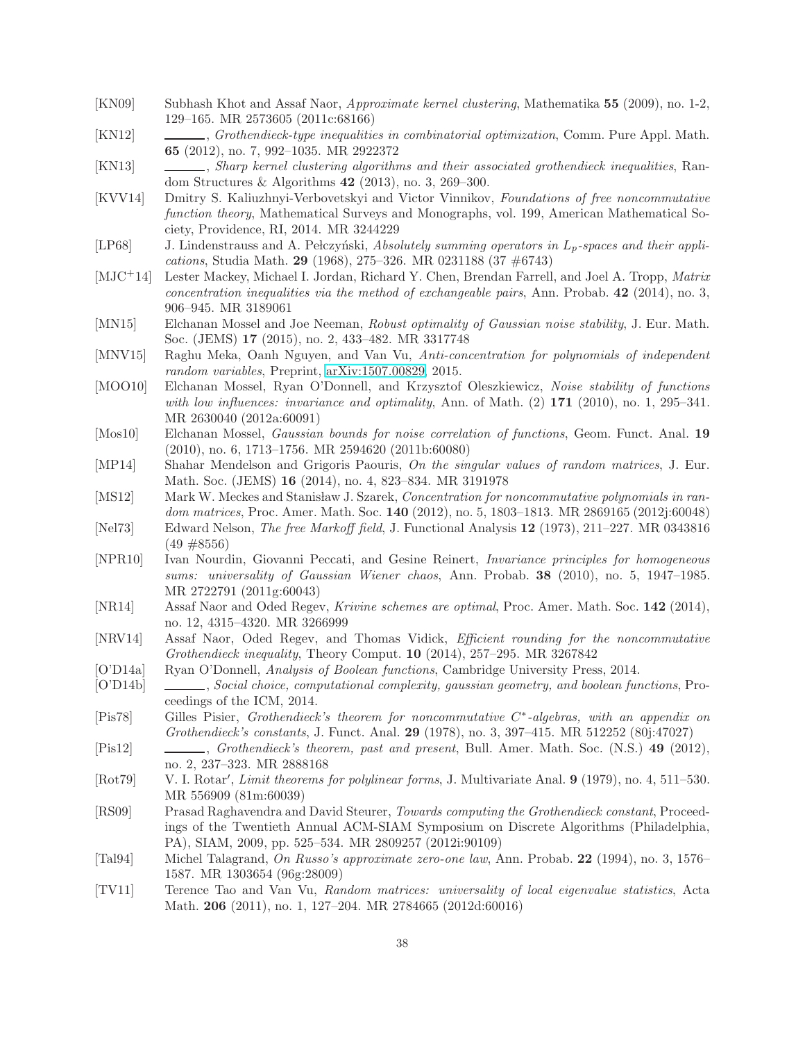[KN09] Subhash Khot and Assaf Naor, *Approximate kernel clustering*, Mathematika **55** (2009), no. 1-2, 129–165. MR 2573605 (2011c:68166)

[KN12] ______, *Grothendieck-type inequalities in combinatorial optimization*, Comm. Pure Appl. Math. **65** (2012), no. 7, 992–1035. MR 2922372

[KN13] ______, *Sharp kernel clustering algorithms and their associated grothendieck inequalities*, Random Structures & Algorithms **42** (2013), no. 3, 269–300.

[KVV14] Dmitry S. Kaliuzhnyi-Verbovetskyi and Victor Vinnikov, *Foundations of free noncommutative function theory*, Mathematical Surveys and Monographs, vol. 199, American Mathematical Society, Providence, RI, 2014. MR 3244229

[LP68] J. Lindenstrauss and A. Pełczyński, *Absolutely summing operators in $L_p$-spaces and their applications*, Studia Math. **29** (1968), 275–326. MR 0231188 (37 #6743)

[MJC+14] Lester Mackey, Michael I. Jordan, Richard Y. Chen, Brendan Farrell, and Joel A. Tropp, *Matrix concentration inequalities via the method of exchangeable pairs*, Ann. Probab. **42** (2014), no. 3, 906–945. MR 3189061

[MN15] Elchanan Mossel and Joe Neeman, *Robust optimality of Gaussian noise stability*, J. Eur. Math. Soc. (JEMS) **17** (2015), no. 2, 433–482. MR 3317748

[MNV15] Raghu Meka, Oanh Nguyen, and Van Vu, *Anti-concentration for polynomials of independent random variables*, Preprint, arXiv:1507.00829, 2015.

[MOO10] Elchanan Mossel, Ryan O'Donnell, and Krzysztof Oleszkiewicz, *Noise stability of functions with low influences: invariance and optimality*, Ann. of Math. (2) **171** (2010), no. 1, 295–341. MR 2630040 (2012a:60091)

[Mos10] Elchanan Mossel, *Gaussian bounds for noise correlation of functions*, Geom. Funct. Anal. **19** (2010), no. 6, 1713–1756. MR 2594620 (2011b:60080)

[MP14] Shahar Mendelson and Grigoris Paouris, *On the singular values of random matrices*, J. Eur. Math. Soc. (JEMS) **16** (2014), no. 4, 823–834. MR 3191978

[MS12] Mark W. Meckes and Stanisław J. Szarek, *Concentration for noncommutative polynomials in random matrices*, Proc. Amer. Math. Soc. **140** (2012), no. 5, 1803–1813. MR 2869165 (2012j:60048)

[Nel73] Edward Nelson, *The free Markoff field*, J. Functional Analysis **12** (1973), 211–227. MR 0343816 (49 #8556)

[NPR10] Ivan Nourdin, Giovanni Peccati, and Gesine Reinert, *Invariance principles for homogeneous sums: universality of Gaussian Wiener chaos*, Ann. Probab. **38** (2010), no. 5, 1947–1985. MR 2722791 (2011g:60043)

[NR14] Assaf Naor and Oded Regev, *Krivine schemes are optimal*, Proc. Amer. Math. Soc. **142** (2014), no. 12, 4315–4320. MR 3266999

[NRV14] Assaf Naor, Oded Regev, and Thomas Vidick, *Efficient rounding for the noncommutative Grothendieck inequality*, Theory Comput. **10** (2014), 257–295. MR 3267842

[O'D14a] Ryan O'Donnell, *Analysis of Boolean functions*, Cambridge University Press, 2014.

[O'D14b] ______, *Social choice, computational complexity, gaussian geometry, and boolean functions*, Proceedings of the ICM, 2014.

[Pis78] Gilles Pisier, *Grothendieck's theorem for noncommutative $C^*$-algebras, with an appendix on Grothendieck's constants*, J. Funct. Anal. **29** (1978), no. 3, 397–415. MR 512252 (80j:47027)

[Pis12] ______, *Grothendieck's theorem, past and present*, Bull. Amer. Math. Soc. (N.S.) **49** (2012), no. 2, 237–323. MR 2888168

[Rot79] V. I. Rotar′, *Limit theorems for polylinear forms*, J. Multivariate Anal. **9** (1979), no. 4, 511–530. MR 556909 (81m:60039)

[RS09] Prasad Raghavendra and David Steurer, *Towards computing the Grothendieck constant*, Proceedings of the Twentieth Annual ACM-SIAM Symposium on Discrete Algorithms (Philadelphia, PA), SIAM, 2009, pp. 525–534. MR 2809257 (2012i:90109)

[Tal94] Michel Talagrand, *On Russo's approximate zero-one law*, Ann. Probab. **22** (1994), no. 3, 1576–1587. MR 1303654 (96g:28009)

[TV11] Terence Tao and Van Vu, *Random matrices: universality of local eigenvalue statistics*, Acta Math. **206** (2011), no. 1, 127–204. MR 2784665 (2012d:60016)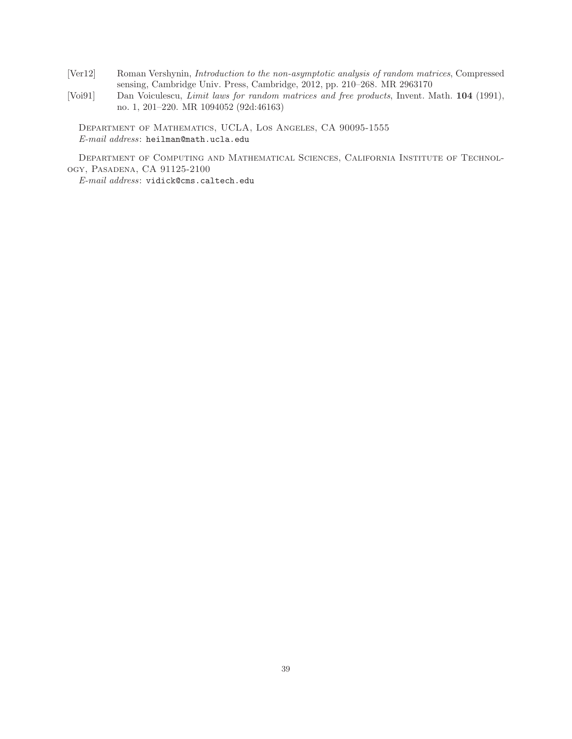[Ver12] Roman Vershynin, *Introduction to the non-asymptotic analysis of random matrices*, Compressed sensing, Cambridge Univ. Press, Cambridge, 2012, pp. 210–268. MR 2963170

[Voi91] Dan Voiculescu, *Limit laws for random matrices and free products*, Invent. Math. **104** (1991), no. 1, 201–220. MR 1094052 (92d:46163)

Department of Mathematics, UCLA, Los Angeles, CA 90095-1555
*E-mail address*: `heilman@math.ucla.edu`

Department of Computing and Mathematical Sciences, California Institute of Technology, Pasadena, CA 91125-2100
*E-mail address*: `vidick@cms.caltech.edu`